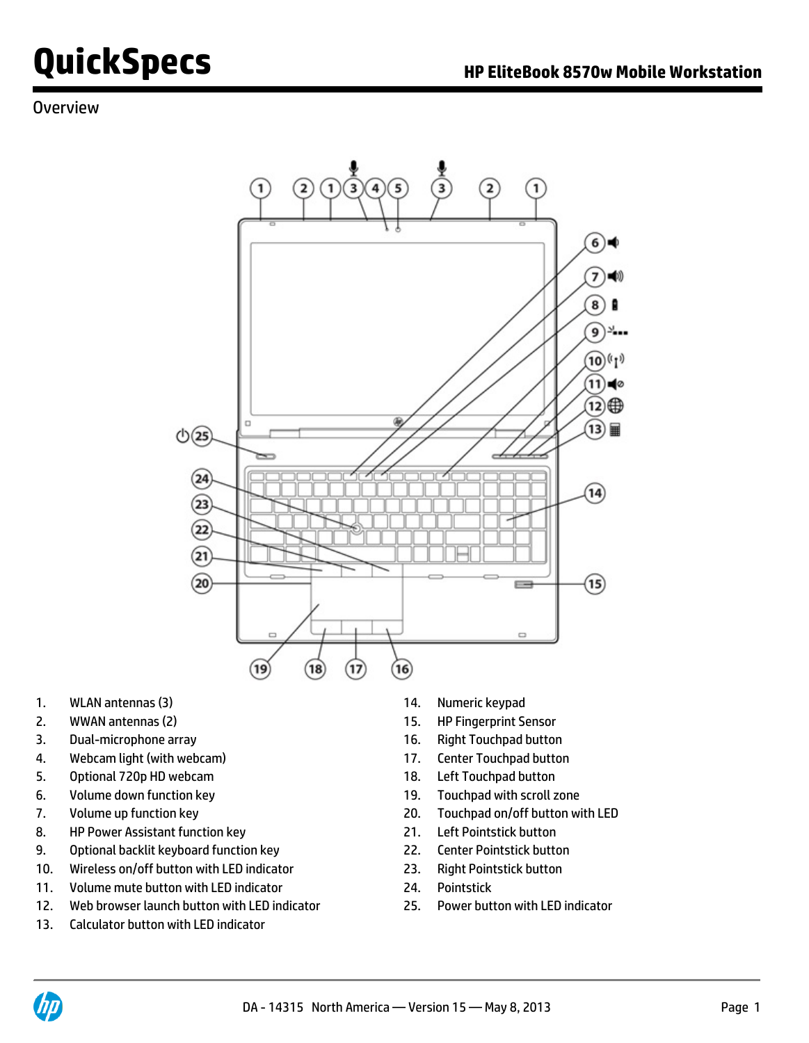# QuickSpecs

## HP EliteBook 8570w Mobile Workstation

### Overview

1. WLAN antennas (3)
2. WWAN antennas (2)
3. Dual-microphone array
4. Webcam light (with webcam)
5. Optional 720p HD webcam
6. Volume down function key
7. Volume up function key
8. HP Power Assistant function key
9. Optional backlit keyboard function key
10. Wireless on/off button with LED indicator
11. Volume mute button with LED indicator
12. Web browser launch button with LED indicator
13. Calculator button with LED indicator
14. Numeric keypad
15. HP Fingerprint Sensor
16. Right Touchpad button
17. Center Touchpad button
18. Left Touchpad button
19. Touchpad with scroll zone
20. Touchpad on/off button with LED
21. Left Pointstick button
22. Center Pointstick button
23. Right Pointstick button
24. Pointstick
25. Power button with LED indicator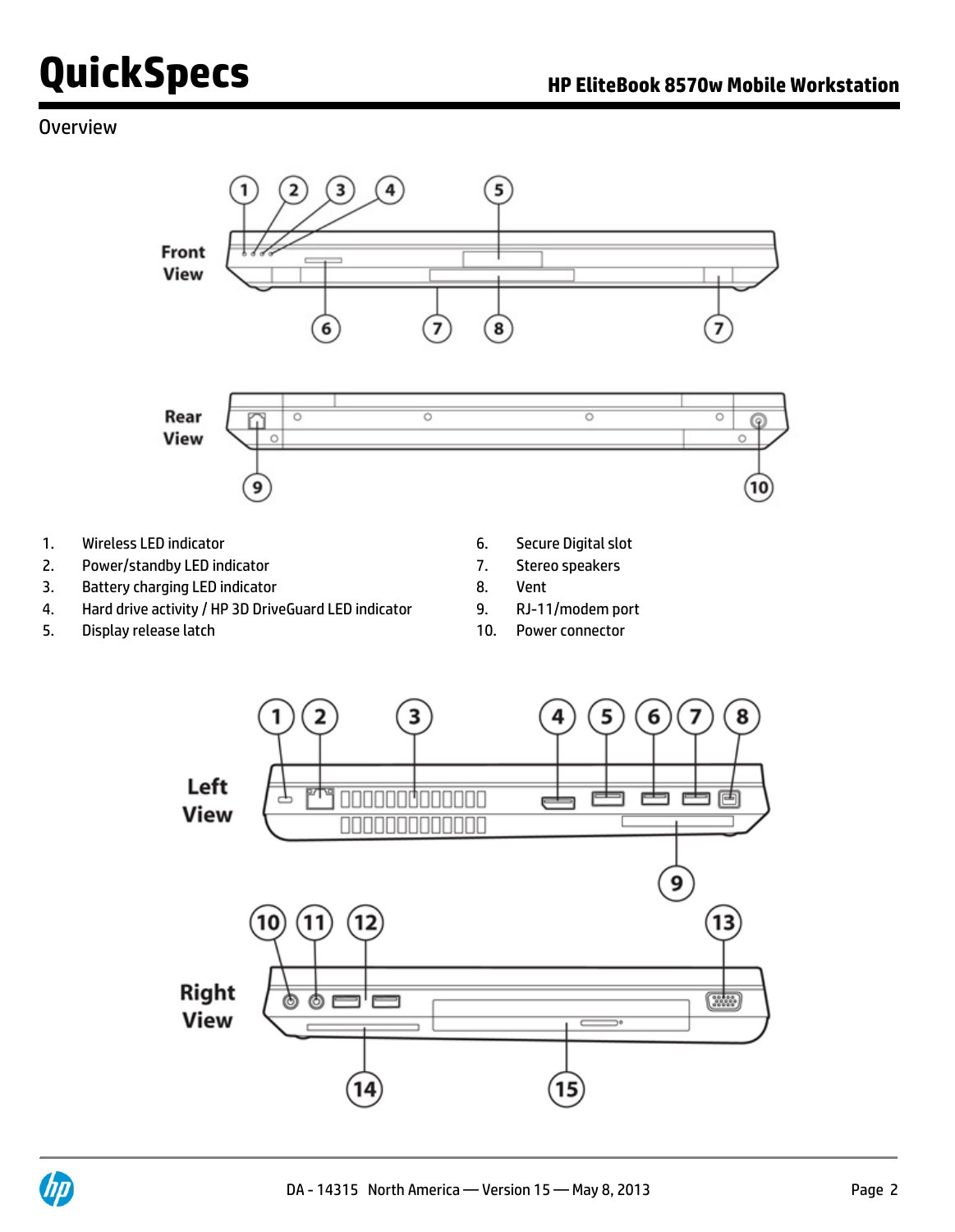## Overview

Front View

Rear View

1. Wireless LED indicator
2. Power/standby LED indicator
3. Battery charging LED indicator
4. Hard drive activity / HP 3D DriveGuard LED indicator
5. Display release latch
6. Secure Digital slot
7. Stereo speakers
8. Vent
9. RJ-11/modem port
10. Power connector

Left View

Right View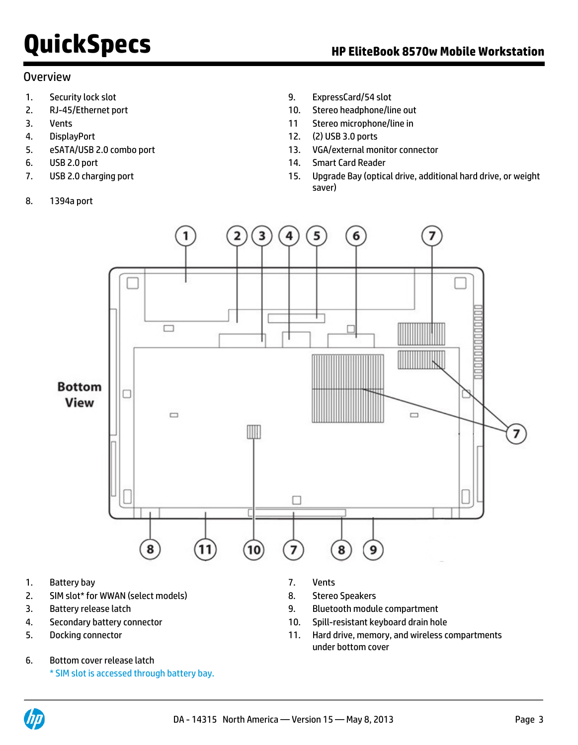## Overview

1. Security lock slot
2. RJ-45/Ethernet port
3. Vents
4. DisplayPort
5. eSATA/USB 2.0 combo port
6. USB 2.0 port
7. USB 2.0 charging port
8. 1394a port
9. ExpressCard/54 slot
10. Stereo headphone/line out
11. Stereo microphone/line in
12. (2) USB 3.0 ports
13. VGA/external monitor connector
14. Smart Card Reader
15. Upgrade Bay (optical drive, additional hard drive, or weight saver)

**Bottom View**

1. Battery bay
2. SIM slot* for WWAN (select models)
3. Battery release latch
4. Secondary battery connector
5. Docking connector
6. Bottom cover release latch
7. Vents
8. Stereo Speakers
9. Bluetooth module compartment
10. Spill-resistant keyboard drain hole
11. Hard drive, memory, and wireless compartments under bottom cover

\* SIM slot is accessed through battery bay.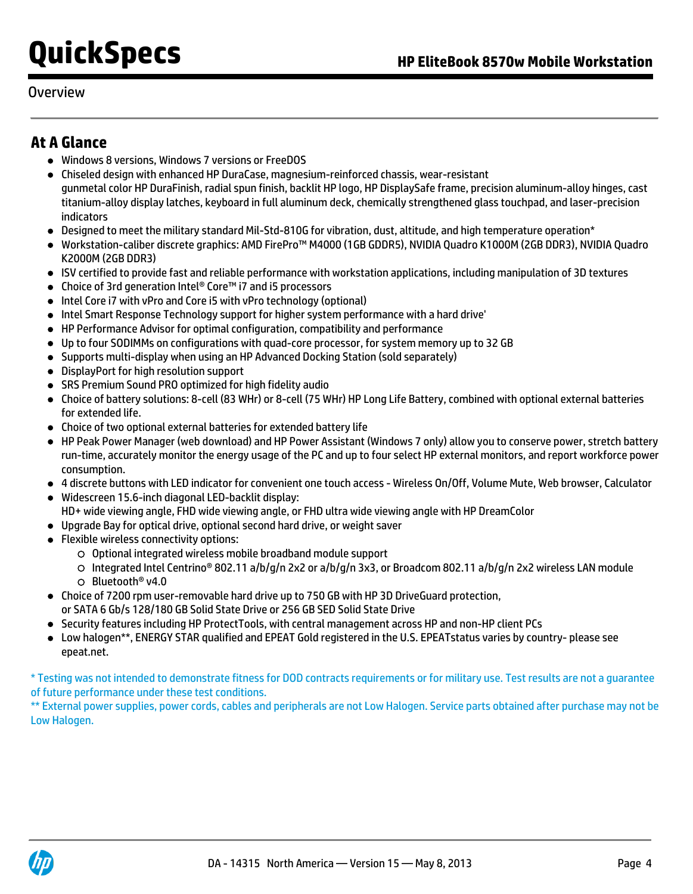## Overview

### At A Glance

- Windows 8 versions, Windows 7 versions or FreeDOS
- Chiseled design with enhanced HP DuraCase, magnesium-reinforced chassis, wear-resistant gunmetal color HP DuraFinish, radial spun finish, backlit HP logo, HP DisplaySafe frame, precision aluminum-alloy hinges, cast titanium-alloy display latches, keyboard in full aluminum deck, chemically strengthened glass touchpad, and laser-precision indicators
- Designed to meet the military standard Mil-Std-810G for vibration, dust, altitude, and high temperature operation*
- Workstation-caliber discrete graphics: AMD FirePro™ M4000 (1GB GDDR5), NVIDIA Quadro K1000M (2GB DDR3), NVIDIA Quadro K2000M (2GB DDR3)
- ISV certified to provide fast and reliable performance with workstation applications, including manipulation of 3D textures
- Choice of 3rd generation Intel® Core™ i7 and i5 processors
- Intel Core i7 with vPro and Core i5 with vPro technology (optional)
- Intel Smart Response Technology support for higher system performance with a hard drive'
- HP Performance Advisor for optimal configuration, compatibility and performance
- Up to four SODIMMs on configurations with quad-core processor, for system memory up to 32 GB
- Supports multi-display when using an HP Advanced Docking Station (sold separately)
- DisplayPort for high resolution support
- SRS Premium Sound PRO optimized for high fidelity audio
- Choice of battery solutions: 8-cell (83 WHr) or 8-cell (75 WHr) HP Long Life Battery, combined with optional external batteries for extended life.
- Choice of two optional external batteries for extended battery life
- HP Peak Power Manager (web download) and HP Power Assistant (Windows 7 only) allow you to conserve power, stretch battery run-time, accurately monitor the energy usage of the PC and up to four select HP external monitors, and report workforce power consumption.
- 4 discrete buttons with LED indicator for convenient one touch access - Wireless On/Off, Volume Mute, Web browser, Calculator
- Widescreen 15.6-inch diagonal LED-backlit display:
  HD+ wide viewing angle, FHD wide viewing angle, or FHD ultra wide viewing angle with HP DreamColor
- Upgrade Bay for optical drive, optional second hard drive, or weight saver
- Flexible wireless connectivity options:
  - Optional integrated wireless mobile broadband module support
  - Integrated Intel Centrino® 802.11 a/b/g/n 2x2 or a/b/g/n 3x3, or Broadcom 802.11 a/b/g/n 2x2 wireless LAN module
  - Bluetooth® v4.0
- Choice of 7200 rpm user-removable hard drive up to 750 GB with HP 3D DriveGuard protection, or SATA 6 Gb/s 128/180 GB Solid State Drive or 256 GB SED Solid State Drive
- Security features including HP ProtectTools, with central management across HP and non-HP client PCs
- Low halogen**, ENERGY STAR qualified and EPEAT Gold registered in the U.S. EPEATstatus varies by country- please see epeat.net.

\* Testing was not intended to demonstrate fitness for DOD contracts requirements or for military use. Test results are not a guarantee of future performance under these test conditions.

** External power supplies, power cords, cables and peripherals are not Low Halogen. Service parts obtained after purchase may not be Low Halogen.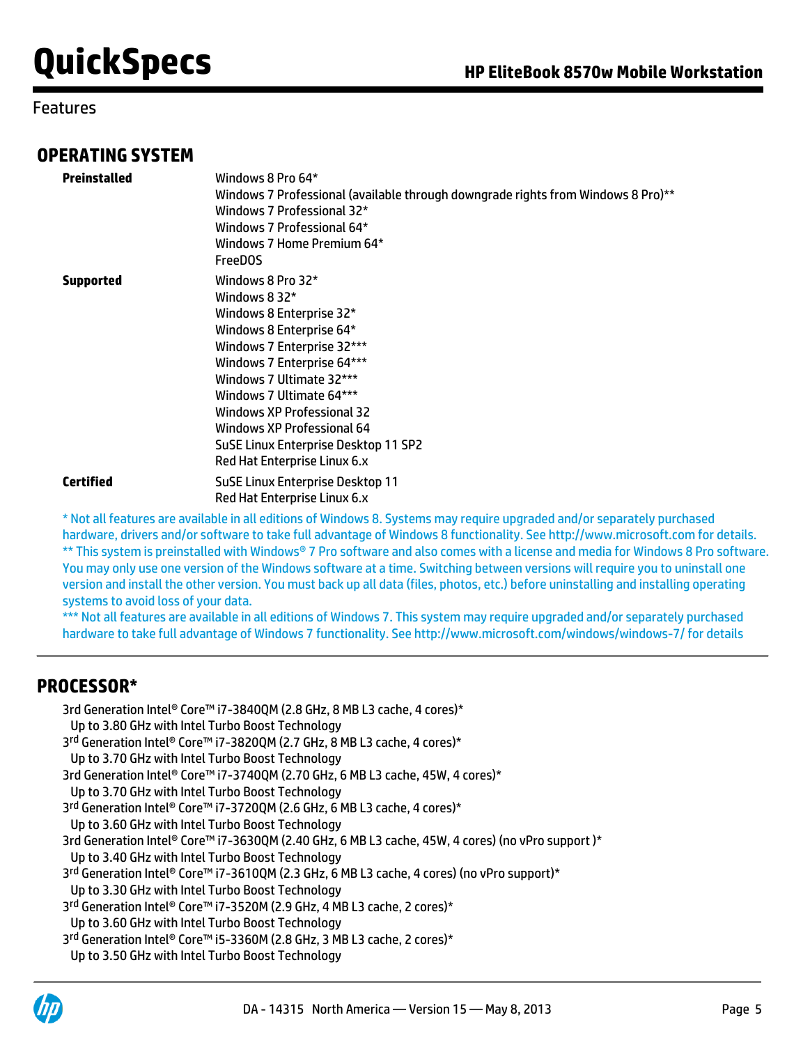Features

## OPERATING SYSTEM

| | |
|---|---|
| **Preinstalled** | Windows 8 Pro 64*<br>Windows 7 Professional (available through downgrade rights from Windows 8 Pro)**<br>Windows 7 Professional 32*<br>Windows 7 Professional 64*<br>Windows 7 Home Premium 64*<br>FreeDOS |
| **Supported** | Windows 8 Pro 32*<br>Windows 8 32*<br>Windows 8 Enterprise 32*<br>Windows 8 Enterprise 64*<br>Windows 7 Enterprise 32***<br>Windows 7 Enterprise 64***<br>Windows 7 Ultimate 32***<br>Windows 7 Ultimate 64***<br>Windows XP Professional 32<br>Windows XP Professional 64<br>SuSE Linux Enterprise Desktop 11 SP2<br>Red Hat Enterprise Linux 6.x |
| **Certified** | SuSE Linux Enterprise Desktop 11<br>Red Hat Enterprise Linux 6.x |

* Not all features are available in all editions of Windows 8. Systems may require upgraded and/or separately purchased hardware, drivers and/or software to take full advantage of Windows 8 functionality. See http://www.microsoft.com for details.
** This system is preinstalled with Windows® 7 Pro software and also comes with a license and media for Windows 8 Pro software. You may only use one version of the Windows software at a time. Switching between versions will require you to uninstall one version and install the other version. You must back up all data (files, photos, etc.) before uninstalling and installing operating systems to avoid loss of your data.
*** Not all features are available in all editions of Windows 7. This system may require upgraded and/or separately purchased hardware to take full advantage of Windows 7 functionality. See http://www.microsoft.com/windows/windows-7/ for details

## PROCESSOR*

3rd Generation Intel® Core™ i7-3840QM (2.8 GHz, 8 MB L3 cache, 4 cores)*
Up to 3.80 GHz with Intel Turbo Boost Technology
3rd Generation Intel® Core™ i7-3820QM (2.7 GHz, 8 MB L3 cache, 4 cores)*
Up to 3.70 GHz with Intel Turbo Boost Technology
3rd Generation Intel® Core™ i7-3740QM (2.70 GHz, 6 MB L3 cache, 45W, 4 cores)*
Up to 3.70 GHz with Intel Turbo Boost Technology
3rd Generation Intel® Core™ i7-3720QM (2.6 GHz, 6 MB L3 cache, 4 cores)*
Up to 3.60 GHz with Intel Turbo Boost Technology
3rd Generation Intel® Core™ i7-3630QM (2.40 GHz, 6 MB L3 cache, 45W, 4 cores) (no vPro support )*
Up to 3.40 GHz with Intel Turbo Boost Technology
3rd Generation Intel® Core™ i7-3610QM (2.3 GHz, 6 MB L3 cache, 4 cores) (no vPro support)*
Up to 3.30 GHz with Intel Turbo Boost Technology
3rd Generation Intel® Core™ i7-3520M (2.9 GHz, 4 MB L3 cache, 2 cores)*
Up to 3.60 GHz with Intel Turbo Boost Technology
3rd Generation Intel® Core™ i5-3360M (2.8 GHz, 3 MB L3 cache, 2 cores)*
Up to 3.50 GHz with Intel Turbo Boost Technology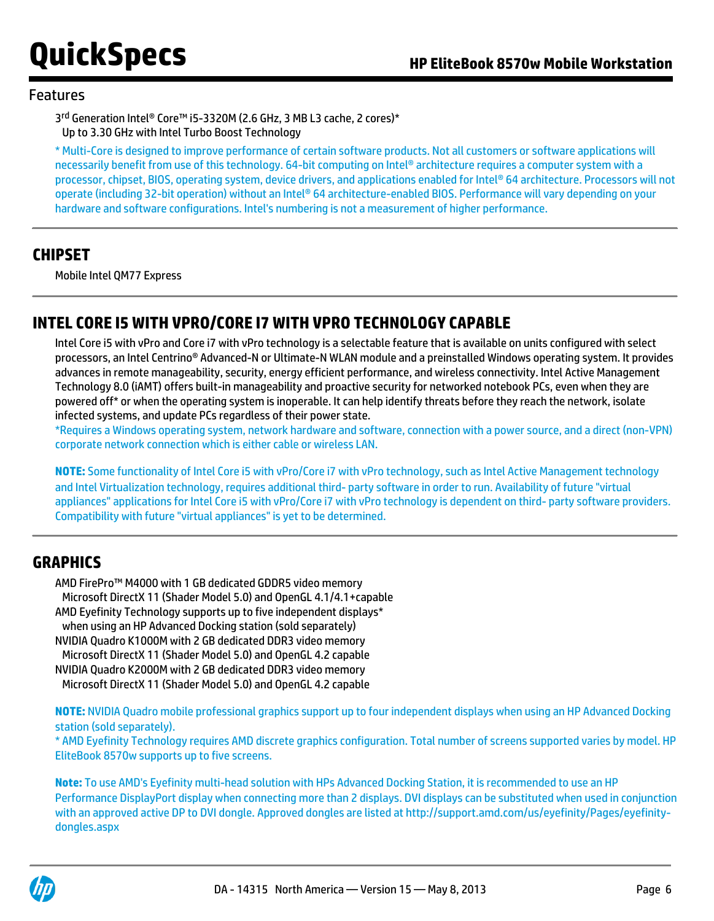## Features

3rd Generation Intel® Core™ i5-3320M (2.6 GHz, 3 MB L3 cache, 2 cores)*
Up to 3.30 GHz with Intel Turbo Boost Technology

* Multi-Core is designed to improve performance of certain software products. Not all customers or software applications will necessarily benefit from use of this technology. 64-bit computing on Intel® architecture requires a computer system with a processor, chipset, BIOS, operating system, device drivers, and applications enabled for Intel® 64 architecture. Processors will not operate (including 32-bit operation) without an Intel® 64 architecture-enabled BIOS. Performance will vary depending on your hardware and software configurations. Intel's numbering is not a measurement of higher performance.

## CHIPSET

Mobile Intel QM77 Express

## INTEL CORE I5 WITH VPRO/CORE I7 WITH VPRO TECHNOLOGY CAPABLE

Intel Core i5 with vPro and Core i7 with vPro technology is a selectable feature that is available on units configured with select processors, an Intel Centrino® Advanced-N or Ultimate-N WLAN module and a preinstalled Windows operating system. It provides advances in remote manageability, security, energy efficient performance, and wireless connectivity. Intel Active Management Technology 8.0 (iAMT) offers built-in manageability and proactive security for networked notebook PCs, even when they are powered off* or when the operating system is inoperable. It can help identify threats before they reach the network, isolate infected systems, and update PCs regardless of their power state.
*Requires a Windows operating system, network hardware and software, connection with a power source, and a direct (non-VPN) corporate network connection which is either cable or wireless LAN.

**NOTE:** Some functionality of Intel Core i5 with vPro/Core i7 with vPro technology, such as Intel Active Management technology and Intel Virtualization technology, requires additional third- party software in order to run. Availability of future "virtual appliances" applications for Intel Core i5 with vPro/Core i7 with vPro technology is dependent on third- party software providers. Compatibility with future "virtual appliances" is yet to be determined.

## GRAPHICS

AMD FirePro™ M4000 with 1 GB dedicated GDDR5 video memory
Microsoft DirectX 11 (Shader Model 5.0) and OpenGL 4.1/4.1+capable
AMD Eyefinity Technology supports up to five independent displays*
when using an HP Advanced Docking station (sold separately)
NVIDIA Quadro K1000M with 2 GB dedicated DDR3 video memory
Microsoft DirectX 11 (Shader Model 5.0) and OpenGL 4.2 capable
NVIDIA Quadro K2000M with 2 GB dedicated DDR3 video memory
Microsoft DirectX 11 (Shader Model 5.0) and OpenGL 4.2 capable

**NOTE:** NVIDIA Quadro mobile professional graphics support up to four independent displays when using an HP Advanced Docking station (sold separately).
* AMD Eyefinity Technology requires AMD discrete graphics configuration. Total number of screens supported varies by model. HP EliteBook 8570w supports up to five screens.

**Note:** To use AMD's Eyefinity multi-head solution with HPs Advanced Docking Station, it is recommended to use an HP Performance DisplayPort display when connecting more than 2 displays. DVI displays can be substituted when used in conjunction with an approved active DP to DVI dongle. Approved dongles are listed at http://support.amd.com/us/eyefinity/Pages/eyefinity-dongles.aspx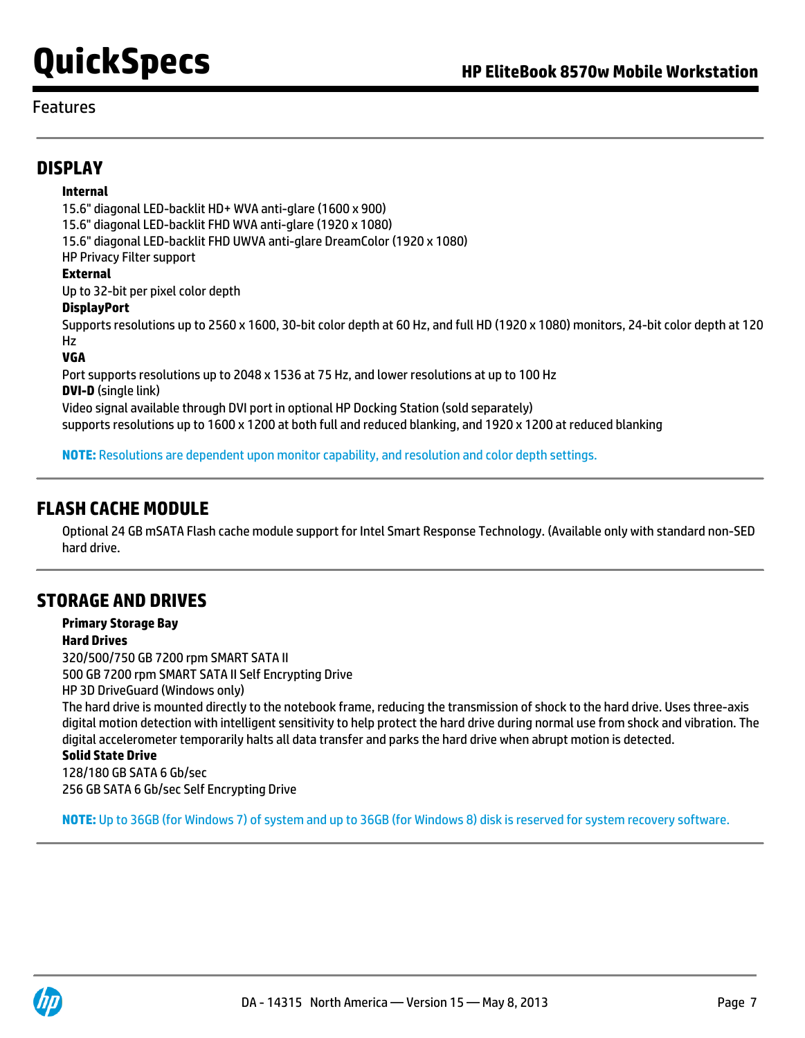Features

## DISPLAY

**Internal**

15.6" diagonal LED-backlit HD+ WVA anti-glare (1600 x 900)
15.6" diagonal LED-backlit FHD WVA anti-glare (1920 x 1080)
15.6" diagonal LED-backlit FHD UWVA anti-glare DreamColor (1920 x 1080)
HP Privacy Filter support

**External**

Up to 32-bit per pixel color depth

**DisplayPort**

Supports resolutions up to 2560 x 1600, 30-bit color depth at 60 Hz, and full HD (1920 x 1080) monitors, 24-bit color depth at 120 Hz

**VGA**

Port supports resolutions up to 2048 x 1536 at 75 Hz, and lower resolutions at up to 100 Hz

**DVI-D** (single link)

Video signal available through DVI port in optional HP Docking Station (sold separately)
supports resolutions up to 1600 x 1200 at both full and reduced blanking, and 1920 x 1200 at reduced blanking

**NOTE:** Resolutions are dependent upon monitor capability, and resolution and color depth settings.

## FLASH CACHE MODULE

Optional 24 GB mSATA Flash cache module support for Intel Smart Response Technology. (Available only with standard non-SED hard drive.

## STORAGE AND DRIVES

**Primary Storage Bay**

**Hard Drives**

320/500/750 GB 7200 rpm SMART SATA II
500 GB 7200 rpm SMART SATA II Self Encrypting Drive
HP 3D DriveGuard (Windows only)
The hard drive is mounted directly to the notebook frame, reducing the transmission of shock to the hard drive. Uses three-axis digital motion detection with intelligent sensitivity to help protect the hard drive during normal use from shock and vibration. The digital accelerometer temporarily halts all data transfer and parks the hard drive when abrupt motion is detected.

**Solid State Drive**

128/180 GB SATA 6 Gb/sec
256 GB SATA 6 Gb/sec Self Encrypting Drive

**NOTE:** Up to 36GB (for Windows 7) of system and up to 36GB (for Windows 8) disk is reserved for system recovery software.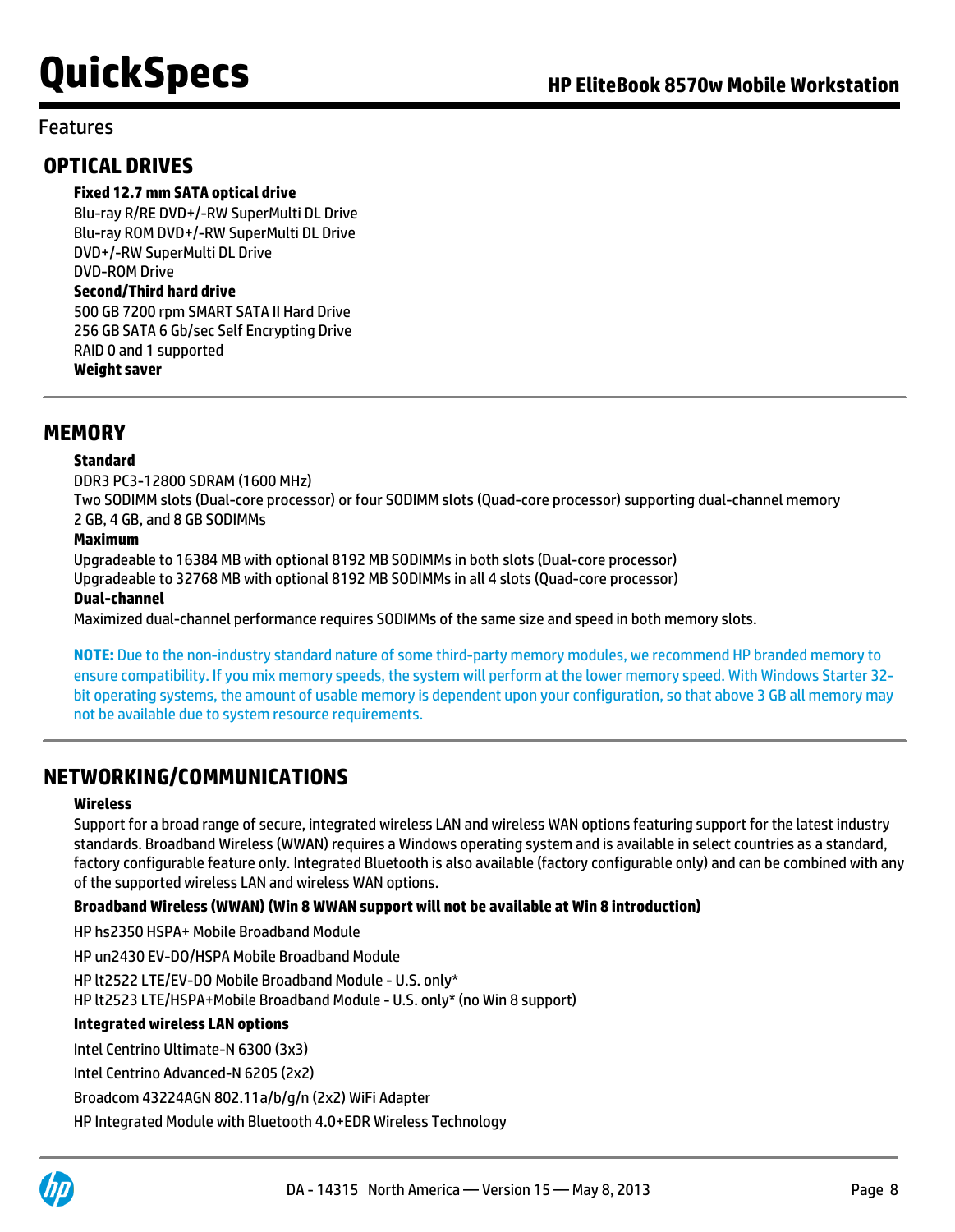Features

## OPTICAL DRIVES

**Fixed 12.7 mm SATA optical drive**

Blu-ray R/RE DVD+/-RW SuperMulti DL Drive
Blu-ray ROM DVD+/-RW SuperMulti DL Drive
DVD+/-RW SuperMulti DL Drive
DVD-ROM Drive

**Second/Third hard drive**

500 GB 7200 rpm SMART SATA II Hard Drive
256 GB SATA 6 Gb/sec Self Encrypting Drive
RAID 0 and 1 supported

**Weight saver**

## MEMORY

**Standard**

DDR3 PC3-12800 SDRAM (1600 MHz)
Two SODIMM slots (Dual-core processor) or four SODIMM slots (Quad-core processor) supporting dual-channel memory
2 GB, 4 GB, and 8 GB SODIMMs

**Maximum**

Upgradeable to 16384 MB with optional 8192 MB SODIMMs in both slots (Dual-core processor)
Upgradeable to 32768 MB with optional 8192 MB SODIMMs in all 4 slots (Quad-core processor)

**Dual-channel**

Maximized dual-channel performance requires SODIMMs of the same size and speed in both memory slots.

**NOTE:** Due to the non-industry standard nature of some third-party memory modules, we recommend HP branded memory to ensure compatibility. If you mix memory speeds, the system will perform at the lower memory speed. With Windows Starter 32-bit operating systems, the amount of usable memory is dependent upon your configuration, so that above 3 GB all memory may not be available due to system resource requirements.

## NETWORKING/COMMUNICATIONS

**Wireless**

Support for a broad range of secure, integrated wireless LAN and wireless WAN options featuring support for the latest industry standards. Broadband Wireless (WWAN) requires a Windows operating system and is available in select countries as a standard, factory configurable feature only. Integrated Bluetooth is also available (factory configurable only) and can be combined with any of the supported wireless LAN and wireless WAN options.

**Broadband Wireless (WWAN) (Win 8 WWAN support will not be available at Win 8 introduction)**

HP hs2350 HSPA+ Mobile Broadband Module

HP un2430 EV-DO/HSPA Mobile Broadband Module

HP lt2522 LTE/EV-DO Mobile Broadband Module - U.S. only*
HP lt2523 LTE/HSPA+Mobile Broadband Module - U.S. only* (no Win 8 support)

**Integrated wireless LAN options**

Intel Centrino Ultimate-N 6300 (3x3)

Intel Centrino Advanced-N 6205 (2x2)

Broadcom 43224AGN 802.11a/b/g/n (2x2) WiFi Adapter

HP Integrated Module with Bluetooth 4.0+EDR Wireless Technology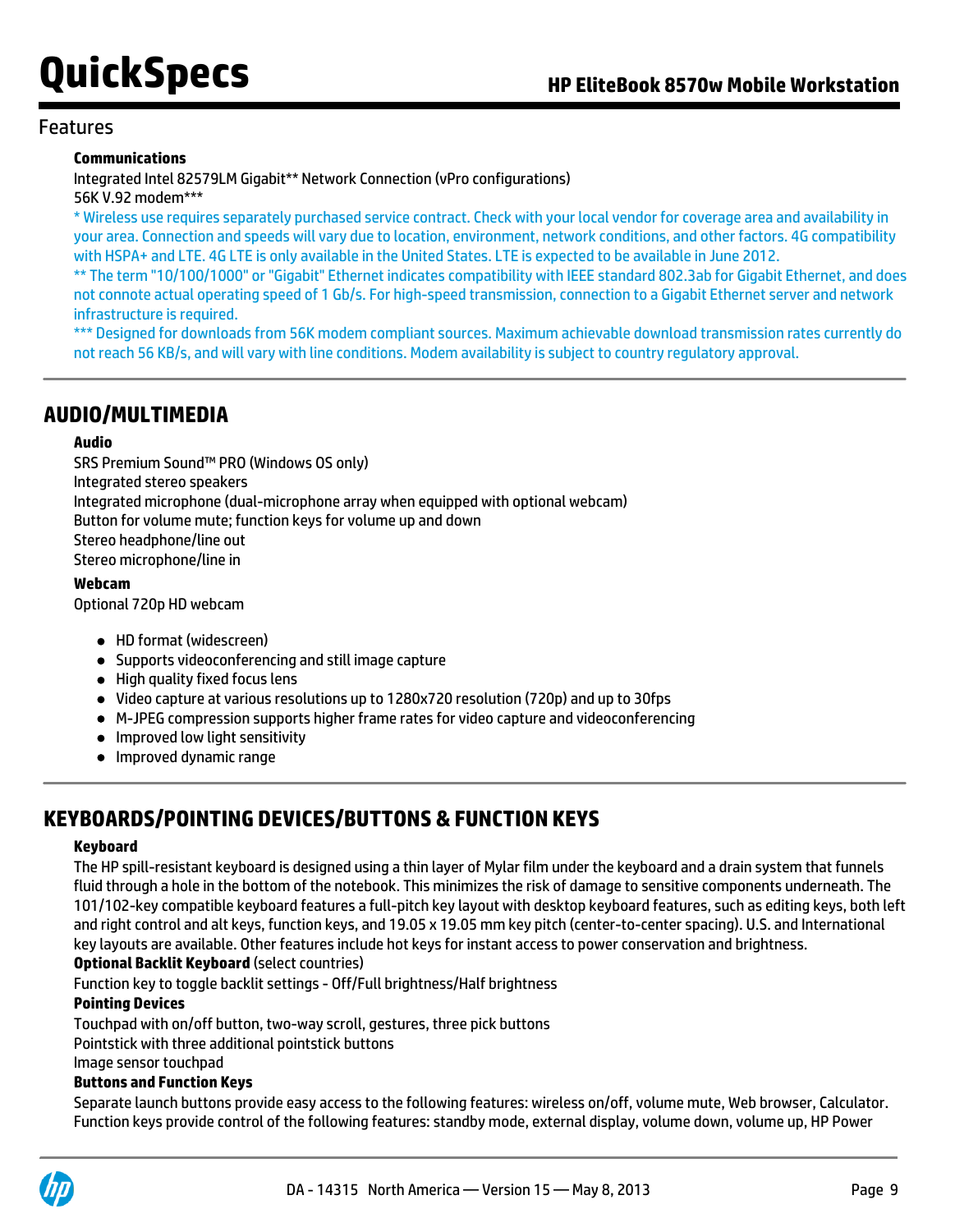## Features

**Communications**

Integrated Intel 82579LM Gigabit** Network Connection (vPro configurations)
56K V.92 modem***

* Wireless use requires separately purchased service contract. Check with your local vendor for coverage area and availability in your area. Connection and speeds will vary due to location, environment, network conditions, and other factors. 4G compatibility with HSPA+ and LTE. 4G LTE is only available in the United States. LTE is expected to be available in June 2012.

** The term "10/100/1000" or "Gigabit" Ethernet indicates compatibility with IEEE standard 802.3ab for Gigabit Ethernet, and does not connote actual operating speed of 1 Gb/s. For high-speed transmission, connection to a Gigabit Ethernet server and network infrastructure is required.

*** Designed for downloads from 56K modem compliant sources. Maximum achievable download transmission rates currently do not reach 56 KB/s, and will vary with line conditions. Modem availability is subject to country regulatory approval.

## AUDIO/MULTIMEDIA

**Audio**

SRS Premium Sound™ PRO (Windows OS only)
Integrated stereo speakers
Integrated microphone (dual-microphone array when equipped with optional webcam)
Button for volume mute; function keys for volume up and down
Stereo headphone/line out
Stereo microphone/line in

**Webcam**

Optional 720p HD webcam

- HD format (widescreen)
- Supports videoconferencing and still image capture
- High quality fixed focus lens
- Video capture at various resolutions up to 1280x720 resolution (720p) and up to 30fps
- M-JPEG compression supports higher frame rates for video capture and videoconferencing
- Improved low light sensitivity
- Improved dynamic range

## KEYBOARDS/POINTING DEVICES/BUTTONS & FUNCTION KEYS

**Keyboard**

The HP spill-resistant keyboard is designed using a thin layer of Mylar film under the keyboard and a drain system that funnels fluid through a hole in the bottom of the notebook. This minimizes the risk of damage to sensitive components underneath. The 101/102-key compatible keyboard features a full-pitch key layout with desktop keyboard features, such as editing keys, both left and right control and alt keys, function keys, and 19.05 x 19.05 mm key pitch (center-to-center spacing). U.S. and International key layouts are available. Other features include hot keys for instant access to power conservation and brightness.

**Optional Backlit Keyboard** (select countries)

Function key to toggle backlit settings - Off/Full brightness/Half brightness

**Pointing Devices**

Touchpad with on/off button, two-way scroll, gestures, three pick buttons
Pointstick with three additional pointstick buttons
Image sensor touchpad

**Buttons and Function Keys**

Separate launch buttons provide easy access to the following features: wireless on/off, volume mute, Web browser, Calculator.
Function keys provide control of the following features: standby mode, external display, volume down, volume up, HP Power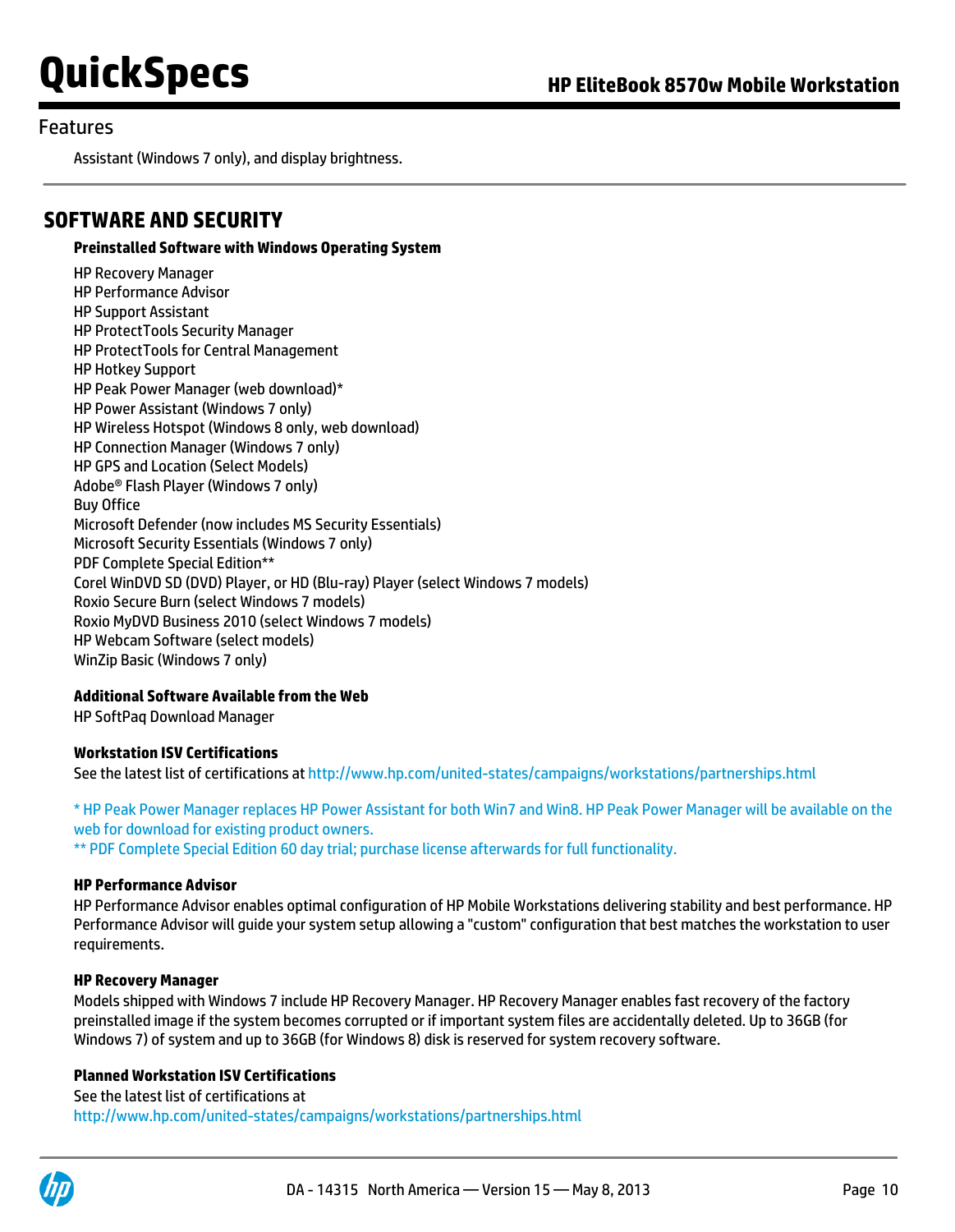## Features

Assistant (Windows 7 only), and display brightness.

## SOFTWARE AND SECURITY

**Preinstalled Software with Windows Operating System**

HP Recovery Manager
HP Performance Advisor
HP Support Assistant
HP ProtectTools Security Manager
HP ProtectTools for Central Management
HP Hotkey Support
HP Peak Power Manager (web download)*
HP Power Assistant (Windows 7 only)
HP Wireless Hotspot (Windows 8 only, web download)
HP Connection Manager (Windows 7 only)
HP GPS and Location (Select Models)
Adobe® Flash Player (Windows 7 only)
Buy Office
Microsoft Defender (now includes MS Security Essentials)
Microsoft Security Essentials (Windows 7 only)
PDF Complete Special Edition**
Corel WinDVD SD (DVD) Player, or HD (Blu-ray) Player (select Windows 7 models)
Roxio Secure Burn (select Windows 7 models)
Roxio MyDVD Business 2010 (select Windows 7 models)
HP Webcam Software (select models)
WinZip Basic (Windows 7 only)

**Additional Software Available from the Web**

HP SoftPaq Download Manager

**Workstation ISV Certifications**

See the latest list of certifications at http://www.hp.com/united-states/campaigns/workstations/partnerships.html

* HP Peak Power Manager replaces HP Power Assistant for both Win7 and Win8. HP Peak Power Manager will be available on the web for download for existing product owners.
** PDF Complete Special Edition 60 day trial; purchase license afterwards for full functionality.

**HP Performance Advisor**

HP Performance Advisor enables optimal configuration of HP Mobile Workstations delivering stability and best performance. HP Performance Advisor will guide your system setup allowing a "custom" configuration that best matches the workstation to user requirements.

**HP Recovery Manager**

Models shipped with Windows 7 include HP Recovery Manager. HP Recovery Manager enables fast recovery of the factory preinstalled image if the system becomes corrupted or if important system files are accidentally deleted. Up to 36GB (for Windows 7) of system and up to 36GB (for Windows 8) disk is reserved for system recovery software.

**Planned Workstation ISV Certifications**

See the latest list of certifications at
http://www.hp.com/united-states/campaigns/workstations/partnerships.html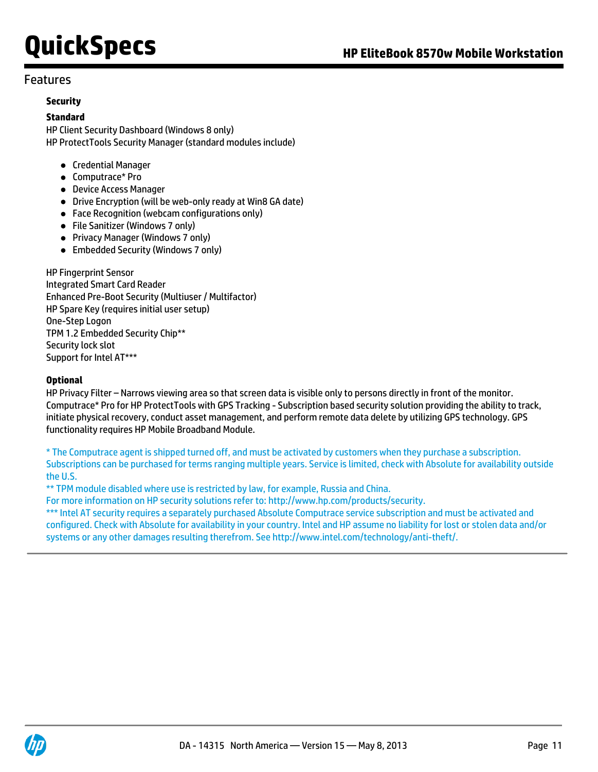## Features

### Security

**Standard**

HP Client Security Dashboard (Windows 8 only)
HP ProtectTools Security Manager (standard modules include)

- Credential Manager
- Computrace* Pro
- Device Access Manager
- Drive Encryption (will be web-only ready at Win8 GA date)
- Face Recognition (webcam configurations only)
- File Sanitizer (Windows 7 only)
- Privacy Manager (Windows 7 only)
- Embedded Security (Windows 7 only)

HP Fingerprint Sensor
Integrated Smart Card Reader
Enhanced Pre-Boot Security (Multiuser / Multifactor)
HP Spare Key (requires initial user setup)
One-Step Logon
TPM 1.2 Embedded Security Chip**
Security lock slot
Support for Intel AT***

**Optional**

HP Privacy Filter – Narrows viewing area so that screen data is visible only to persons directly in front of the monitor.
Computrace* Pro for HP ProtectTools with GPS Tracking - Subscription based security solution providing the ability to track, initiate physical recovery, conduct asset management, and perform remote data delete by utilizing GPS technology. GPS functionality requires HP Mobile Broadband Module.

* The Computrace agent is shipped turned off, and must be activated by customers when they purchase a subscription. Subscriptions can be purchased for terms ranging multiple years. Service is limited, check with Absolute for availability outside the U.S.
** TPM module disabled where use is restricted by law, for example, Russia and China.
For more information on HP security solutions refer to: http://www.hp.com/products/security.
*** Intel AT security requires a separately purchased Absolute Computrace service subscription and must be activated and configured. Check with Absolute for availability in your country. Intel and HP assume no liability for lost or stolen data and/or systems or any other damages resulting therefrom. See http://www.intel.com/technology/anti-theft/.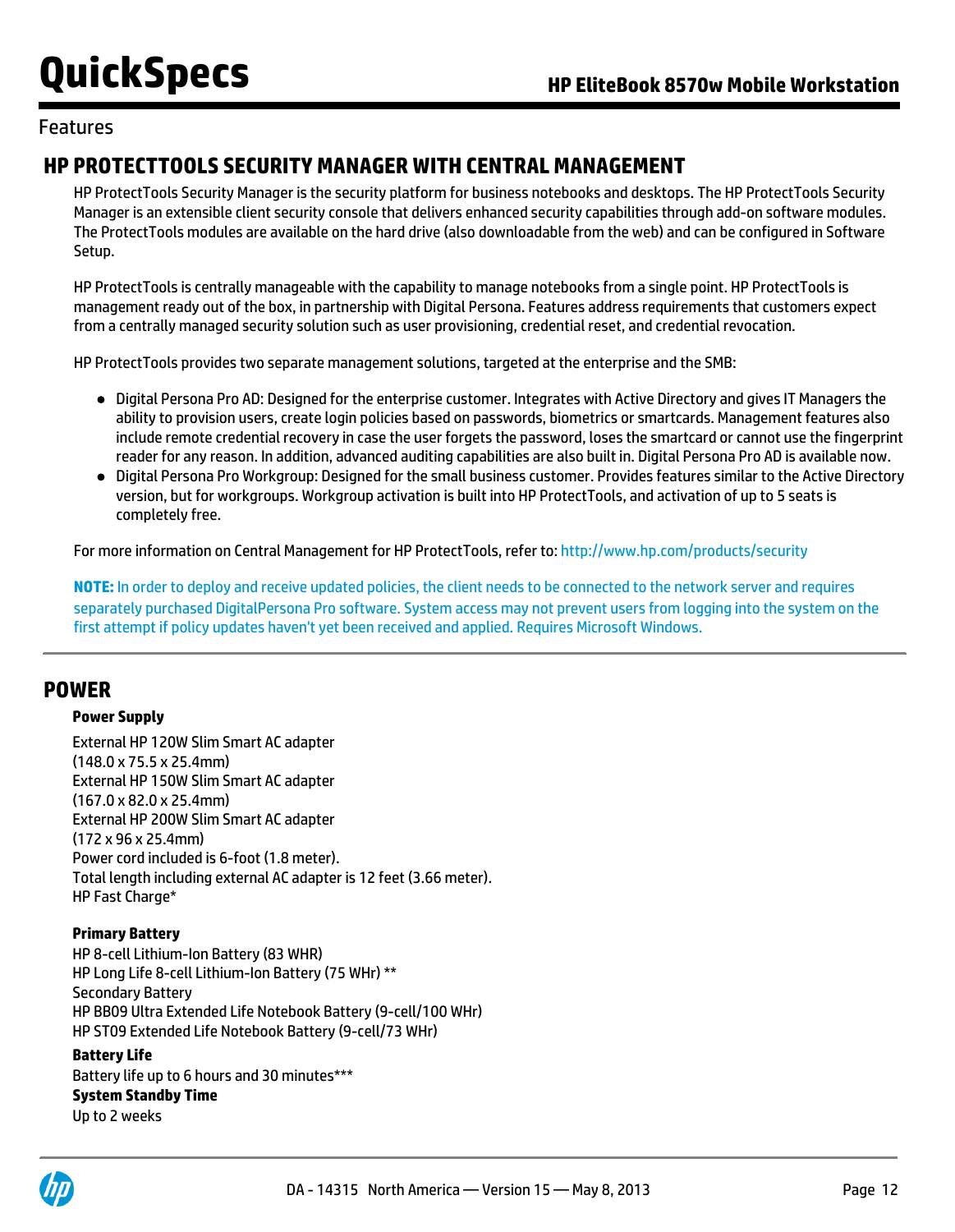Features

## HP PROTECTTOOLS SECURITY MANAGER WITH CENTRAL MANAGEMENT

HP ProtectTools Security Manager is the security platform for business notebooks and desktops. The HP ProtectTools Security Manager is an extensible client security console that delivers enhanced security capabilities through add-on software modules. The ProtectTools modules are available on the hard drive (also downloadable from the web) and can be configured in Software Setup.

HP ProtectTools is centrally manageable with the capability to manage notebooks from a single point. HP ProtectTools is management ready out of the box, in partnership with Digital Persona. Features address requirements that customers expect from a centrally managed security solution such as user provisioning, credential reset, and credential revocation.

HP ProtectTools provides two separate management solutions, targeted at the enterprise and the SMB:

- Digital Persona Pro AD: Designed for the enterprise customer. Integrates with Active Directory and gives IT Managers the ability to provision users, create login policies based on passwords, biometrics or smartcards. Management features also include remote credential recovery in case the user forgets the password, loses the smartcard or cannot use the fingerprint reader for any reason. In addition, advanced auditing capabilities are also built in. Digital Persona Pro AD is available now.
- Digital Persona Pro Workgroup: Designed for the small business customer. Provides features similar to the Active Directory version, but for workgroups. Workgroup activation is built into HP ProtectTools, and activation of up to 5 seats is completely free.

For more information on Central Management for HP ProtectTools, refer to: http://www.hp.com/products/security

**NOTE:** In order to deploy and receive updated policies, the client needs to be connected to the network server and requires separately purchased DigitalPersona Pro software. System access may not prevent users from logging into the system on the first attempt if policy updates haven't yet been received and applied. Requires Microsoft Windows.

## POWER

**Power Supply**

External HP 120W Slim Smart AC adapter
(148.0 x 75.5 x 25.4mm)
External HP 150W Slim Smart AC adapter
(167.0 x 82.0 x 25.4mm)
External HP 200W Slim Smart AC adapter
(172 x 96 x 25.4mm)
Power cord included is 6-foot (1.8 meter).
Total length including external AC adapter is 12 feet (3.66 meter).
HP Fast Charge*

**Primary Battery**

HP 8-cell Lithium-Ion Battery (83 WHR)
HP Long Life 8-cell Lithium-Ion Battery (75 WHr) **
Secondary Battery
HP BB09 Ultra Extended Life Notebook Battery (9-cell/100 WHr)
HP ST09 Extended Life Notebook Battery (9-cell/73 WHr)

**Battery Life**

Battery life up to 6 hours and 30 minutes***

**System Standby Time**

Up to 2 weeks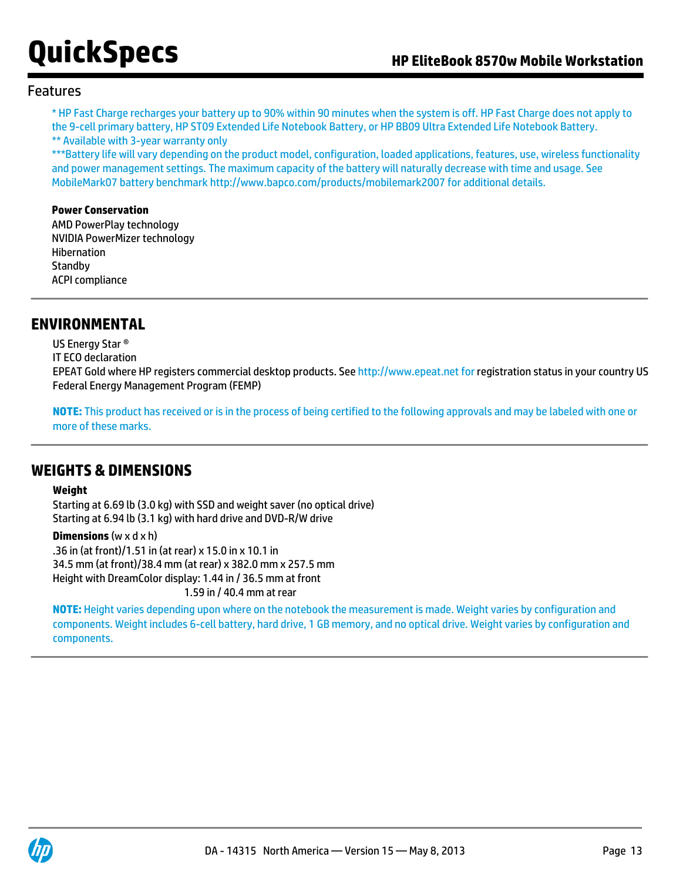## Features

* HP Fast Charge recharges your battery up to 90% within 90 minutes when the system is off. HP Fast Charge does not apply to the 9-cell primary battery, HP ST09 Extended Life Notebook Battery, or HP BB09 Ultra Extended Life Notebook Battery.

** Available with 3-year warranty only

***Battery life will vary depending on the product model, configuration, loaded applications, features, use, wireless functionality and power management settings. The maximum capacity of the battery will naturally decrease with time and usage. See MobileMark07 battery benchmark http://www.bapco.com/products/mobilemark2007 for additional details.

**Power Conservation**

AMD PowerPlay technology
NVIDIA PowerMizer technology
Hibernation
Standby
ACPI compliance

## ENVIRONMENTAL

US Energy Star ®
IT ECO declaration
EPEAT Gold where HP registers commercial desktop products. See http://www.epeat.net for registration status in your country US Federal Energy Management Program (FEMP)

**NOTE:** This product has received or is in the process of being certified to the following approvals and may be labeled with one or more of these marks.

## WEIGHTS & DIMENSIONS

**Weight**

Starting at 6.69 lb (3.0 kg) with SSD and weight saver (no optical drive)
Starting at 6.94 lb (3.1 kg) with hard drive and DVD-R/W drive

**Dimensions** (w x d x h)

.36 in (at front)/1.51 in (at rear) x 15.0 in x 10.1 in
34.5 mm (at front)/38.4 mm (at rear) x 382.0 mm x 257.5 mm
Height with DreamColor display: 1.44 in / 36.5 mm at front
1.59 in / 40.4 mm at rear

**NOTE:** Height varies depending upon where on the notebook the measurement is made. Weight varies by configuration and components. Weight includes 6-cell battery, hard drive, 1 GB memory, and no optical drive. Weight varies by configuration and components.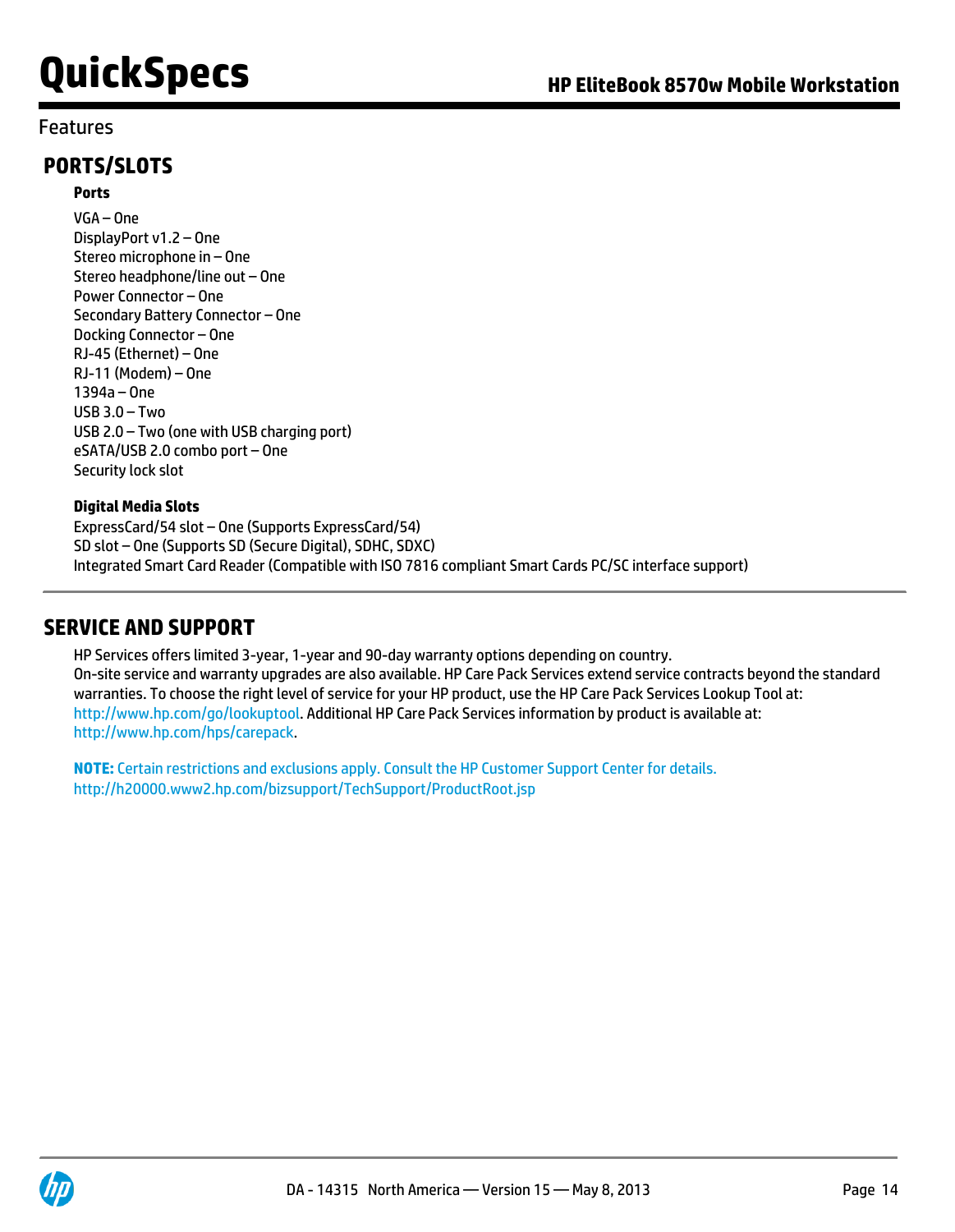## Features

### PORTS/SLOTS

**Ports**

VGA – One
DisplayPort v1.2 – One
Stereo microphone in – One
Stereo headphone/line out – One
Power Connector – One
Secondary Battery Connector – One
Docking Connector – One
RJ-45 (Ethernet) – One
RJ-11 (Modem) – One
1394a – One
USB 3.0 – Two
USB 2.0 – Two (one with USB charging port)
eSATA/USB 2.0 combo port – One
Security lock slot

**Digital Media Slots**

ExpressCard/54 slot – One (Supports ExpressCard/54)
SD slot – One (Supports SD (Secure Digital), SDHC, SDXC)
Integrated Smart Card Reader (Compatible with ISO 7816 compliant Smart Cards PC/SC interface support)

### SERVICE AND SUPPORT

HP Services offers limited 3-year, 1-year and 90-day warranty options depending on country.
On-site service and warranty upgrades are also available. HP Care Pack Services extend service contracts beyond the standard warranties. To choose the right level of service for your HP product, use the HP Care Pack Services Lookup Tool at: http://www.hp.com/go/lookuptool. Additional HP Care Pack Services information by product is available at: http://www.hp.com/hps/carepack.

**NOTE:** Certain restrictions and exclusions apply. Consult the HP Customer Support Center for details.
http://h20000.www2.hp.com/bizsupport/TechSupport/ProductRoot.jsp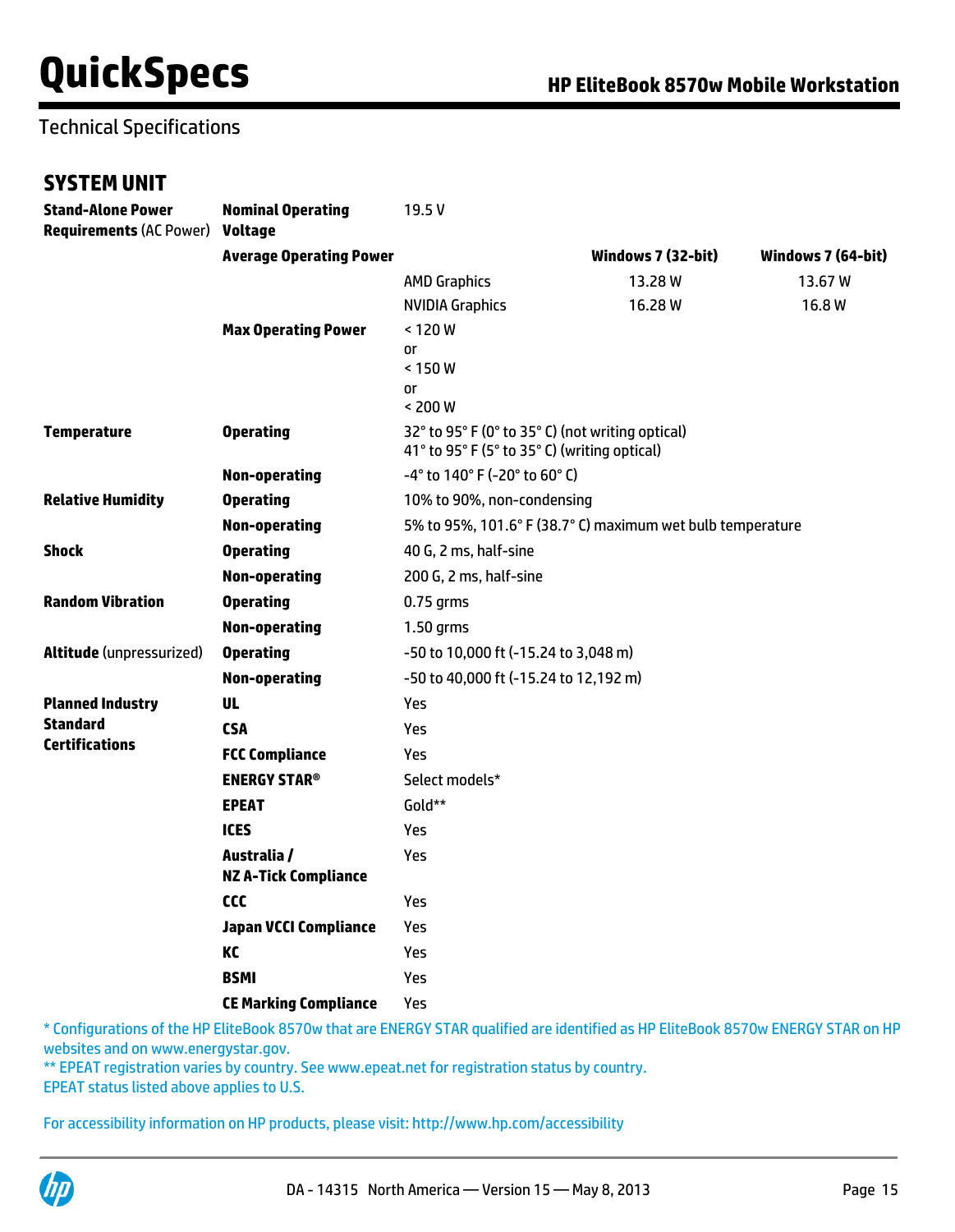Technical Specifications

## SYSTEM UNIT

| | | | | |
|---|---|---|---|---|
| **Stand-Alone Power Requirements** (AC Power) | **Nominal Operating Voltage** | 19.5 V | | |
| | **Average Operating Power** | | **Windows 7 (32-bit)** | **Windows 7 (64-bit)** |
| | | AMD Graphics | 13.28 W | 13.67 W |
| | | NVIDIA Graphics | 16.28 W | 16.8 W |
| | **Max Operating Power** | < 120 W or < 150 W or < 200 W | | |
| **Temperature** | **Operating** | 32° to 95° F (0° to 35° C) (not writing optical) 41° to 95° F (5° to 35° C) (writing optical) | | |
| | **Non-operating** | -4° to 140° F (-20° to 60° C) | | |
| **Relative Humidity** | **Operating** | 10% to 90%, non-condensing | | |
| | **Non-operating** | 5% to 95%, 101.6° F (38.7° C) maximum wet bulb temperature | | |
| **Shock** | **Operating** | 40 G, 2 ms, half-sine | | |
| | **Non-operating** | 200 G, 2 ms, half-sine | | |
| **Random Vibration** | **Operating** | 0.75 grms | | |
| | **Non-operating** | 1.50 grms | | |
| **Altitude** (unpressurized) | **Operating** | -50 to 10,000 ft (-15.24 to 3,048 m) | | |
| | **Non-operating** | -50 to 40,000 ft (-15.24 to 12,192 m) | | |
| **Planned Industry Standard Certifications** | **UL** | Yes | | |
| | **CSA** | Yes | | |
| | **FCC Compliance** | Yes | | |
| | **ENERGY STAR®** | Select models* | | |
| | **EPEAT** | Gold** | | |
| | **ICES** | Yes | | |
| | **Australia / NZ A-Tick Compliance** | Yes | | |
| | **CCC** | Yes | | |
| | **Japan VCCI Compliance** | Yes | | |
| | **KC** | Yes | | |
| | **BSMI** | Yes | | |
| | **CE Marking Compliance** | Yes | | |

* Configurations of the HP EliteBook 8570w that are ENERGY STAR qualified are identified as HP EliteBook 8570w ENERGY STAR on HP websites and on www.energystar.gov.

** EPEAT registration varies by country. See www.epeat.net for registration status by country.
EPEAT status listed above applies to U.S.

For accessibility information on HP products, please visit: http://www.hp.com/accessibility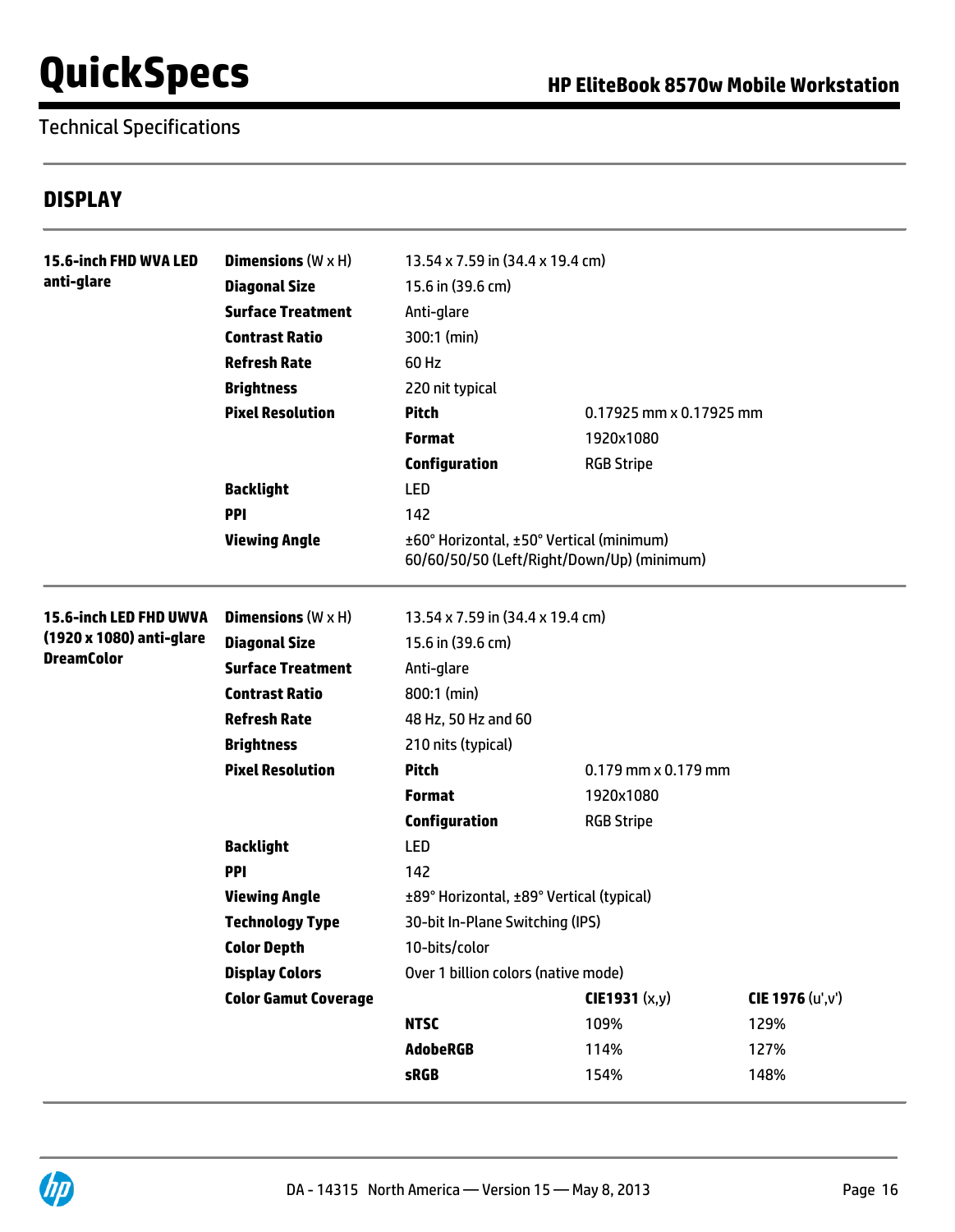Technical Specifications

## DISPLAY

| | | | | |
|---|---|---|---|---|
| **15.6-inch FHD WVA LED anti-glare** | **Dimensions** (W x H) | 13.54 x 7.59 in (34.4 x 19.4 cm) | | |
| | **Diagonal Size** | 15.6 in (39.6 cm) | | |
| | **Surface Treatment** | Anti-glare | | |
| | **Contrast Ratio** | 300:1 (min) | | |
| | **Refresh Rate** | 60 Hz | | |
| | **Brightness** | 220 nit typical | | |
| | **Pixel Resolution** | **Pitch** | 0.17925 mm x 0.17925 mm | |
| | | **Format** | 1920x1080 | |
| | | **Configuration** | RGB Stripe | |
| | **Backlight** | LED | | |
| | **PPI** | 142 | | |
| | **Viewing Angle** | ±60° Horizontal, ±50° Vertical (minimum)<br>60/60/50/50 (Left/Right/Down/Up) (minimum) | | |
| **15.6-inch LED FHD UWVA (1920 x 1080) anti-glare DreamColor** | **Dimensions** (W x H) | 13.54 x 7.59 in (34.4 x 19.4 cm) | | |
| | **Diagonal Size** | 15.6 in (39.6 cm) | | |
| | **Surface Treatment** | Anti-glare | | |
| | **Contrast Ratio** | 800:1 (min) | | |
| | **Refresh Rate** | 48 Hz, 50 Hz and 60 | | |
| | **Brightness** | 210 nits (typical) | | |
| | **Pixel Resolution** | **Pitch** | 0.179 mm x 0.179 mm | |
| | | **Format** | 1920x1080 | |
| | | **Configuration** | RGB Stripe | |
| | **Backlight** | LED | | |
| | **PPI** | 142 | | |
| | **Viewing Angle** | ±89° Horizontal, ±89° Vertical (typical) | | |
| | **Technology Type** | 30-bit In-Plane Switching (IPS) | | |
| | **Color Depth** | 10-bits/color | | |
| | **Display Colors** | Over 1 billion colors (native mode) | | |
| | **Color Gamut Coverage** | | **CIE1931** (x,y) | **CIE 1976** (u',v') |
| | | **NTSC** | 109% | 129% |
| | | **AdobeRGB** | 114% | 127% |
| | | **sRGB** | 154% | 148% |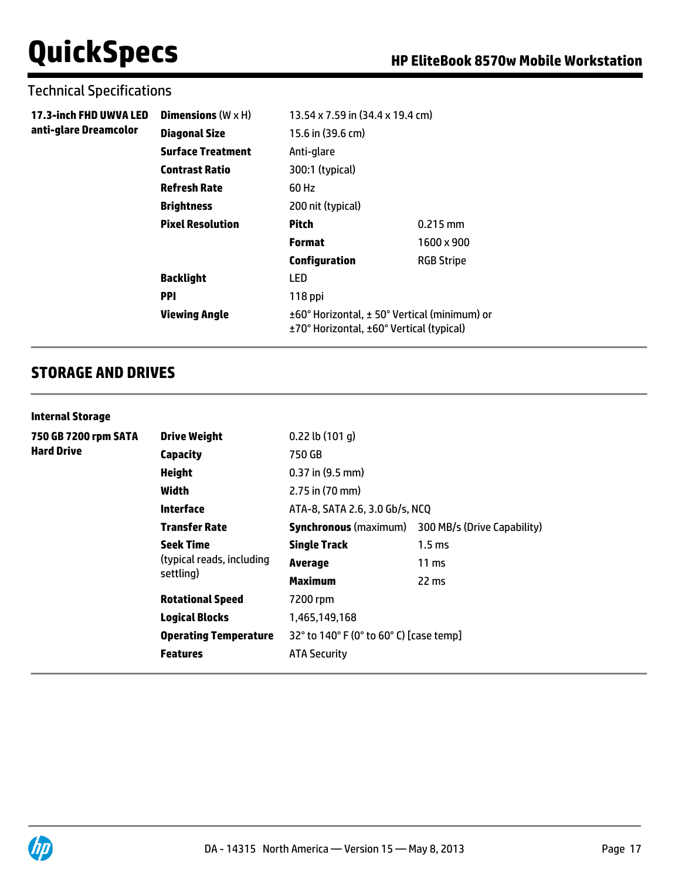Technical Specifications

| | | | |
|---|---|---|---|
| **17.3-inch FHD UWVA LED anti-glare Dreamcolor** | **Dimensions** (W x H) | 13.54 x 7.59 in (34.4 x 19.4 cm) | |
| | **Diagonal Size** | 15.6 in (39.6 cm) | |
| | **Surface Treatment** | Anti-glare | |
| | **Contrast Ratio** | 300:1 (typical) | |
| | **Refresh Rate** | 60 Hz | |
| | **Brightness** | 200 nit (typical) | |
| | **Pixel Resolution** | **Pitch** | 0.215 mm |
| | | **Format** | 1600 x 900 |
| | | **Configuration** | RGB Stripe |
| | **Backlight** | LED | |
| | **PPI** | 118 ppi | |
| | **Viewing Angle** | ±60° Horizontal, ± 50° Vertical (minimum) or ±70° Horizontal, ±60° Vertical (typical) | |

## STORAGE AND DRIVES

**Internal Storage**

| | | | |
|---|---|---|---|
| **750 GB 7200 rpm SATA Hard Drive** | **Drive Weight** | 0.22 lb (101 g) | |
| | **Capacity** | 750 GB | |
| | **Height** | 0.37 in (9.5 mm) | |
| | **Width** | 2.75 in (70 mm) | |
| | **Interface** | ATA-8, SATA 2.6, 3.0 Gb/s, NCQ | |
| | **Transfer Rate** | **Synchronous** (maximum) | 300 MB/s (Drive Capability) |
| | **Seek Time** (typical reads, including settling) | **Single Track** | 1.5 ms |
| | | **Average** | 11 ms |
| | | **Maximum** | 22 ms |
| | **Rotational Speed** | 7200 rpm | |
| | **Logical Blocks** | 1,465,149,168 | |
| | **Operating Temperature** | 32° to 140° F (0° to 60° C) [case temp] | |
| | **Features** | ATA Security | |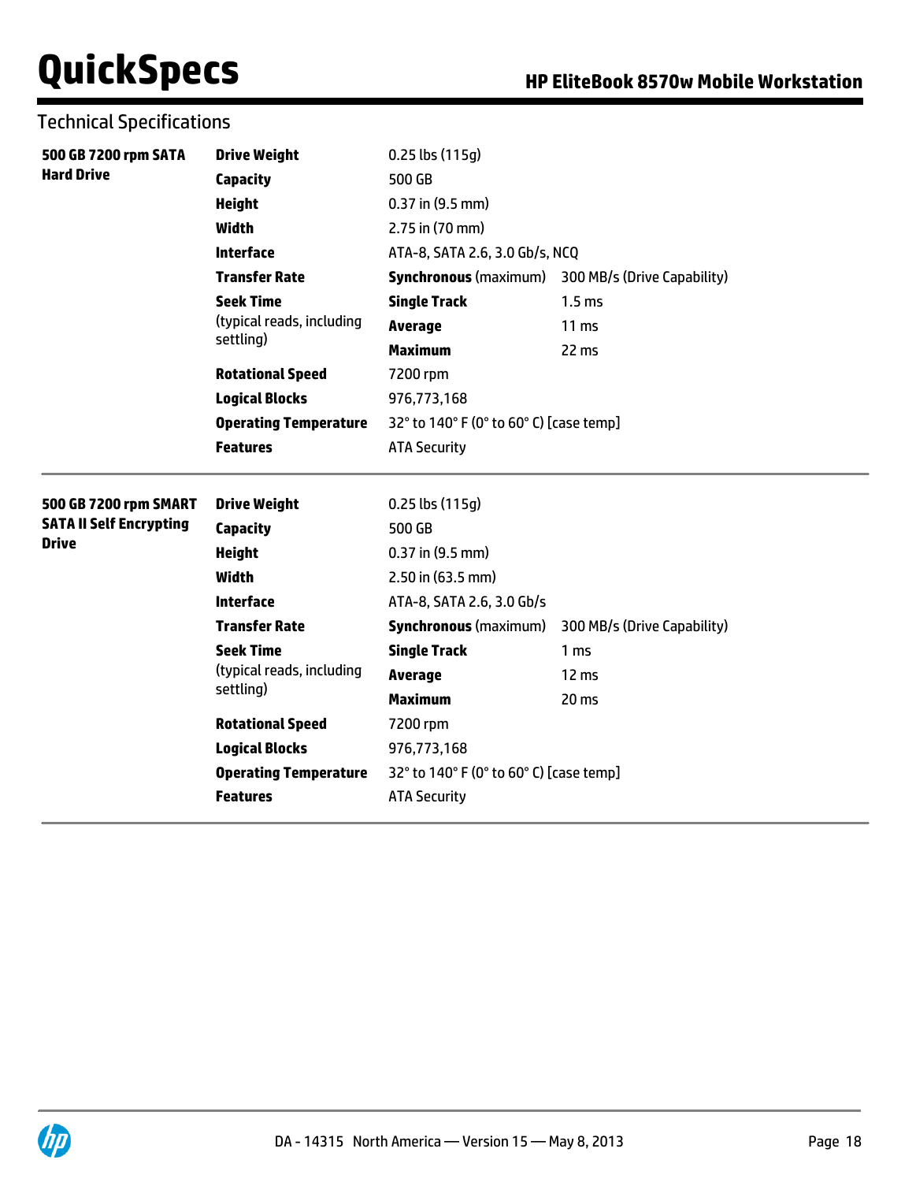## Technical Specifications

| | | | |
|---|---|---|---|
| **500 GB 7200 rpm SATA Hard Drive** | **Drive Weight** | 0.25 lbs (115g) | |
| | **Capacity** | 500 GB | |
| | **Height** | 0.37 in (9.5 mm) | |
| | **Width** | 2.75 in (70 mm) | |
| | **Interface** | ATA-8, SATA 2.6, 3.0 Gb/s, NCQ | |
| | **Transfer Rate** | **Synchronous** (maximum) | 300 MB/s (Drive Capability) |
| | **Seek Time** (typical reads, including settling) | **Single Track** | 1.5 ms |
| | | **Average** | 11 ms |
| | | **Maximum** | 22 ms |
| | **Rotational Speed** | 7200 rpm | |
| | **Logical Blocks** | 976,773,168 | |
| | **Operating Temperature** | 32° to 140° F (0° to 60° C) [case temp] | |
| | **Features** | ATA Security | |

| | | | |
|---|---|---|---|
| **500 GB 7200 rpm SMART SATA II Self Encrypting Drive** | **Drive Weight** | 0.25 lbs (115g) | |
| | **Capacity** | 500 GB | |
| | **Height** | 0.37 in (9.5 mm) | |
| | **Width** | 2.50 in (63.5 mm) | |
| | **Interface** | ATA-8, SATA 2.6, 3.0 Gb/s | |
| | **Transfer Rate** | **Synchronous** (maximum) | 300 MB/s (Drive Capability) |
| | **Seek Time** (typical reads, including settling) | **Single Track** | 1 ms |
| | | **Average** | 12 ms |
| | | **Maximum** | 20 ms |
| | **Rotational Speed** | 7200 rpm | |
| | **Logical Blocks** | 976,773,168 | |
| | **Operating Temperature** | 32° to 140° F (0° to 60° C) [case temp] | |
| | **Features** | ATA Security | |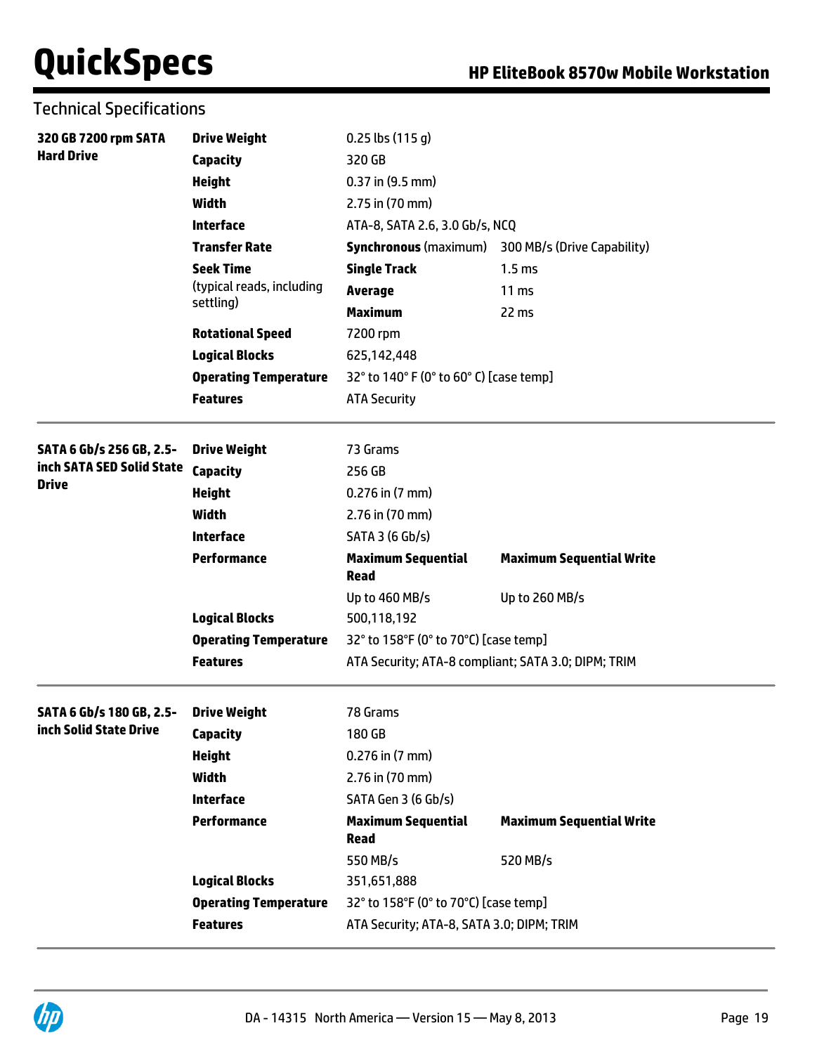## Technical Specifications

| | | | |
|---|---|---|---|
| **320 GB 7200 rpm SATA Hard Drive** | **Drive Weight** | 0.25 lbs (115 g) | |
| | **Capacity** | 320 GB | |
| | **Height** | 0.37 in (9.5 mm) | |
| | **Width** | 2.75 in (70 mm) | |
| | **Interface** | ATA-8, SATA 2.6, 3.0 Gb/s, NCQ | |
| | **Transfer Rate** | **Synchronous** (maximum) | 300 MB/s (Drive Capability) |
| | **Seek Time** (typical reads, including settling) | **Single Track** | 1.5 ms |
| | | **Average** | 11 ms |
| | | **Maximum** | 22 ms |
| | **Rotational Speed** | 7200 rpm | |
| | **Logical Blocks** | 625,142,448 | |
| | **Operating Temperature** | 32° to 140° F (0° to 60° C) [case temp] | |
| | **Features** | ATA Security | |

| | | | |
|---|---|---|---|
| **SATA 6 Gb/s 256 GB, 2.5-inch SATA SED Solid State Drive** | **Drive Weight** | 73 Grams | |
| | **Capacity** | 256 GB | |
| | **Height** | 0.276 in (7 mm) | |
| | **Width** | 2.76 in (70 mm) | |
| | **Interface** | SATA 3 (6 Gb/s) | |
| | **Performance** | **Maximum Sequential Read** | **Maximum Sequential Write** |
| | | Up to 460 MB/s | Up to 260 MB/s |
| | **Logical Blocks** | 500,118,192 | |
| | **Operating Temperature** | 32° to 158°F (0° to 70°C) [case temp] | |
| | **Features** | ATA Security; ATA-8 compliant; SATA 3.0; DIPM; TRIM | |

| | | | |
|---|---|---|---|
| **SATA 6 Gb/s 180 GB, 2.5-inch Solid State Drive** | **Drive Weight** | 78 Grams | |
| | **Capacity** | 180 GB | |
| | **Height** | 0.276 in (7 mm) | |
| | **Width** | 2.76 in (70 mm) | |
| | **Interface** | SATA Gen 3 (6 Gb/s) | |
| | **Performance** | **Maximum Sequential Read** | **Maximum Sequential Write** |
| | | 550 MB/s | 520 MB/s |
| | **Logical Blocks** | 351,651,888 | |
| | **Operating Temperature** | 32° to 158°F (0° to 70°C) [case temp] | |
| | **Features** | ATA Security; ATA-8, SATA 3.0; DIPM; TRIM | |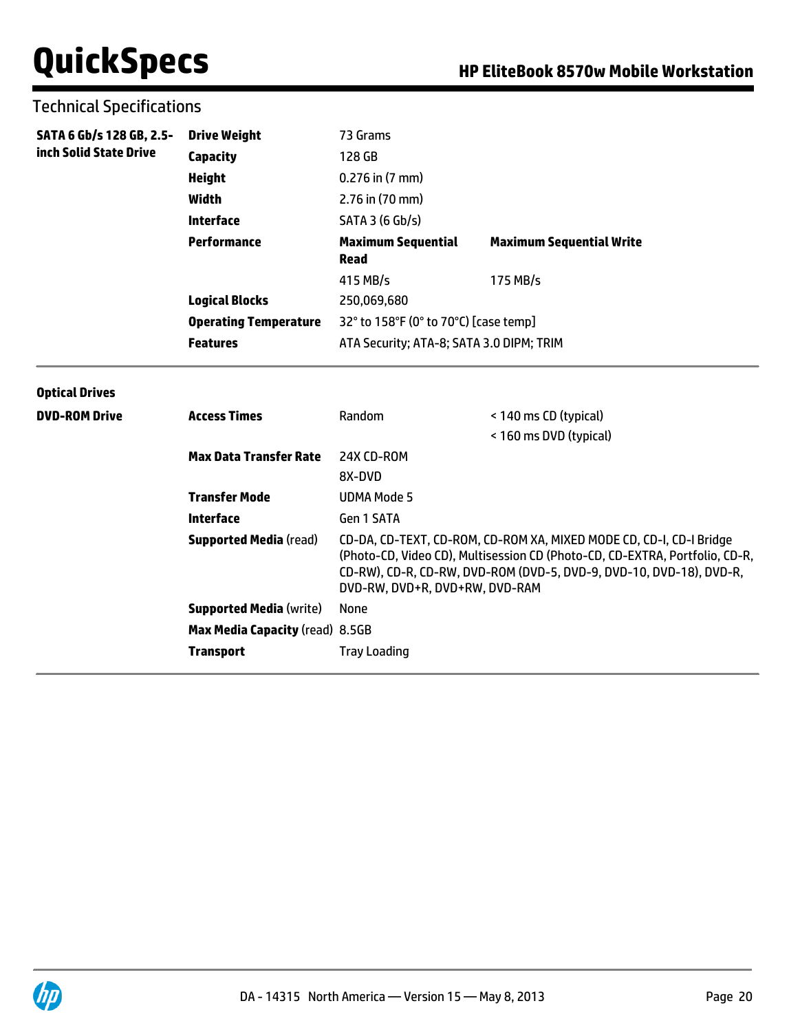## Technical Specifications

| | | | |
|---|---|---|---|
| **SATA 6 Gb/s 128 GB, 2.5-inch Solid State Drive** | **Drive Weight** | 73 Grams | |
| | **Capacity** | 128 GB | |
| | **Height** | 0.276 in (7 mm) | |
| | **Width** | 2.76 in (70 mm) | |
| | **Interface** | SATA 3 (6 Gb/s) | |
| | **Performance** | **Maximum Sequential Read** | **Maximum Sequential Write** |
| | | 415 MB/s | 175 MB/s |
| | **Logical Blocks** | 250,069,680 | |
| | **Operating Temperature** | 32° to 158°F (0° to 70°C) [case temp] | |
| | **Features** | ATA Security; ATA-8; SATA 3.0 DIPM; TRIM | |

### Optical Drives

| | | | |
|---|---|---|---|
| **DVD-ROM Drive** | **Access Times** | Random | < 140 ms CD (typical) |
| | | | < 160 ms DVD (typical) |
| | **Max Data Transfer Rate** | 24X CD-ROM | |
| | | 8X-DVD | |
| | **Transfer Mode** | UDMA Mode 5 | |
| | **Interface** | Gen 1 SATA | |
| | **Supported Media** (read) | CD-DA, CD-TEXT, CD-ROM, CD-ROM XA, MIXED MODE CD, CD-I, CD-I Bridge (Photo-CD, Video CD), Multisession CD (Photo-CD, CD-EXTRA, Portfolio, CD-R, CD-RW), CD-R, CD-RW, DVD-ROM (DVD-5, DVD-9, DVD-10, DVD-18), DVD-R, DVD-RW, DVD+R, DVD+RW, DVD-RAM | |
| | **Supported Media** (write) | None | |
| | **Max Media Capacity** (read) | 8.5GB | |
| | **Transport** | Tray Loading | |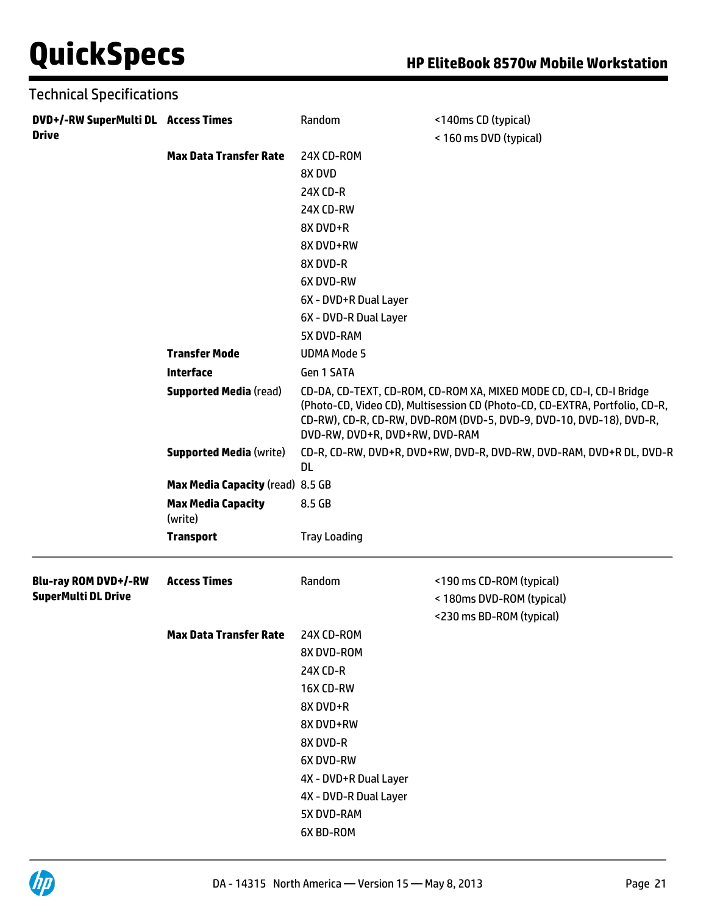## Technical Specifications

| | | | |
|---|---|---|---|
| **DVD+/-RW SuperMulti DL Drive** | **Access Times** | Random | <140ms CD (typical)<br>< 160 ms DVD (typical) |
| | **Max Data Transfer Rate** | 24X CD-ROM<br>8X DVD<br>24X CD-R<br>24X CD-RW<br>8X DVD+R<br>8X DVD+RW<br>8X DVD-R<br>6X DVD-RW<br>6X - DVD+R Dual Layer<br>6X - DVD-R Dual Layer<br>5X DVD-RAM | |
| | **Transfer Mode** | UDMA Mode 5 | |
| | **Interface** | Gen 1 SATA | |
| | **Supported Media** (read) | CD-DA, CD-TEXT, CD-ROM, CD-ROM XA, MIXED MODE CD, CD-I, CD-I Bridge (Photo-CD, Video CD), Multisession CD (Photo-CD, CD-EXTRA, Portfolio, CD-R, CD-RW), CD-R, CD-RW, DVD-ROM (DVD-5, DVD-9, DVD-10, DVD-18), DVD-R, DVD-RW, DVD+R, DVD+RW, DVD-RAM | |
| | **Supported Media** (write) | CD-R, CD-RW, DVD+R, DVD+RW, DVD-R, DVD-RW, DVD-RAM, DVD+R DL, DVD-R DL | |
| | **Max Media Capacity** (read) | 8.5 GB | |
| | **Max Media Capacity** (write) | 8.5 GB | |
| | **Transport** | Tray Loading | |

| | | | |
|---|---|---|---|
| **Blu-ray ROM DVD+/-RW SuperMulti DL Drive** | **Access Times** | Random | <190 ms CD-ROM (typical)<br>< 180ms DVD-ROM (typical)<br><230 ms BD-ROM (typical) |
| | **Max Data Transfer Rate** | 24X CD-ROM<br>8X DVD-ROM<br>24X CD-R<br>16X CD-RW<br>8X DVD+R<br>8X DVD+RW<br>8X DVD-R<br>6X DVD-RW<br>4X - DVD+R Dual Layer<br>4X - DVD-R Dual Layer<br>5X DVD-RAM<br>6X BD-ROM | |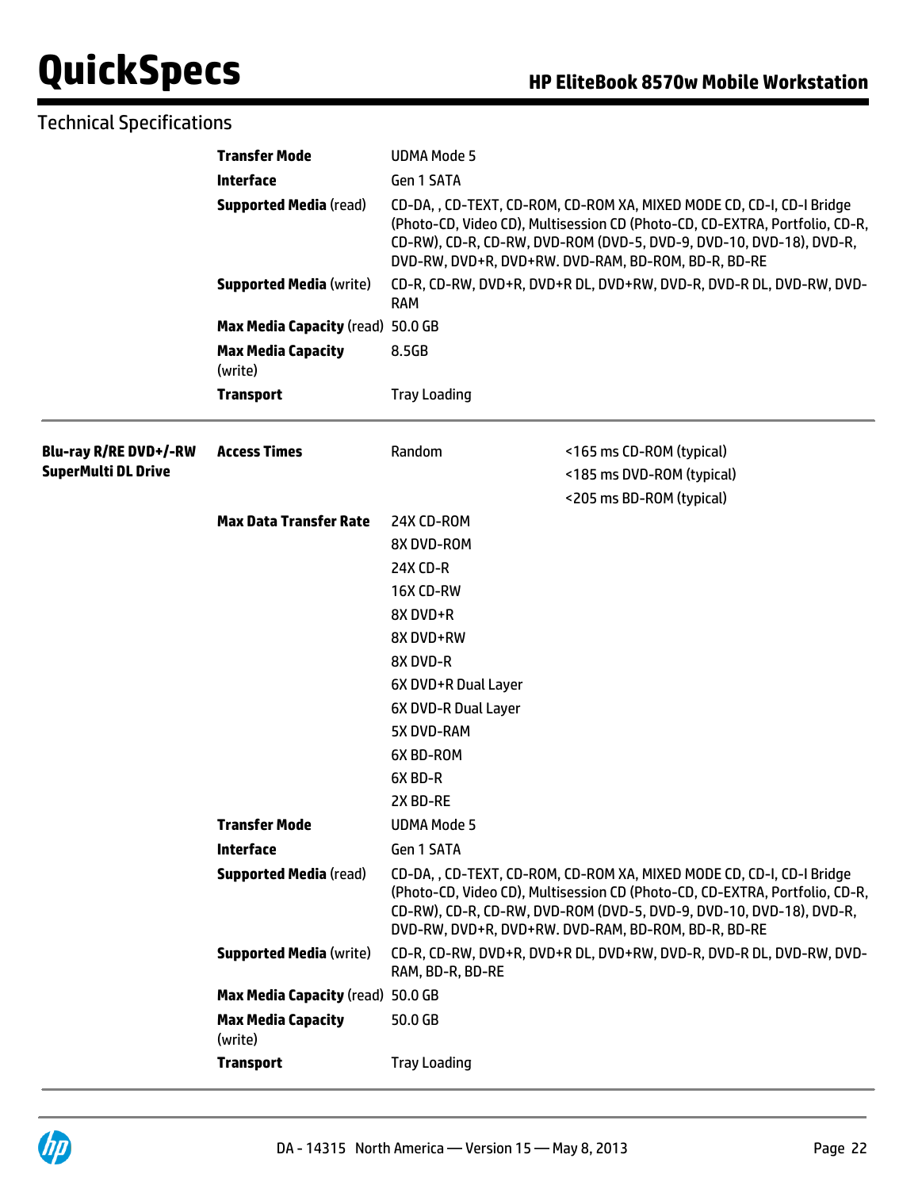## Technical Specifications

| | | | |
|---|---|---|---|
| | **Transfer Mode** | UDMA Mode 5 | |
| | **Interface** | Gen 1 SATA | |
| | **Supported Media** (read) | CD-DA, , CD-TEXT, CD-ROM, CD-ROM XA, MIXED MODE CD, CD-I, CD-I Bridge (Photo-CD, Video CD), Multisession CD (Photo-CD, CD-EXTRA, Portfolio, CD-R, CD-RW), CD-R, CD-RW, DVD-ROM (DVD-5, DVD-9, DVD-10, DVD-18), DVD-R, DVD-RW, DVD+R, DVD+RW. DVD-RAM, BD-ROM, BD-R, BD-RE | |
| | **Supported Media** (write) | CD-R, CD-RW, DVD+R, DVD+R DL, DVD+RW, DVD-R, DVD-R DL, DVD-RW, DVD-RAM | |
| | **Max Media Capacity** (read) | 50.0 GB | |
| | **Max Media Capacity** (write) | 8.5GB | |
| | **Transport** | Tray Loading | |

| | | | |
|---|---|---|---|
| **Blu-ray R/RE DVD+/-RW SuperMulti DL Drive** | **Access Times** | Random | <165 ms CD-ROM (typical) |
| | | | <185 ms DVD-ROM (typical) |
| | | | <205 ms BD-ROM (typical) |
| | **Max Data Transfer Rate** | 24X CD-ROM | |
| | | 8X DVD-ROM | |
| | | 24X CD-R | |
| | | 16X CD-RW | |
| | | 8X DVD+R | |
| | | 8X DVD+RW | |
| | | 8X DVD-R | |
| | | 6X DVD+R Dual Layer | |
| | | 6X DVD-R Dual Layer | |
| | | 5X DVD-RAM | |
| | | 6X BD-ROM | |
| | | 6X BD-R | |
| | | 2X BD-RE | |
| | **Transfer Mode** | UDMA Mode 5 | |
| | **Interface** | Gen 1 SATA | |
| | **Supported Media** (read) | CD-DA, , CD-TEXT, CD-ROM, CD-ROM XA, MIXED MODE CD, CD-I, CD-I Bridge (Photo-CD, Video CD), Multisession CD (Photo-CD, CD-EXTRA, Portfolio, CD-R, CD-RW), CD-R, CD-RW, DVD-ROM (DVD-5, DVD-9, DVD-10, DVD-18), DVD-R, DVD-RW, DVD+R, DVD+RW. DVD-RAM, BD-ROM, BD-R, BD-RE | |
| | **Supported Media** (write) | CD-R, CD-RW, DVD+R, DVD+R DL, DVD+RW, DVD-R, DVD-R DL, DVD-RW, DVD-RAM, BD-R, BD-RE | |
| | **Max Media Capacity** (read) | 50.0 GB | |
| | **Max Media Capacity** (write) | 50.0 GB | |
| | **Transport** | Tray Loading | |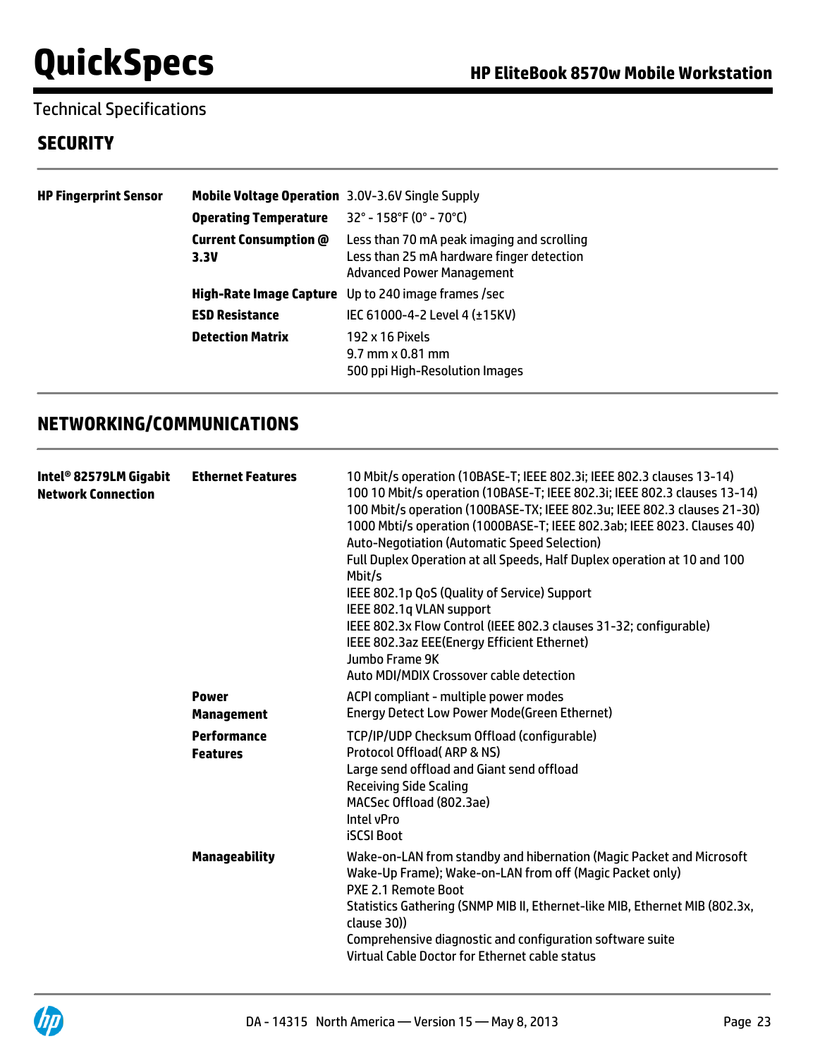Technical Specifications

## SECURITY

| | | |
|---|---|---|
| **HP Fingerprint Sensor** | **Mobile Voltage Operation** | 3.0V-3.6V Single Supply |
| | **Operating Temperature** | 32° - 158°F (0° - 70°C) |
| | **Current Consumption @ 3.3V** | Less than 70 mA peak imaging and scrolling<br>Less than 25 mA hardware finger detection<br>Advanced Power Management |
| | **High-Rate Image Capture** | Up to 240 image frames /sec |
| | **ESD Resistance** | IEC 61000-4-2 Level 4 (±15KV) |
| | **Detection Matrix** | 192 x 16 Pixels<br>9.7 mm x 0.81 mm<br>500 ppi High-Resolution Images |

## NETWORKING/COMMUNICATIONS

| | | |
|---|---|---|
| **Intel® 82579LM Gigabit Network Connection** | **Ethernet Features** | 10 Mbit/s operation (10BASE-T; IEEE 802.3i; IEEE 802.3 clauses 13-14)<br>100 10 Mbit/s operation (10BASE-T; IEEE 802.3i; IEEE 802.3 clauses 13-14)<br>100 Mbit/s operation (100BASE-TX; IEEE 802.3u; IEEE 802.3 clauses 21-30)<br>1000 Mbti/s operation (1000BASE-T; IEEE 802.3ab; IEEE 8023. Clauses 40)<br>Auto-Negotiation (Automatic Speed Selection)<br>Full Duplex Operation at all Speeds, Half Duplex operation at 10 and 100 Mbit/s<br>IEEE 802.1p QoS (Quality of Service) Support<br>IEEE 802.1q VLAN support<br>IEEE 802.3x Flow Control (IEEE 802.3 clauses 31-32; configurable)<br>IEEE 802.3az EEE(Energy Efficient Ethernet)<br>Jumbo Frame 9K<br>Auto MDI/MDIX Crossover cable detection |
| | **Power Management** | ACPI compliant - multiple power modes<br>Energy Detect Low Power Mode(Green Ethernet) |
| | **Performance Features** | TCP/IP/UDP Checksum Offload (configurable)<br>Protocol Offload( ARP & NS)<br>Large send offload and Giant send offload<br>Receiving Side Scaling<br>MACSec Offload (802.3ae)<br>Intel vPro<br>iSCSI Boot |
| | **Manageability** | Wake-on-LAN from standby and hibernation (Magic Packet and Microsoft Wake-Up Frame); Wake-on-LAN from off (Magic Packet only)<br>PXE 2.1 Remote Boot<br>Statistics Gathering (SNMP MIB II, Ethernet-like MIB, Ethernet MIB (802.3x, clause 30))<br>Comprehensive diagnostic and configuration software suite<br>Virtual Cable Doctor for Ethernet cable status |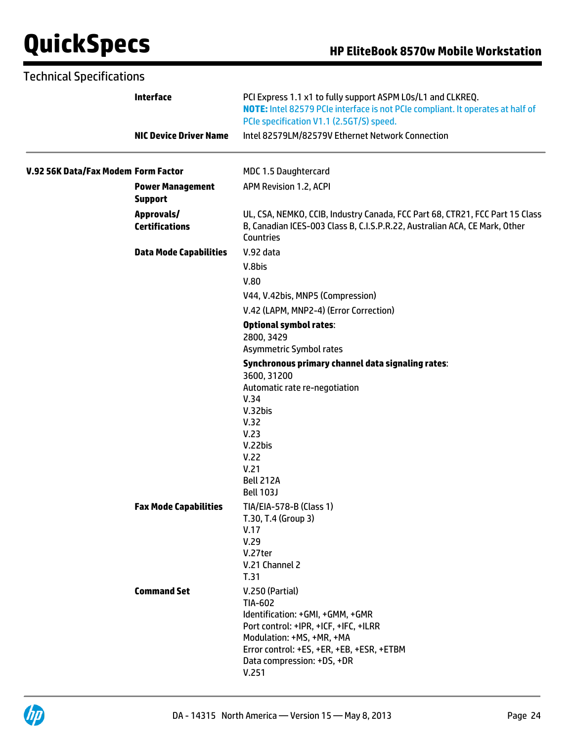## Technical Specifications

| | | |
|---|---|---|
| | **Interface** | PCI Express 1.1 x1 to fully support ASPM L0s/L1 and CLKREQ.<br>**NOTE:** Intel 82579 PCIe interface is not PCIe compliant. It operates at half of PCIe specification V1.1 (2.5GT/S) speed. |
| | **NIC Device Driver Name** | Intel 82579LM/82579V Ethernet Network Connection |
| **V.92 56K Data/Fax Modem** | **Form Factor** | MDC 1.5 Daughtercard |
| | **Power Management Support** | APM Revision 1.2, ACPI |
| | **Approvals/ Certifications** | UL, CSA, NEMKO, CCIB, Industry Canada, FCC Part 68, CTR21, FCC Part 15 Class B, Canadian ICES-003 Class B, C.I.S.P.R.22, Australian ACA, CE Mark, Other Countries |
| | **Data Mode Capabilities** | V.92 data<br>V.8bis<br>V.80<br>V44, V.42bis, MNP5 (Compression)<br>V.42 (LAPM, MNP2-4) (Error Correction)<br>**Optional symbol rates**:<br>2800, 3429<br>Asymmetric Symbol rates<br>**Synchronous primary channel data signaling rates**:<br>3600, 31200<br>Automatic rate re-negotiation<br>V.34<br>V.32bis<br>V.32<br>V.23<br>V.22bis<br>V.22<br>V.21<br>Bell 212A<br>Bell 103J |
| | **Fax Mode Capabilities** | TIA/EIA-578-B (Class 1)<br>T.30, T.4 (Group 3)<br>V.17<br>V.29<br>V.27ter<br>V.21 Channel 2<br>T.31 |
| | **Command Set** | V.250 (Partial)<br>TIA-602<br>Identification: +GMI, +GMM, +GMR<br>Port control: +IPR, +ICF, +IFC, +ILRR<br>Modulation: +MS, +MR, +MA<br>Error control: +ES, +ER, +EB, +ESR, +ETBM<br>Data compression: +DS, +DR<br>V.251 |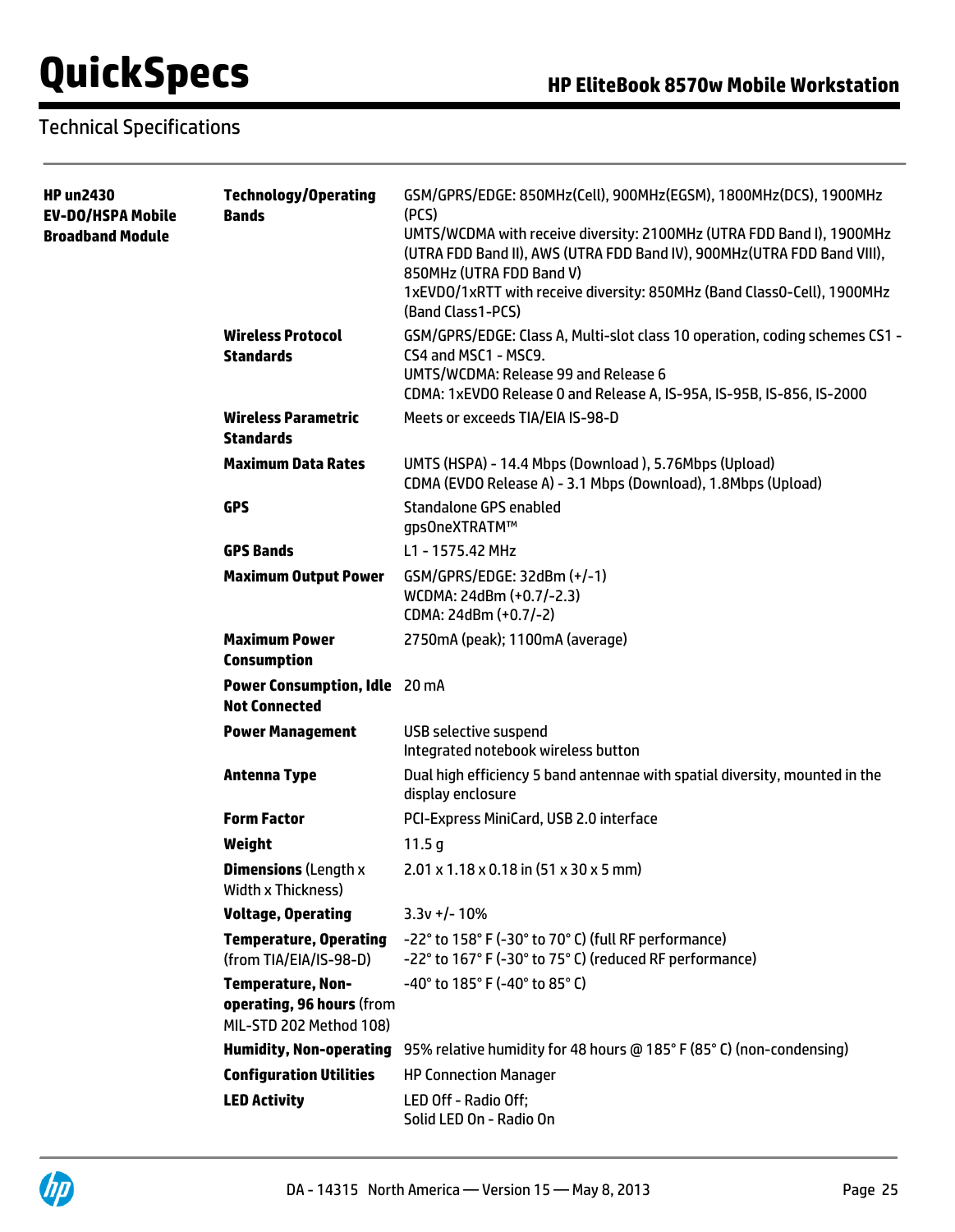## Technical Specifications

| | | |
|---|---|---|
| **HP un2430 EV-DO/HSPA Mobile Broadband Module** | **Technology/Operating Bands** | GSM/GPRS/EDGE: 850MHz(Cell), 900MHz(EGSM), 1800MHz(DCS), 1900MHz (PCS)<br>UMTS/WCDMA with receive diversity: 2100MHz (UTRA FDD Band I), 1900MHz (UTRA FDD Band II), AWS (UTRA FDD Band IV), 900MHz(UTRA FDD Band VIII), 850MHz (UTRA FDD Band V)<br>1xEVDO/1xRTT with receive diversity: 850MHz (Band Class0-Cell), 1900MHz (Band Class1-PCS) |
| | **Wireless Protocol Standards** | GSM/GPRS/EDGE: Class A, Multi-slot class 10 operation, coding schemes CS1 - CS4 and MSC1 - MSC9.<br>UMTS/WCDMA: Release 99 and Release 6<br>CDMA: 1xEVDO Release 0 and Release A, IS-95A, IS-95B, IS-856, IS-2000 |
| | **Wireless Parametric Standards** | Meets or exceeds TIA/EIA IS-98-D |
| | **Maximum Data Rates** | UMTS (HSPA) - 14.4 Mbps (Download ), 5.76Mbps (Upload)<br>CDMA (EVDO Release A) - 3.1 Mbps (Download), 1.8Mbps (Upload) |
| | **GPS** | Standalone GPS enabled<br>gpsOneXTRATM™ |
| | **GPS Bands** | L1 - 1575.42 MHz |
| | **Maximum Output Power** | GSM/GPRS/EDGE: 32dBm (+/-1)<br>WCDMA: 24dBm (+0.7/-2.3)<br>CDMA: 24dBm (+0.7/-2) |
| | **Maximum Power Consumption** | 2750mA (peak); 1100mA (average) |
| | **Power Consumption, Idle Not Connected** | 20 mA |
| | **Power Management** | USB selective suspend<br>Integrated notebook wireless button |
| | **Antenna Type** | Dual high efficiency 5 band antennae with spatial diversity, mounted in the display enclosure |
| | **Form Factor** | PCI-Express MiniCard, USB 2.0 interface |
| | **Weight** | 11.5 g |
| | **Dimensions** (Length x Width x Thickness) | 2.01 x 1.18 x 0.18 in (51 x 30 x 5 mm) |
| | **Voltage, Operating** | 3.3v +/- 10% |
| | **Temperature, Operating** (from TIA/EIA/IS-98-D) | -22° to 158° F (-30° to 70° C) (full RF performance)<br>-22° to 167° F (-30° to 75° C) (reduced RF performance) |
| | **Temperature, Non-operating, 96 hours** (from MIL-STD 202 Method 108) | -40° to 185° F (-40° to 85° C) |
| | **Humidity, Non-operating** | 95% relative humidity for 48 hours @ 185° F (85° C) (non-condensing) |
| | **Configuration Utilities** | HP Connection Manager |
| | **LED Activity** | LED Off - Radio Off;<br>Solid LED On - Radio On |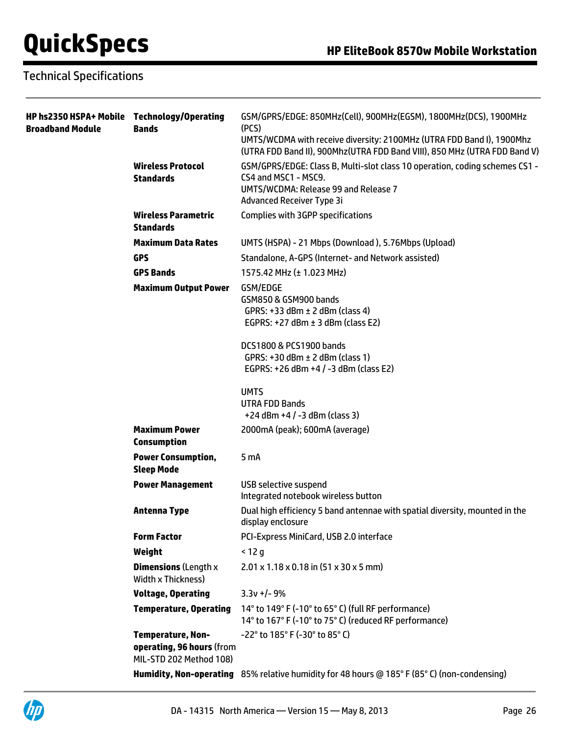## Technical Specifications

| | | |
|---|---|---|
| **HP hs2350 HSPA+ Mobile Broadband Module** | **Technology/Operating Bands** | GSM/GPRS/EDGE: 850MHz(Cell), 900MHz(EGSM), 1800MHz(DCS), 1900MHz (PCS)<br>UMTS/WCDMA with receive diversity: 2100MHz (UTRA FDD Band I), 1900Mhz (UTRA FDD Band II), 900Mhz(UTRA FDD Band VIII), 850 MHz (UTRA FDD Band V) |
| | **Wireless Protocol Standards** | GSM/GPRS/EDGE: Class B, Multi-slot class 10 operation, coding schemes CS1 - CS4 and MSC1 - MSC9.<br>UMTS/WCDMA: Release 99 and Release 7<br>Advanced Receiver Type 3i |
| | **Wireless Parametric Standards** | Complies with 3GPP specifications |
| | **Maximum Data Rates** | UMTS (HSPA) - 21 Mbps (Download ), 5.76Mbps (Upload) |
| | **GPS** | Standalone, A-GPS (Internet- and Network assisted) |
| | **GPS Bands** | 1575.42 MHz (± 1.023 MHz) |
| | **Maximum Output Power** | GSM/EDGE<br>GSM850 & GSM900 bands<br>GPRS: +33 dBm ± 2 dBm (class 4)<br>EGPRS: +27 dBm ± 3 dBm (class E2)<br><br>DCS1800 & PCS1900 bands<br>GPRS: +30 dBm ± 2 dBm (class 1)<br>EGPRS: +26 dBm +4 / -3 dBm (class E2)<br><br>UMTS<br>UTRA FDD Bands<br>+24 dBm +4 / -3 dBm (class 3) |
| | **Maximum Power Consumption** | 2000mA (peak); 600mA (average) |
| | **Power Consumption, Sleep Mode** | 5 mA |
| | **Power Management** | USB selective suspend<br>Integrated notebook wireless button |
| | **Antenna Type** | Dual high efficiency 5 band antennae with spatial diversity, mounted in the display enclosure |
| | **Form Factor** | PCI-Express MiniCard, USB 2.0 interface |
| | **Weight** | < 12 g |
| | **Dimensions** (Length x Width x Thickness) | 2.01 x 1.18 x 0.18 in (51 x 30 x 5 mm) |
| | **Voltage, Operating** | 3.3v +/- 9% |
| | **Temperature, Operating** | 14° to 149° F (-10° to 65° C) (full RF performance)<br>14° to 167° F (-10° to 75° C) (reduced RF performance) |
| | **Temperature, Non-operating, 96 hours** (from MIL-STD 202 Method 108) | -22° to 185° F (-30° to 85° C) |
| | **Humidity, Non-operating** | 85% relative humidity for 48 hours @ 185° F (85° C) (non-condensing) |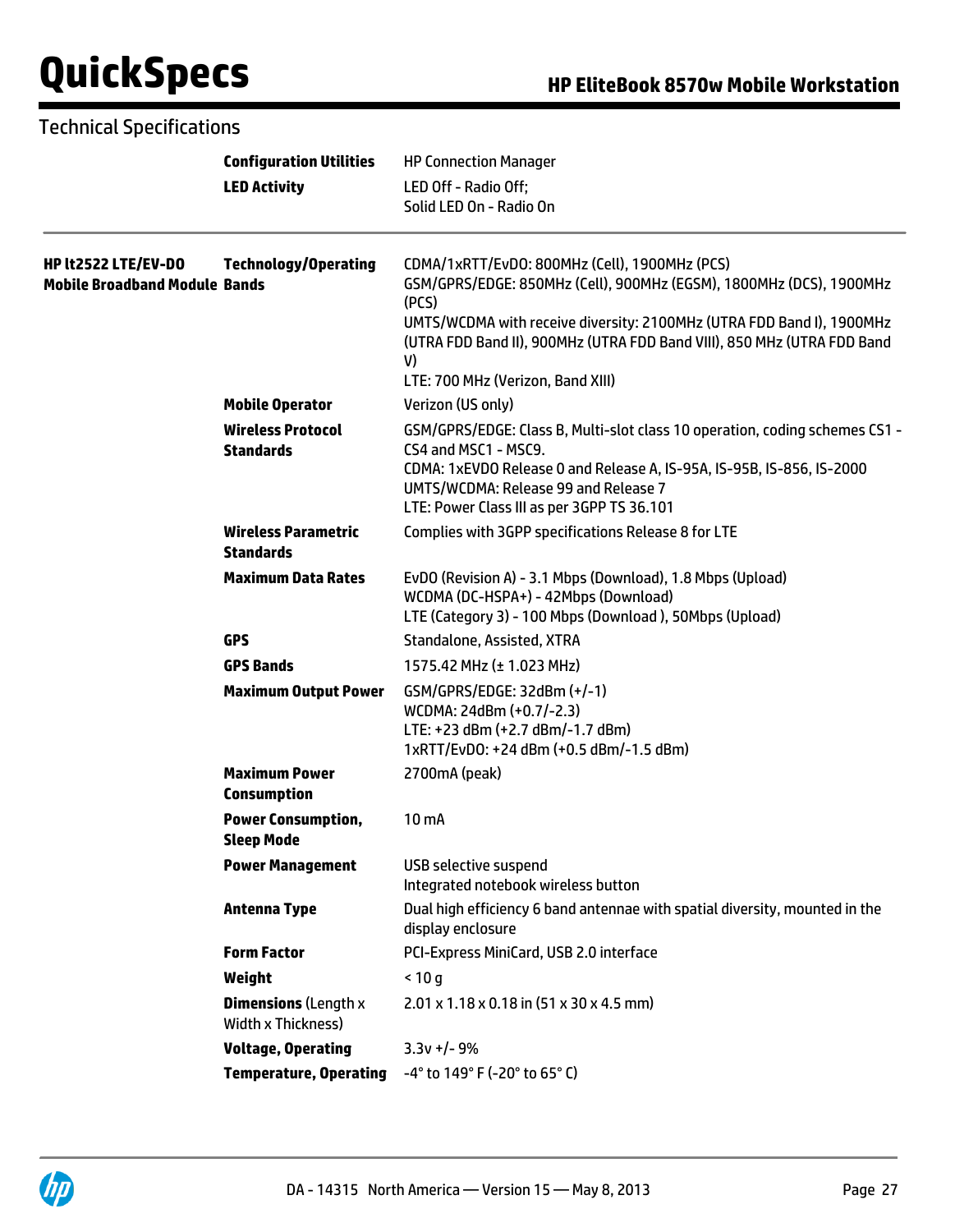## Technical Specifications

| | | |
|---|---|---|
| | **Configuration Utilities** | HP Connection Manager |
| | **LED Activity** | LED Off - Radio Off;<br>Solid LED On - Radio On |
| **HP lt2522 LTE/EV-DO Mobile Broadband Module** | **Technology/Operating Bands** | CDMA/1xRTT/EvDO: 800MHz (Cell), 1900MHz (PCS)<br>GSM/GPRS/EDGE: 850MHz (Cell), 900MHz (EGSM), 1800MHz (DCS), 1900MHz (PCS)<br>UMTS/WCDMA with receive diversity: 2100MHz (UTRA FDD Band I), 1900MHz (UTRA FDD Band II), 900MHz (UTRA FDD Band VIII), 850 MHz (UTRA FDD Band V)<br>LTE: 700 MHz (Verizon, Band XIII) |
| | **Mobile Operator** | Verizon (US only) |
| | **Wireless Protocol Standards** | GSM/GPRS/EDGE: Class B, Multi-slot class 10 operation, coding schemes CS1 - CS4 and MSC1 - MSC9.<br>CDMA: 1xEVDO Release 0 and Release A, IS-95A, IS-95B, IS-856, IS-2000<br>UMTS/WCDMA: Release 99 and Release 7<br>LTE: Power Class III as per 3GPP TS 36.101 |
| | **Wireless Parametric Standards** | Complies with 3GPP specifications Release 8 for LTE |
| | **Maximum Data Rates** | EvDO (Revision A) - 3.1 Mbps (Download), 1.8 Mbps (Upload)<br>WCDMA (DC-HSPA+) - 42Mbps (Download)<br>LTE (Category 3) - 100 Mbps (Download ), 50Mbps (Upload) |
| | **GPS** | Standalone, Assisted, XTRA |
| | **GPS Bands** | 1575.42 MHz (± 1.023 MHz) |
| | **Maximum Output Power** | GSM/GPRS/EDGE: 32dBm (+/-1)<br>WCDMA: 24dBm (+0.7/-2.3)<br>LTE: +23 dBm (+2.7 dBm/-1.7 dBm)<br>1xRTT/EvDO: +24 dBm (+0.5 dBm/-1.5 dBm) |
| | **Maximum Power Consumption** | 2700mA (peak) |
| | **Power Consumption, Sleep Mode** | 10 mA |
| | **Power Management** | USB selective suspend<br>Integrated notebook wireless button |
| | **Antenna Type** | Dual high efficiency 6 band antennae with spatial diversity, mounted in the display enclosure |
| | **Form Factor** | PCI-Express MiniCard, USB 2.0 interface |
| | **Weight** | < 10 g |
| | **Dimensions** (Length x Width x Thickness) | 2.01 x 1.18 x 0.18 in (51 x 30 x 4.5 mm) |
| | **Voltage, Operating** | 3.3v +/- 9% |
| | **Temperature, Operating** | -4° to 149° F (-20° to 65° C) |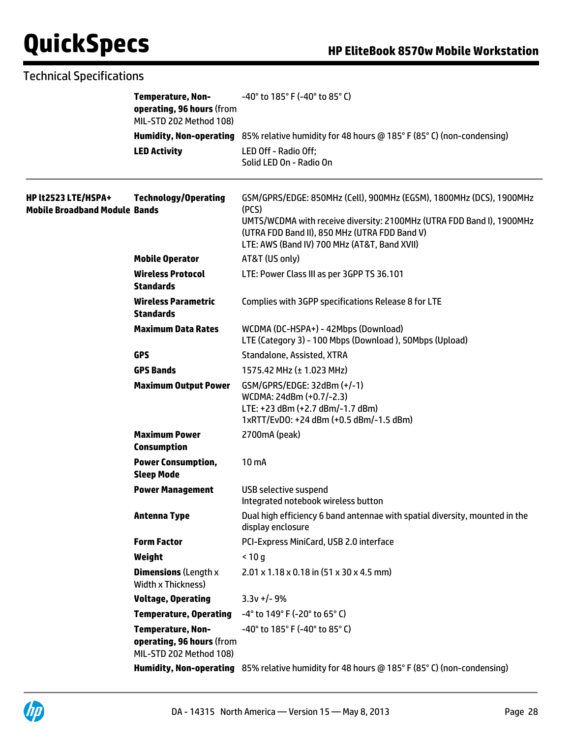## Technical Specifications

| | | |
|---|---|---|
| | **Temperature, Non-operating, 96 hours** (from MIL-STD 202 Method 108) | -40° to 185° F (-40° to 85° C) |
| | **Humidity, Non-operating** | 85% relative humidity for 48 hours @ 185° F (85° C) (non-condensing) |
| | **LED Activity** | LED Off - Radio Off;<br>Solid LED On - Radio On |

| | | |
|---|---|---|
| **HP lt2523 LTE/HSPA+ Mobile Broadband Module** | **Technology/Operating Bands** | GSM/GPRS/EDGE: 850MHz (Cell), 900MHz (EGSM), 1800MHz (DCS), 1900MHz (PCS)<br>UMTS/WCDMA with receive diversity: 2100MHz (UTRA FDD Band I), 1900MHz (UTRA FDD Band II), 850 MHz (UTRA FDD Band V)<br>LTE: AWS (Band IV) 700 MHz (AT&T, Band XVII) |
| | **Mobile Operator** | AT&T (US only) |
| | **Wireless Protocol Standards** | LTE: Power Class III as per 3GPP TS 36.101 |
| | **Wireless Parametric Standards** | Complies with 3GPP specifications Release 8 for LTE |
| | **Maximum Data Rates** | WCDMA (DC-HSPA+) - 42Mbps (Download)<br>LTE (Category 3) - 100 Mbps (Download ), 50Mbps (Upload) |
| | **GPS** | Standalone, Assisted, XTRA |
| | **GPS Bands** | 1575.42 MHz (± 1.023 MHz) |
| | **Maximum Output Power** | GSM/GPRS/EDGE: 32dBm (+/-1)<br>WCDMA: 24dBm (+0.7/-2.3)<br>LTE: +23 dBm (+2.7 dBm/-1.7 dBm)<br>1xRTT/EvDO: +24 dBm (+0.5 dBm/-1.5 dBm) |
| | **Maximum Power Consumption** | 2700mA (peak) |
| | **Power Consumption, Sleep Mode** | 10 mA |
| | **Power Management** | USB selective suspend<br>Integrated notebook wireless button |
| | **Antenna Type** | Dual high efficiency 6 band antennae with spatial diversity, mounted in the display enclosure |
| | **Form Factor** | PCI-Express MiniCard, USB 2.0 interface |
| | **Weight** | < 10 g |
| | **Dimensions** (Length x Width x Thickness) | 2.01 x 1.18 x 0.18 in (51 x 30 x 4.5 mm) |
| | **Voltage, Operating** | 3.3v +/- 9% |
| | **Temperature, Operating** | -4° to 149° F (-20° to 65° C) |
| | **Temperature, Non-operating, 96 hours** (from MIL-STD 202 Method 108) | -40° to 185° F (-40° to 85° C) |
| | **Humidity, Non-operating** | 85% relative humidity for 48 hours @ 185° F (85° C) (non-condensing) |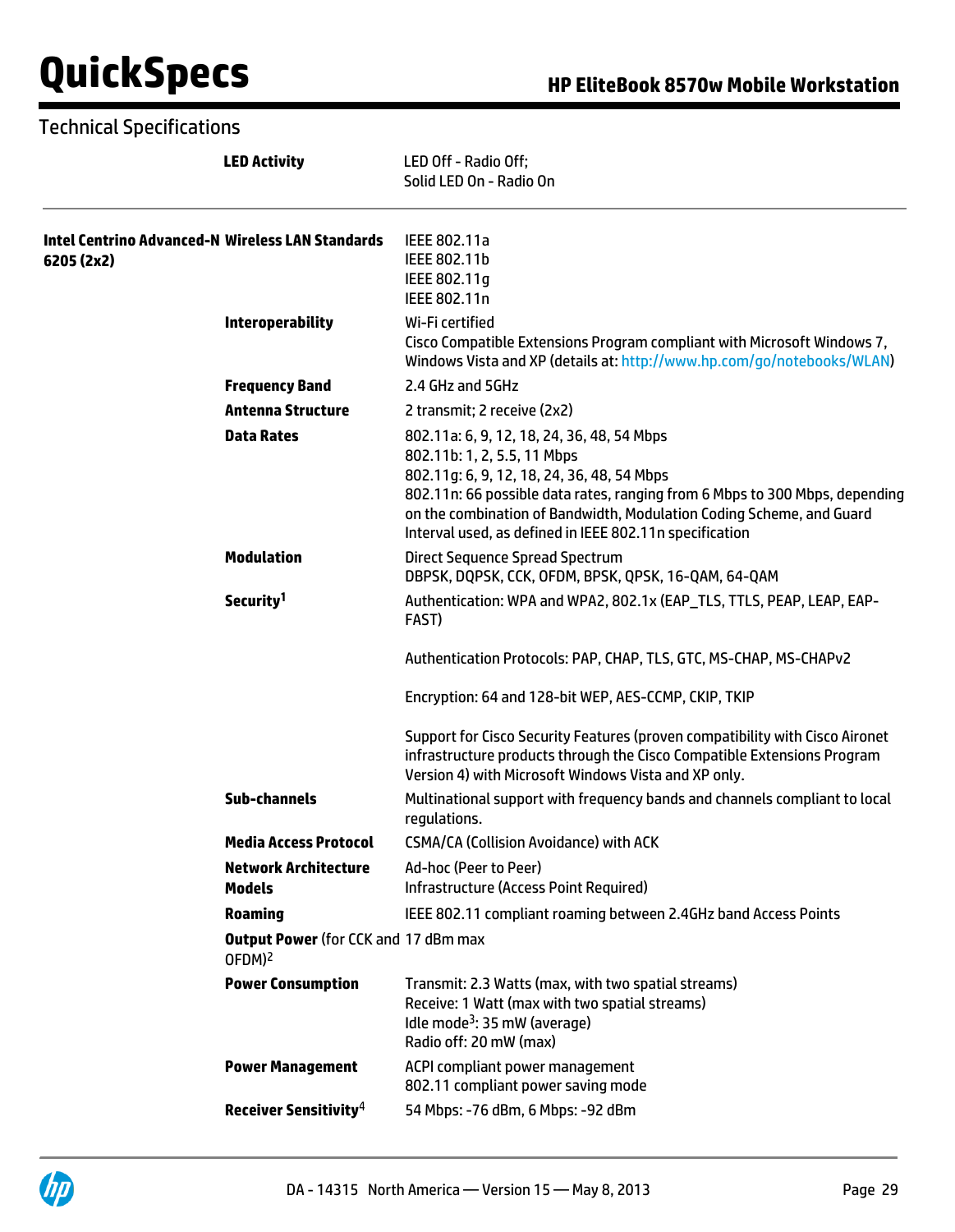## Technical Specifications

| | | |
|---|---|---|
| | **LED Activity** | LED Off - Radio Off;<br>Solid LED On - Radio On |
| **Intel Centrino Advanced-N 6205 (2x2)** | **Wireless LAN Standards** | IEEE 802.11a<br>IEEE 802.11b<br>IEEE 802.11g<br>IEEE 802.11n |
| | **Interoperability** | Wi-Fi certified<br>Cisco Compatible Extensions Program compliant with Microsoft Windows 7, Windows Vista and XP (details at: http://www.hp.com/go/notebooks/WLAN) |
| | **Frequency Band** | 2.4 GHz and 5GHz |
| | **Antenna Structure** | 2 transmit; 2 receive (2x2) |
| | **Data Rates** | 802.11a: 6, 9, 12, 18, 24, 36, 48, 54 Mbps<br>802.11b: 1, 2, 5.5, 11 Mbps<br>802.11g: 6, 9, 12, 18, 24, 36, 48, 54 Mbps<br>802.11n: 66 possible data rates, ranging from 6 Mbps to 300 Mbps, depending on the combination of Bandwidth, Modulation Coding Scheme, and Guard Interval used, as defined in IEEE 802.11n specification |
| | **Modulation** | Direct Sequence Spread Spectrum<br>DBPSK, DQPSK, CCK, OFDM, BPSK, QPSK, 16-QAM, 64-QAM |
| | **Security**[1] | Authentication: WPA and WPA2, 802.1x (EAP_TLS, TTLS, PEAP, LEAP, EAP-FAST)<br><br>Authentication Protocols: PAP, CHAP, TLS, GTC, MS-CHAP, MS-CHAPv2<br><br>Encryption: 64 and 128-bit WEP, AES-CCMP, CKIP, TKIP<br><br>Support for Cisco Security Features (proven compatibility with Cisco Aironet infrastructure products through the Cisco Compatible Extensions Program Version 4) with Microsoft Windows Vista and XP only. |
| | **Sub-channels** | Multinational support with frequency bands and channels compliant to local regulations. |
| | **Media Access Protocol** | CSMA/CA (Collision Avoidance) with ACK |
| | **Network Architecture Models** | Ad-hoc (Peer to Peer)<br>Infrastructure (Access Point Required) |
| | **Roaming** | IEEE 802.11 compliant roaming between 2.4GHz band Access Points |
| | **Output Power** (for CCK and OFDM)[2] | 17 dBm max |
| | **Power Consumption** | Transmit: 2.3 Watts (max, with two spatial streams)<br>Receive: 1 Watt (max with two spatial streams)<br>Idle mode[3]: 35 mW (average)<br>Radio off: 20 mW (max) |
| | **Power Management** | ACPI compliant power management<br>802.11 compliant power saving mode |
| | **Receiver Sensitivity**[4] | 54 Mbps: -76 dBm, 6 Mbps: -92 dBm |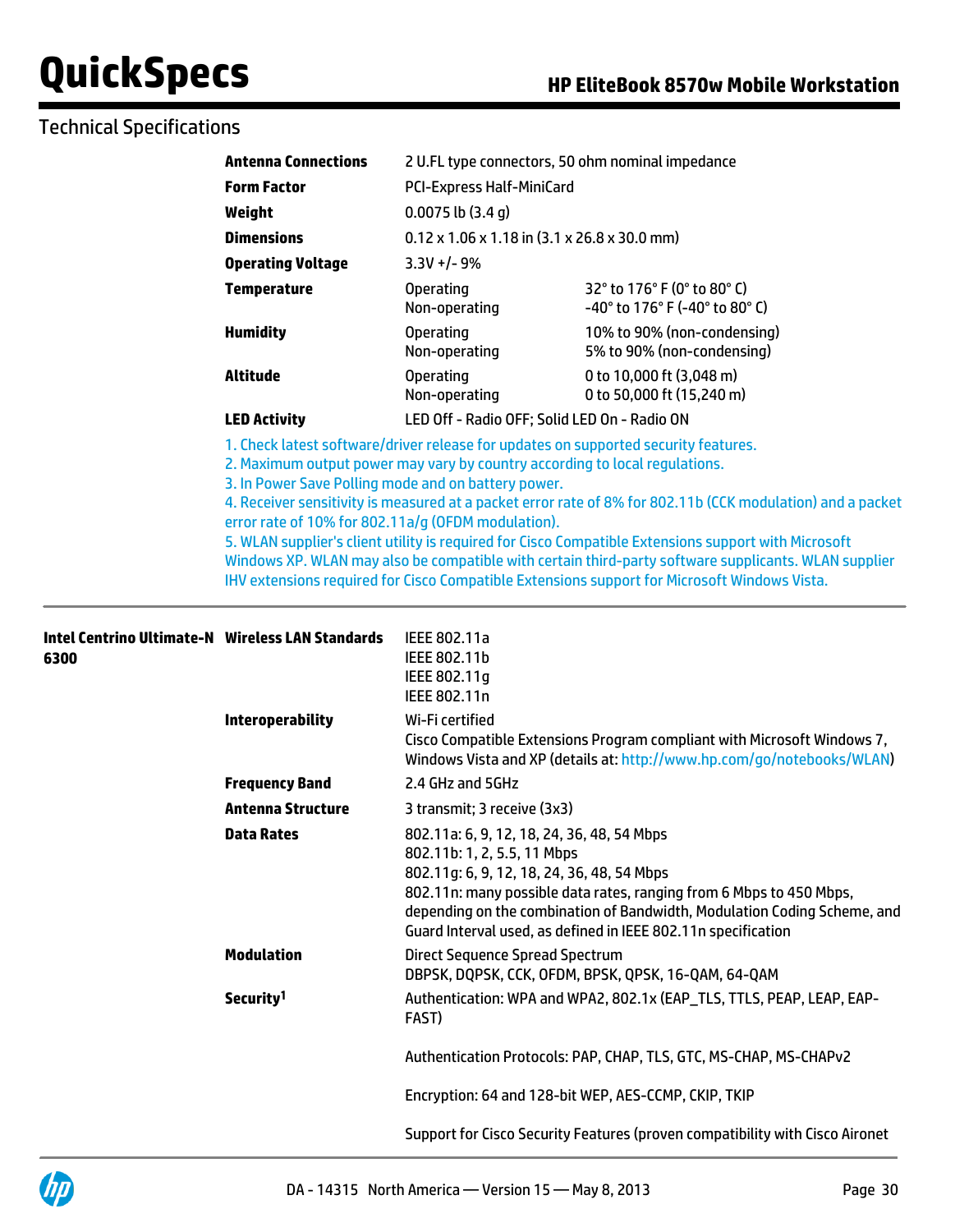## Technical Specifications

| | | | |
|---|---|---|---|
| | **Antenna Connections** | 2 U.FL type connectors, 50 ohm nominal impedance | |
| | **Form Factor** | PCI-Express Half-MiniCard | |
| | **Weight** | 0.0075 lb (3.4 g) | |
| | **Dimensions** | 0.12 x 1.06 x 1.18 in (3.1 x 26.8 x 30.0 mm) | |
| | **Operating Voltage** | 3.3V +/- 9% | |
| | **Temperature** | Operating<br>Non-operating | 32° to 176° F (0° to 80° C)<br>-40° to 176° F (-40° to 80° C) |
| | **Humidity** | Operating<br>Non-operating | 10% to 90% (non-condensing)<br>5% to 90% (non-condensing) |
| | **Altitude** | Operating<br>Non-operating | 0 to 10,000 ft (3,048 m)<br>0 to 50,000 ft (15,240 m) |
| | **LED Activity** | LED Off - Radio OFF; Solid LED On - Radio ON | |

1. Check latest software/driver release for updates on supported security features.
2. Maximum output power may vary by country according to local regulations.
3. In Power Save Polling mode and on battery power.
4. Receiver sensitivity is measured at a packet error rate of 8% for 802.11b (CCK modulation) and a packet error rate of 10% for 802.11a/g (OFDM modulation).
5. WLAN supplier's client utility is required for Cisco Compatible Extensions support with Microsoft Windows XP. WLAN may also be compatible with certain third-party software supplicants. WLAN supplier IHV extensions required for Cisco Compatible Extensions support for Microsoft Windows Vista.

---

| | | |
|---|---|---|
| **Intel Centrino Ultimate-N 6300** | **Wireless LAN Standards** | IEEE 802.11a<br>IEEE 802.11b<br>IEEE 802.11g<br>IEEE 802.11n |
| | **Interoperability** | Wi-Fi certified<br>Cisco Compatible Extensions Program compliant with Microsoft Windows 7, Windows Vista and XP (details at: http://www.hp.com/go/notebooks/WLAN) |
| | **Frequency Band** | 2.4 GHz and 5GHz |
| | **Antenna Structure** | 3 transmit; 3 receive (3x3) |
| | **Data Rates** | 802.11a: 6, 9, 12, 18, 24, 36, 48, 54 Mbps<br>802.11b: 1, 2, 5.5, 11 Mbps<br>802.11g: 6, 9, 12, 18, 24, 36, 48, 54 Mbps<br>802.11n: many possible data rates, ranging from 6 Mbps to 450 Mbps, depending on the combination of Bandwidth, Modulation Coding Scheme, and Guard Interval used, as defined in IEEE 802.11n specification |
| | **Modulation** | Direct Sequence Spread Spectrum<br>DBPSK, DQPSK, CCK, OFDM, BPSK, QPSK, 16-QAM, 64-QAM |
| | **Security[1]** | Authentication: WPA and WPA2, 802.1x (EAP_TLS, TTLS, PEAP, LEAP, EAP-FAST)<br><br>Authentication Protocols: PAP, CHAP, TLS, GTC, MS-CHAP, MS-CHAPv2<br><br>Encryption: 64 and 128-bit WEP, AES-CCMP, CKIP, TKIP<br><br>Support for Cisco Security Features (proven compatibility with Cisco Aironet |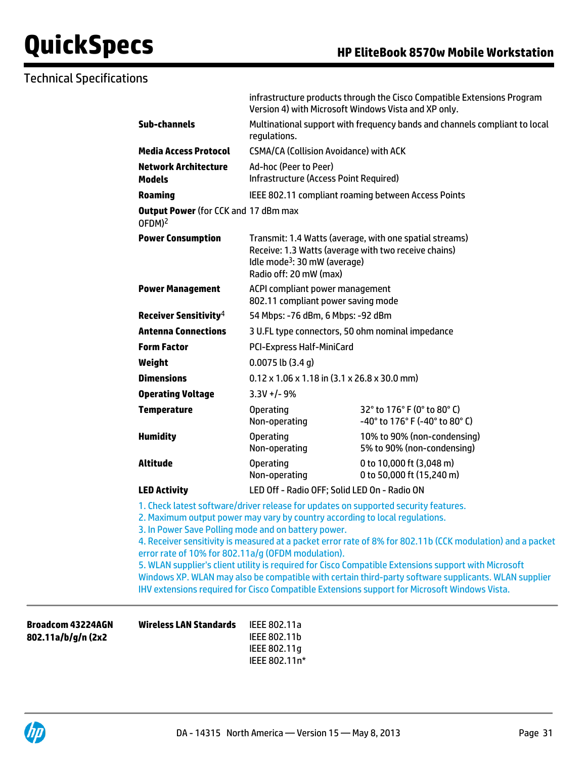## Technical Specifications

| | | | |
|---|---|---|---|
| | | infrastructure products through the Cisco Compatible Extensions Program Version 4) with Microsoft Windows Vista and XP only. | |
| | **Sub-channels** | Multinational support with frequency bands and channels compliant to local regulations. | |
| | **Media Access Protocol** | CSMA/CA (Collision Avoidance) with ACK | |
| | **Network Architecture Models** | Ad-hoc (Peer to Peer)<br>Infrastructure (Access Point Required) | |
| | **Roaming** | IEEE 802.11 compliant roaming between Access Points | |
| | **Output Power** (for CCK and OFDM)[2] | 17 dBm max | |
| | **Power Consumption** | Transmit: 1.4 Watts (average, with one spatial streams)<br>Receive: 1.3 Watts (average with two receive chains)<br>Idle mode[3]: 30 mW (average)<br>Radio off: 20 mW (max) | |
| | **Power Management** | ACPI compliant power management<br>802.11 compliant power saving mode | |
| | **Receiver Sensitivity**[4] | 54 Mbps: -76 dBm, 6 Mbps: -92 dBm | |
| | **Antenna Connections** | 3 U.FL type connectors, 50 ohm nominal impedance | |
| | **Form Factor** | PCI-Express Half-MiniCard | |
| | **Weight** | 0.0075 lb (3.4 g) | |
| | **Dimensions** | 0.12 x 1.06 x 1.18 in (3.1 x 26.8 x 30.0 mm) | |
| | **Operating Voltage** | 3.3V +/- 9% | |
| | **Temperature** | Operating<br>Non-operating | 32° to 176° F (0° to 80° C)<br>-40° to 176° F (-40° to 80° C) |
| | **Humidity** | Operating<br>Non-operating | 10% to 90% (non-condensing)<br>5% to 90% (non-condensing) |
| | **Altitude** | Operating<br>Non-operating | 0 to 10,000 ft (3,048 m)<br>0 to 50,000 ft (15,240 m) |
| | **LED Activity** | LED Off - Radio OFF; Solid LED On - Radio ON | |

1. Check latest software/driver release for updates on supported security features.
2. Maximum output power may vary by country according to local regulations.
3. In Power Save Polling mode and on battery power.
4. Receiver sensitivity is measured at a packet error rate of 8% for 802.11b (CCK modulation) and a packet error rate of 10% for 802.11a/g (OFDM modulation).
5. WLAN supplier's client utility is required for Cisco Compatible Extensions support with Microsoft Windows XP. WLAN may also be compatible with certain third-party software supplicants. WLAN supplier IHV extensions required for Cisco Compatible Extensions support for Microsoft Windows Vista.

| | | |
|---|---|---|
| **Broadcom 43224AGN 802.11a/b/g/n (2x2** | **Wireless LAN Standards** | IEEE 802.11a<br>IEEE 802.11b<br>IEEE 802.11g<br>IEEE 802.11n* |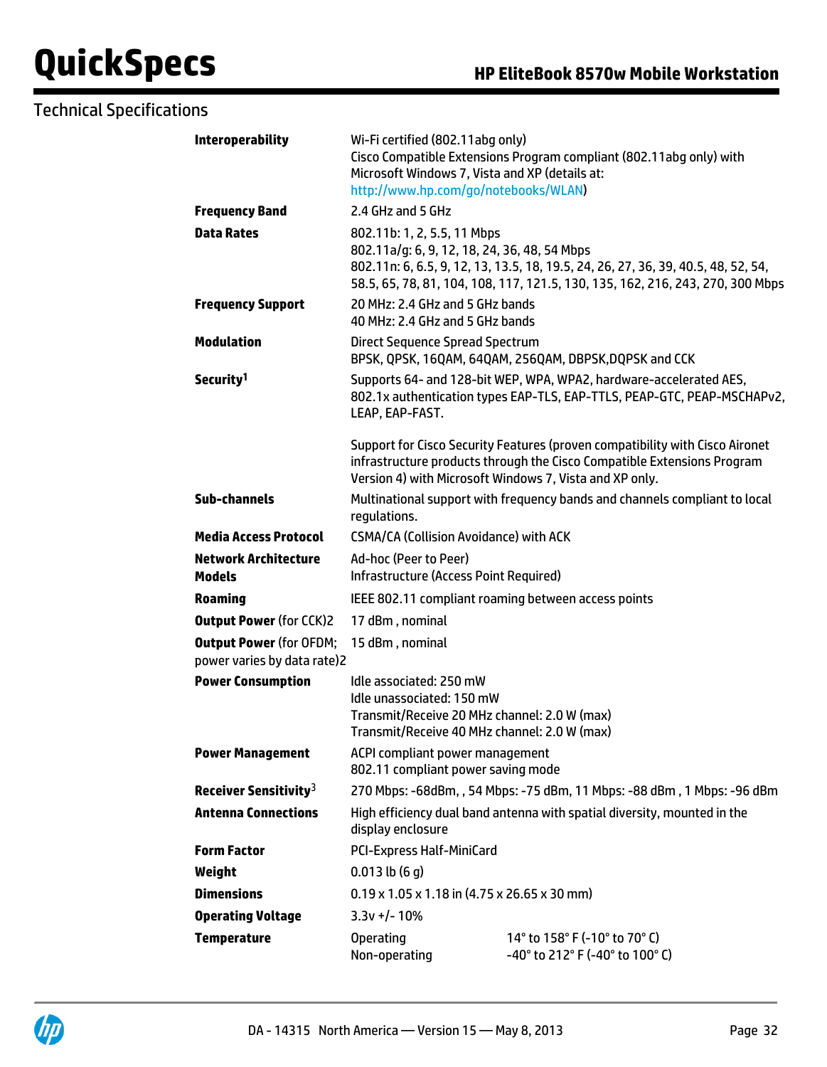## Technical Specifications

| | |
|---|---|
| **Interoperability** | Wi-Fi certified (802.11abg only)<br>Cisco Compatible Extensions Program compliant (802.11abg only) with Microsoft Windows 7, Vista and XP (details at: http://www.hp.com/go/notebooks/WLAN) |
| **Frequency Band** | 2.4 GHz and 5 GHz |
| **Data Rates** | 802.11b: 1, 2, 5.5, 11 Mbps<br>802.11a/g: 6, 9, 12, 18, 24, 36, 48, 54 Mbps<br>802.11n: 6, 6.5, 9, 12, 13, 13.5, 18, 19.5, 24, 26, 27, 36, 39, 40.5, 48, 52, 54, 58.5, 65, 78, 81, 104, 108, 117, 121.5, 130, 135, 162, 216, 243, 270, 300 Mbps |
| **Frequency Support** | 20 MHz: 2.4 GHz and 5 GHz bands<br>40 MHz: 2.4 GHz and 5 GHz bands |
| **Modulation** | Direct Sequence Spread Spectrum<br>BPSK, QPSK, 16QAM, 64QAM, 256QAM, DBPSK,DQPSK and CCK |
| **Security**[1] | Supports 64- and 128-bit WEP, WPA, WPA2, hardware-accelerated AES, 802.1x authentication types EAP-TLS, EAP-TTLS, PEAP-GTC, PEAP-MSCHAPv2, LEAP, EAP-FAST.<br><br>Support for Cisco Security Features (proven compatibility with Cisco Aironet infrastructure products through the Cisco Compatible Extensions Program Version 4) with Microsoft Windows 7, Vista and XP only. |
| **Sub-channels** | Multinational support with frequency bands and channels compliant to local regulations. |
| **Media Access Protocol** | CSMA/CA (Collision Avoidance) with ACK |
| **Network Architecture Models** | Ad-hoc (Peer to Peer)<br>Infrastructure (Access Point Required) |
| **Roaming** | IEEE 802.11 compliant roaming between access points |
| **Output Power** (for CCK)2 | 17 dBm , nominal |
| **Output Power** (for OFDM; power varies by data rate)2 | 15 dBm , nominal |
| **Power Consumption** | Idle associated: 250 mW<br>Idle unassociated: 150 mW<br>Transmit/Receive 20 MHz channel: 2.0 W (max)<br>Transmit/Receive 40 MHz channel: 2.0 W (max) |
| **Power Management** | ACPI compliant power management<br>802.11 compliant power saving mode |
| **Receiver Sensitivity**[3] | 270 Mbps: -68dBm, , 54 Mbps: -75 dBm, 11 Mbps: -88 dBm , 1 Mbps: -96 dBm |
| **Antenna Connections** | High efficiency dual band antenna with spatial diversity, mounted in the display enclosure |
| **Form Factor** | PCI-Express Half-MiniCard |
| **Weight** | 0.013 lb (6 g) |
| **Dimensions** | 0.19 x 1.05 x 1.18 in (4.75 x 26.65 x 30 mm) |
| **Operating Voltage** | 3.3v +/- 10% |
| **Temperature** | Operating: 14° to 158° F (-10° to 70° C)<br>Non-operating: -40° to 212° F (-40° to 100° C) |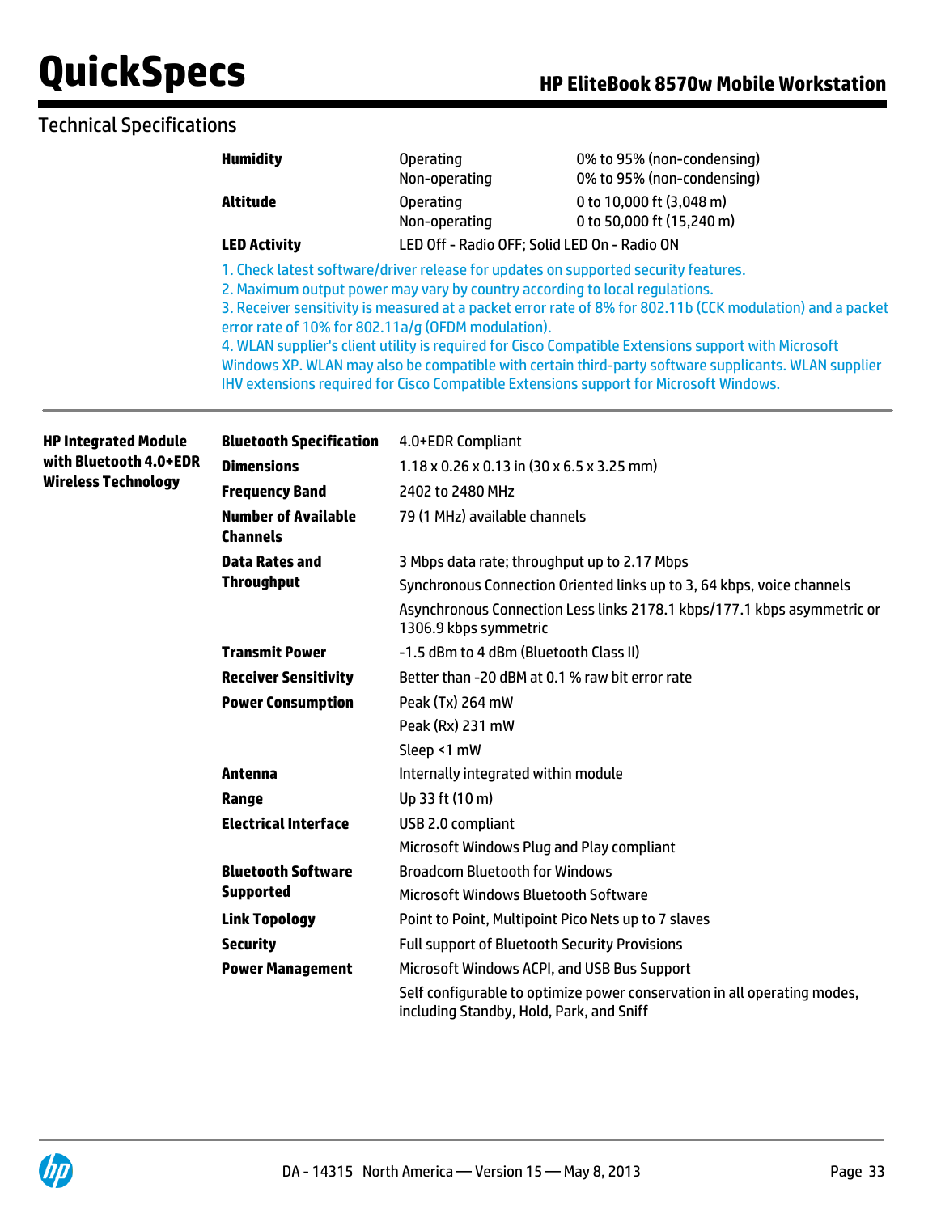## Technical Specifications

| | | | |
|---|---|---|---|
| | **Humidity** | Operating | 0% to 95% (non-condensing) |
| | | Non-operating | 0% to 95% (non-condensing) |
| | **Altitude** | Operating | 0 to 10,000 ft (3,048 m) |
| | | Non-operating | 0 to 50,000 ft (15,240 m) |
| | **LED Activity** | LED Off - Radio OFF; Solid LED On - Radio ON | |

1. Check latest software/driver release for updates on supported security features.
2. Maximum output power may vary by country according to local regulations.
3. Receiver sensitivity is measured at a packet error rate of 8% for 802.11b (CCK modulation) and a packet error rate of 10% for 802.11a/g (OFDM modulation).
4. WLAN supplier's client utility is required for Cisco Compatible Extensions support with Microsoft Windows XP. WLAN may also be compatible with certain third-party software supplicants. WLAN supplier IHV extensions required for Cisco Compatible Extensions support for Microsoft Windows.

| | | |
|---|---|---|
| **HP Integrated Module with Bluetooth 4.0+EDR Wireless Technology** | **Bluetooth Specification** | 4.0+EDR Compliant |
| | **Dimensions** | 1.18 x 0.26 x 0.13 in (30 x 6.5 x 3.25 mm) |
| | **Frequency Band** | 2402 to 2480 MHz |
| | **Number of Available Channels** | 79 (1 MHz) available channels |
| | **Data Rates and Throughput** | 3 Mbps data rate; throughput up to 2.17 Mbps |
| | | Synchronous Connection Oriented links up to 3, 64 kbps, voice channels |
| | | Asynchronous Connection Less links 2178.1 kbps/177.1 kbps asymmetric or 1306.9 kbps symmetric |
| | **Transmit Power** | -1.5 dBm to 4 dBm (Bluetooth Class II) |
| | **Receiver Sensitivity** | Better than -20 dBM at 0.1 % raw bit error rate |
| | **Power Consumption** | Peak (Tx) 264 mW |
| | | Peak (Rx) 231 mW |
| | | Sleep <1 mW |
| | **Antenna** | Internally integrated within module |
| | **Range** | Up 33 ft (10 m) |
| | **Electrical Interface** | USB 2.0 compliant |
| | | Microsoft Windows Plug and Play compliant |
| | **Bluetooth Software Supported** | Broadcom Bluetooth for Windows |
| | | Microsoft Windows Bluetooth Software |
| | **Link Topology** | Point to Point, Multipoint Pico Nets up to 7 slaves |
| | **Security** | Full support of Bluetooth Security Provisions |
| | **Power Management** | Microsoft Windows ACPI, and USB Bus Support |
| | | Self configurable to optimize power conservation in all operating modes, including Standby, Hold, Park, and Sniff |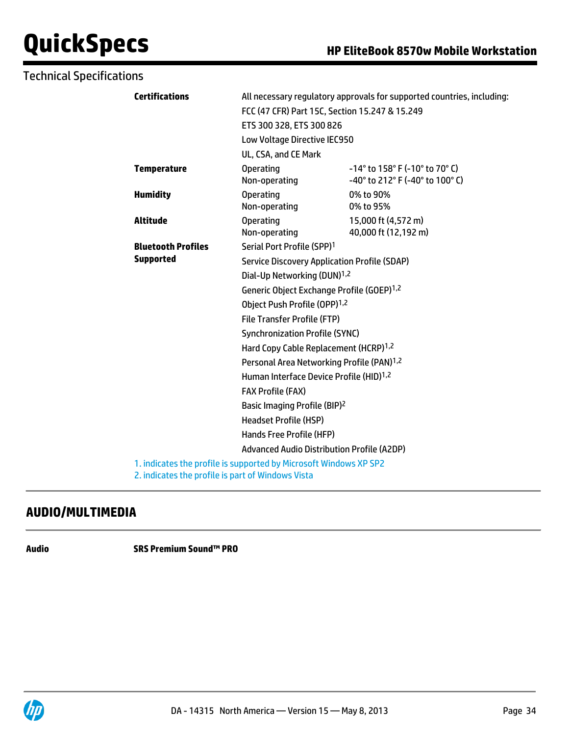## Technical Specifications

| | | |
|---|---|---|
| **Certifications** | All necessary regulatory approvals for supported countries, including: | |
| | FCC (47 CFR) Part 15C, Section 15.247 & 15.249 | |
| | ETS 300 328, ETS 300 826 | |
| | Low Voltage Directive IEC950 | |
| | UL, CSA, and CE Mark | |
| **Temperature** | Operating | -14° to 158° F (-10° to 70° C) |
| | Non-operating | -40° to 212° F (-40° to 100° C) |
| **Humidity** | Operating | 0% to 90% |
| | Non-operating | 0% to 95% |
| **Altitude** | Operating | 15,000 ft (4,572 m) |
| | Non-operating | 40,000 ft (12,192 m) |
| **Bluetooth Profiles Supported** | Serial Port Profile (SPP)[1] | |
| | Service Discovery Application Profile (SDAP) | |
| | Dial-Up Networking (DUN)[1,2] | |
| | Generic Object Exchange Profile (GOEP)[1,2] | |
| | Object Push Profile (OPP)[1,2] | |
| | File Transfer Profile (FTP) | |
| | Synchronization Profile (SYNC) | |
| | Hard Copy Cable Replacement (HCRP)[1,2] | |
| | Personal Area Networking Profile (PAN)[1,2] | |
| | Human Interface Device Profile (HID)[1,2] | |
| | FAX Profile (FAX) | |
| | Basic Imaging Profile (BIP)[2] | |
| | Headset Profile (HSP) | |
| | Hands Free Profile (HFP) | |
| | Advanced Audio Distribution Profile (A2DP) | |

1. indicates the profile is supported by Microsoft Windows XP SP2
2. indicates the profile is part of Windows Vista

## AUDIO/MULTIMEDIA

**Audio** **SRS Premium Sound™ PRO**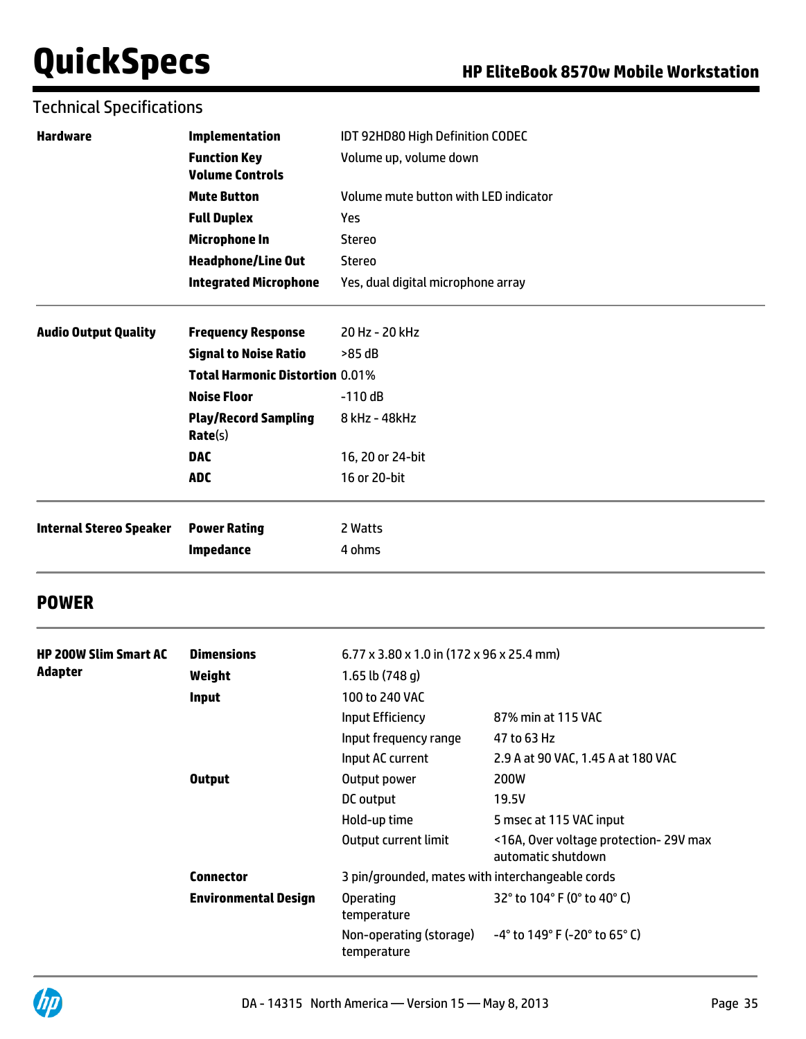Technical Specifications

| | | |
|---|---|---|
| **Hardware** | **Implementation** | IDT 92HD80 High Definition CODEC |
| | **Function Key Volume Controls** | Volume up, volume down |
| | **Mute Button** | Volume mute button with LED indicator |
| | **Full Duplex** | Yes |
| | **Microphone In** | Stereo |
| | **Headphone/Line Out** | Stereo |
| | **Integrated Microphone** | Yes, dual digital microphone array |
| **Audio Output Quality** | **Frequency Response** | 20 Hz - 20 kHz |
| | **Signal to Noise Ratio** | >85 dB |
| | **Total Harmonic Distortion** | 0.01% |
| | **Noise Floor** | -110 dB |
| | **Play/Record Sampling Rate**(s) | 8 kHz - 48kHz |
| | **DAC** | 16, 20 or 24-bit |
| | **ADC** | 16 or 20-bit |
| **Internal Stereo Speaker** | **Power Rating** | 2 Watts |
| | **Impedance** | 4 ohms |

## POWER

| | | | |
|---|---|---|---|
| **HP 200W Slim Smart AC Adapter** | **Dimensions** | 6.77 x 3.80 x 1.0 in (172 x 96 x 25.4 mm) | |
| | **Weight** | 1.65 lb (748 g) | |
| | **Input** | 100 to 240 VAC | |
| | | Input Efficiency | 87% min at 115 VAC |
| | | Input frequency range | 47 to 63 Hz |
| | | Input AC current | 2.9 A at 90 VAC, 1.45 A at 180 VAC |
| | **Output** | Output power | 200W |
| | | DC output | 19.5V |
| | | Hold-up time | 5 msec at 115 VAC input |
| | | Output current limit | <16A, Over voltage protection- 29V max automatic shutdown |
| | **Connector** | 3 pin/grounded, mates with interchangeable cords | |
| | **Environmental Design** | Operating temperature | 32° to 104° F (0° to 40° C) |
| | | Non-operating (storage) temperature | -4° to 149° F (-20° to 65° C) |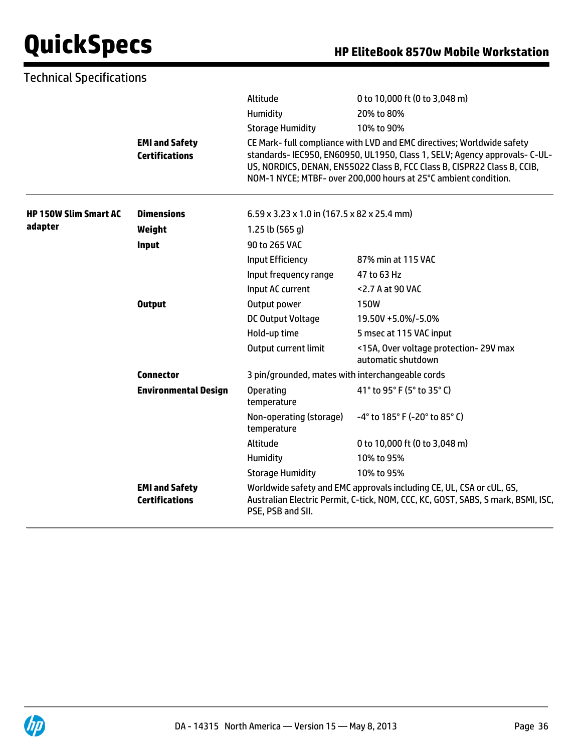Technical Specifications

| | | | |
|---|---|---|---|
| | | Altitude | 0 to 10,000 ft (0 to 3,048 m) |
| | | Humidity | 20% to 80% |
| | | Storage Humidity | 10% to 90% |
| | **EMI and Safety Certifications** | CE Mark- full compliance with LVD and EMC directives; Worldwide safety standards- IEC950, EN60950, UL1950, Class 1, SELV; Agency approvals- C-UL-US, NORDICS, DENAN, EN55022 Class B, FCC Class B, CISPR22 Class B, CCIB, NOM-1 NYCE; MTBF- over 200,000 hours at 25°C ambient condition. | |
| **HP 150W Slim Smart AC adapter** | **Dimensions** | 6.59 x 3.23 x 1.0 in (167.5 x 82 x 25.4 mm) | |
| | **Weight** | 1.25 lb (565 g) | |
| | **Input** | 90 to 265 VAC | |
| | | Input Efficiency | 87% min at 115 VAC |
| | | Input frequency range | 47 to 63 Hz |
| | | Input AC current | <2.7 A at 90 VAC |
| | **Output** | Output power | 150W |
| | | DC Output Voltage | 19.50V +5.0%/-5.0% |
| | | Hold-up time | 5 msec at 115 VAC input |
| | | Output current limit | <15A, Over voltage protection- 29V max automatic shutdown |
| | **Connector** | 3 pin/grounded, mates with interchangeable cords | |
| | **Environmental Design** | Operating temperature | 41° to 95° F (5° to 35° C) |
| | | Non-operating (storage) temperature | -4° to 185° F (-20° to 85° C) |
| | | Altitude | 0 to 10,000 ft (0 to 3,048 m) |
| | | Humidity | 10% to 95% |
| | | Storage Humidity | 10% to 95% |
| | **EMI and Safety Certifications** | Worldwide safety and EMC approvals including CE, UL, CSA or cUL, GS, Australian Electric Permit, C-tick, NOM, CCC, KC, GOST, SABS, S mark, BSMI, ISC, PSE, PSB and SII. | |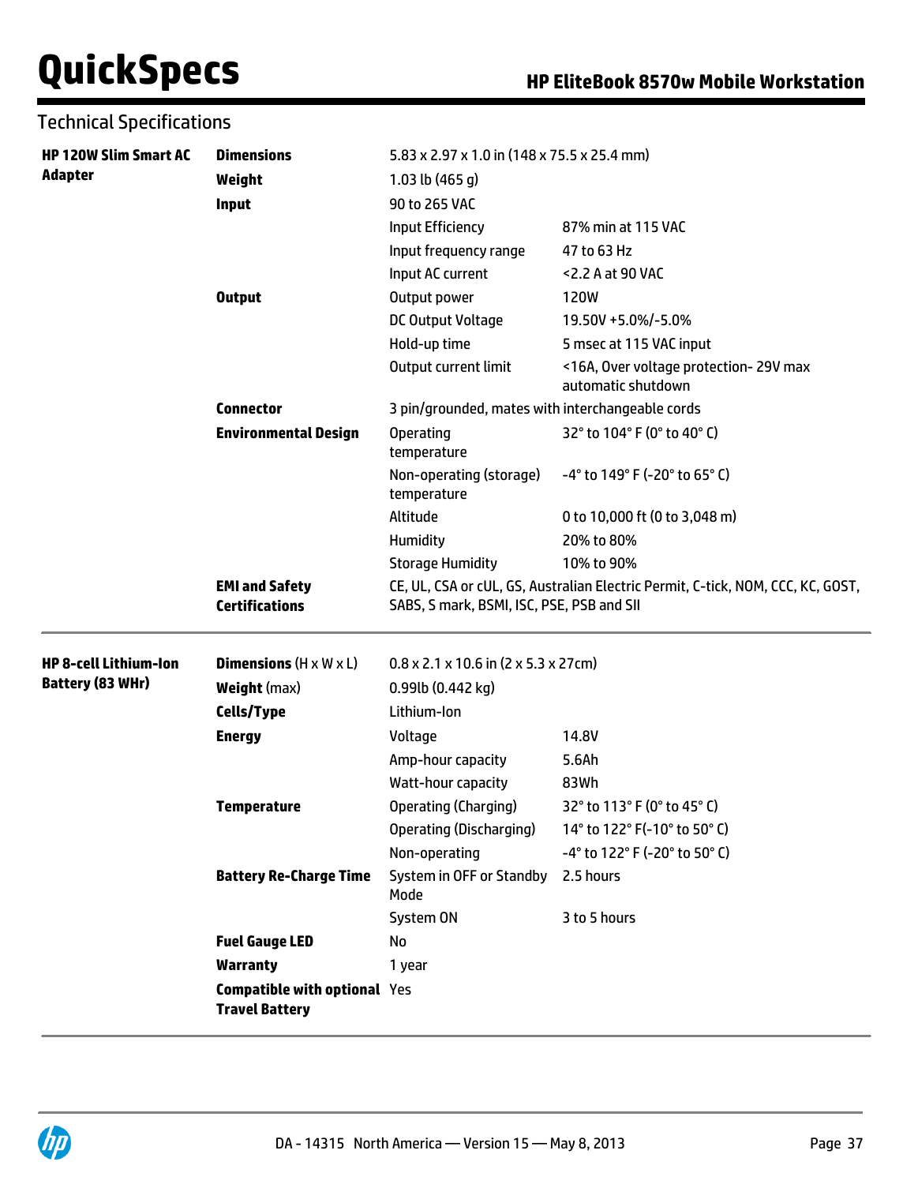## Technical Specifications

| | | | |
|---|---|---|---|
| **HP 120W Slim Smart AC Adapter** | **Dimensions** | 5.83 x 2.97 x 1.0 in (148 x 75.5 x 25.4 mm) | |
| | **Weight** | 1.03 lb (465 g) | |
| | **Input** | 90 to 265 VAC | |
| | | Input Efficiency | 87% min at 115 VAC |
| | | Input frequency range | 47 to 63 Hz |
| | | Input AC current | <2.2 A at 90 VAC |
| | **Output** | Output power | 120W |
| | | DC Output Voltage | 19.50V +5.0%/-5.0% |
| | | Hold-up time | 5 msec at 115 VAC input |
| | | Output current limit | <16A, Over voltage protection- 29V max automatic shutdown |
| | **Connector** | 3 pin/grounded, mates with interchangeable cords | |
| | **Environmental Design** | Operating temperature | 32° to 104° F (0° to 40° C) |
| | | Non-operating (storage) temperature | -4° to 149° F (-20° to 65° C) |
| | | Altitude | 0 to 10,000 ft (0 to 3,048 m) |
| | | Humidity | 20% to 80% |
| | | Storage Humidity | 10% to 90% |
| | **EMI and Safety Certifications** | CE, UL, CSA or cUL, GS, Australian Electric Permit, C-tick, NOM, CCC, KC, GOST, SABS, S mark, BSMI, ISC, PSE, PSB and SII | |

| | | | |
|---|---|---|---|
| **HP 8-cell Lithium-Ion Battery (83 WHr)** | **Dimensions** (H x W x L) | 0.8 x 2.1 x 10.6 in (2 x 5.3 x 27cm) | |
| | **Weight** (max) | 0.99lb (0.442 kg) | |
| | **Cells/Type** | Lithium-Ion | |
| | **Energy** | Voltage | 14.8V |
| | | Amp-hour capacity | 5.6Ah |
| | | Watt-hour capacity | 83Wh |
| | **Temperature** | Operating (Charging) | 32° to 113° F (0° to 45° C) |
| | | Operating (Discharging) | 14° to 122° F(-10° to 50° C) |
| | | Non-operating | -4° to 122° F (-20° to 50° C) |
| | **Battery Re-Charge Time** | System in OFF or Standby Mode | 2.5 hours |
| | | System ON | 3 to 5 hours |
| | **Fuel Gauge LED** | No | |
| | **Warranty** | 1 year | |
| | **Compatible with optional Travel Battery** | Yes | |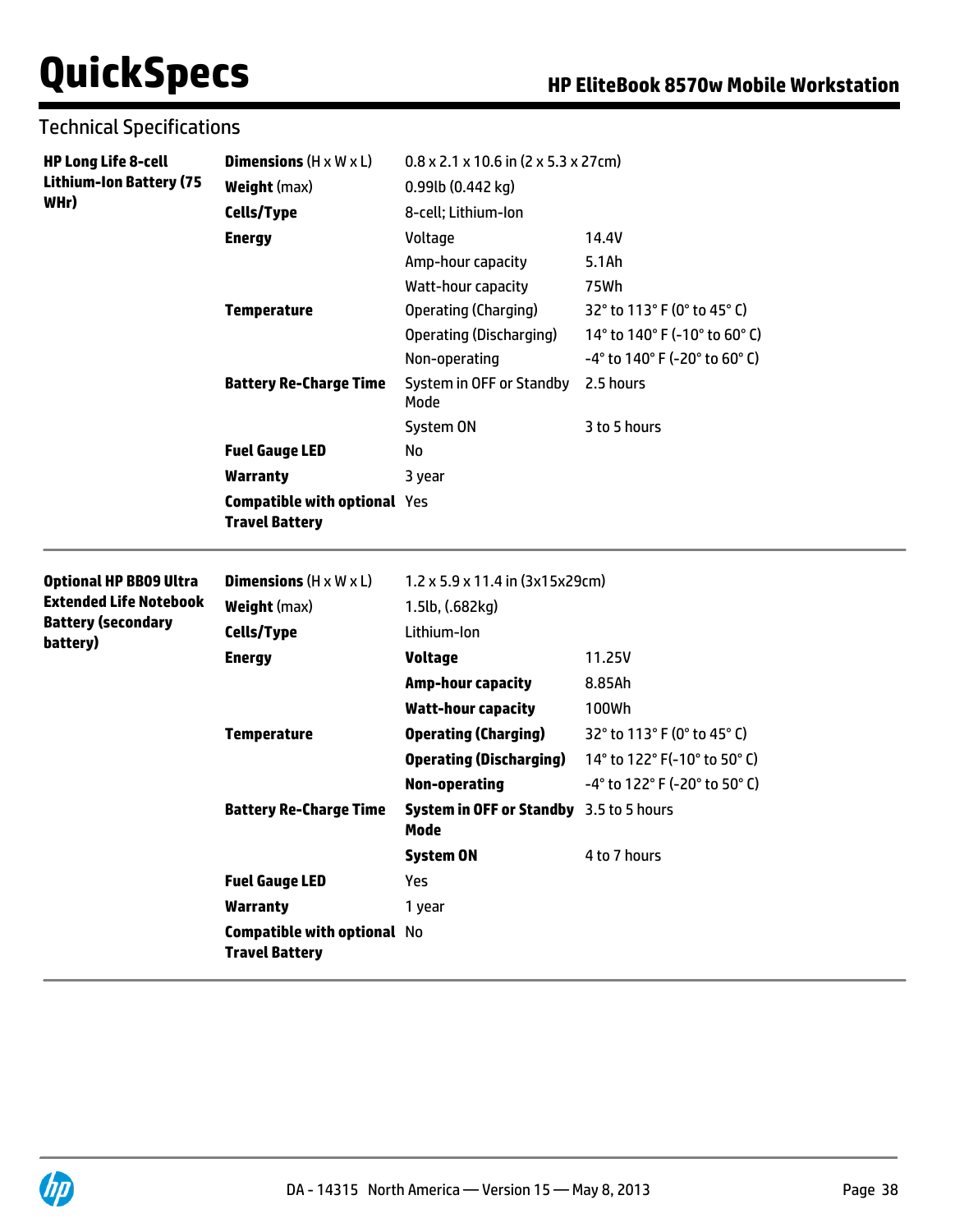## Technical Specifications

| | | | |
|---|---|---|---|
| **HP Long Life 8-cell Lithium-Ion Battery (75 WHr)** | **Dimensions** (H x W x L) | 0.8 x 2.1 x 10.6 in (2 x 5.3 x 27cm) | |
| | **Weight** (max) | 0.99lb (0.442 kg) | |
| | **Cells/Type** | 8-cell; Lithium-Ion | |
| | **Energy** | Voltage | 14.4V |
| | | Amp-hour capacity | 5.1Ah |
| | | Watt-hour capacity | 75Wh |
| | **Temperature** | Operating (Charging) | 32° to 113° F (0° to 45° C) |
| | | Operating (Discharging) | 14° to 140° F (-10° to 60° C) |
| | | Non-operating | -4° to 140° F (-20° to 60° C) |
| | **Battery Re-Charge Time** | System in OFF or Standby Mode | 2.5 hours |
| | | System ON | 3 to 5 hours |
| | **Fuel Gauge LED** | No | |
| | **Warranty** | 3 year | |
| | **Compatible with optional Travel Battery** | Yes | |

| | | | |
|---|---|---|---|
| **Optional HP BB09 Ultra Extended Life Notebook Battery (secondary battery)** | **Dimensions** (H x W x L) | 1.2 x 5.9 x 11.4 in (3x15x29cm) | |
| | **Weight** (max) | 1.5lb, (.682kg) | |
| | **Cells/Type** | Lithium-Ion | |
| | **Energy** | **Voltage** | 11.25V |
| | | **Amp-hour capacity** | 8.85Ah |
| | | **Watt-hour capacity** | 100Wh |
| | **Temperature** | **Operating (Charging)** | 32° to 113° F (0° to 45° C) |
| | | **Operating (Discharging)** | 14° to 122° F(-10° to 50° C) |
| | | **Non-operating** | -4° to 122° F (-20° to 50° C) |
| | **Battery Re-Charge Time** | **System in OFF or Standby Mode** | 3.5 to 5 hours |
| | | **System ON** | 4 to 7 hours |
| | **Fuel Gauge LED** | Yes | |
| | **Warranty** | 1 year | |
| | **Compatible with optional Travel Battery** | No | |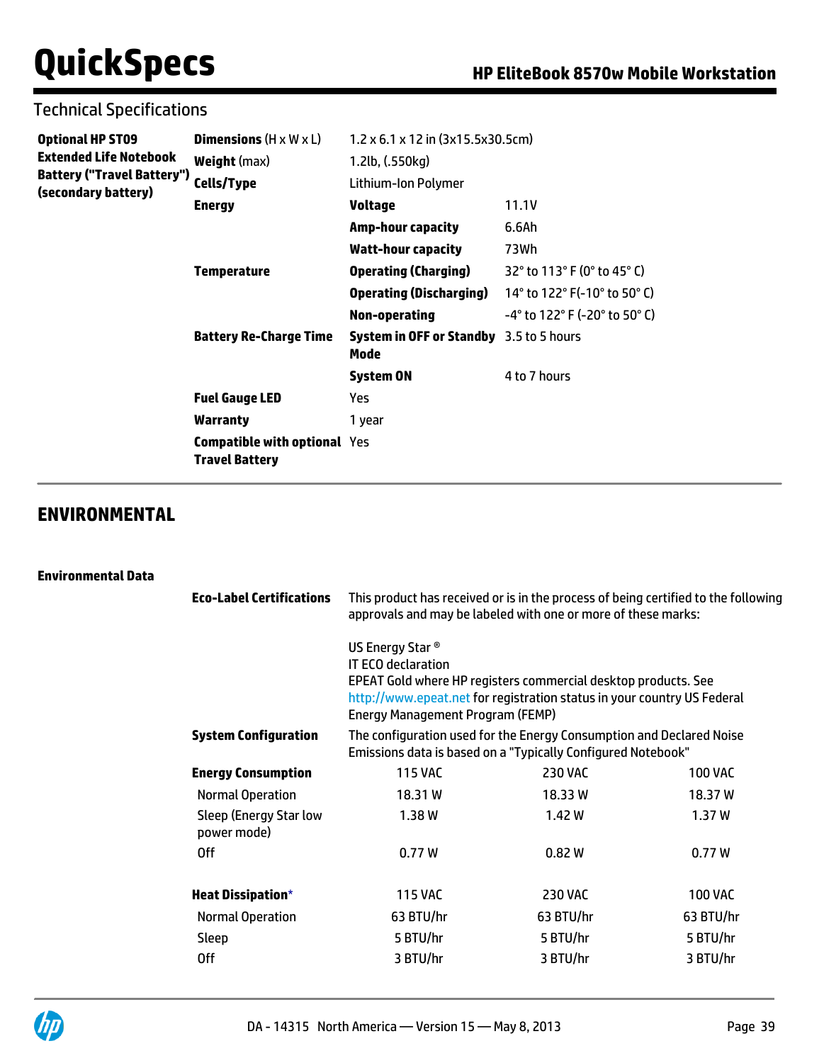## Technical Specifications

| | | | |
|---|---|---|---|
| **Optional HP ST09 Extended Life Notebook Battery ("Travel Battery") (secondary battery)** | **Dimensions** (H x W x L) | 1.2 x 6.1 x 12 in (3x15.5x30.5cm) | |
| | **Weight** (max) | 1.2lb, (.550kg) | |
| | **Cells/Type** | Lithium-Ion Polymer | |
| | **Energy** | **Voltage** | 11.1V |
| | | **Amp-hour capacity** | 6.6Ah |
| | | **Watt-hour capacity** | 73Wh |
| | **Temperature** | **Operating (Charging)** | 32° to 113° F (0° to 45° C) |
| | | **Operating (Discharging)** | 14° to 122° F(-10° to 50° C) |
| | | **Non-operating** | -4° to 122° F (-20° to 50° C) |
| | **Battery Re-Charge Time** | **System in OFF or Standby Mode** | 3.5 to 5 hours |
| | | **System ON** | 4 to 7 hours |
| | **Fuel Gauge LED** | Yes | |
| | **Warranty** | 1 year | |
| | **Compatible with optional Travel Battery** | Yes | |

## ENVIRONMENTAL

### Environmental Data

**Eco-Label Certifications**

This product has received or is in the process of being certified to the following approvals and may be labeled with one or more of these marks:

US Energy Star ®
IT ECO declaration
EPEAT Gold where HP registers commercial desktop products. See http://www.epeat.net for registration status in your country US Federal Energy Management Program (FEMP)

**System Configuration**

The configuration used for the Energy Consumption and Declared Noise Emissions data is based on a "Typically Configured Notebook"

| **Energy Consumption** | 115 VAC | 230 VAC | 100 VAC |
|---|---|---|---|
| Normal Operation | 18.31 W | 18.33 W | 18.37 W |
| Sleep (Energy Star low power mode) | 1.38 W | 1.42 W | 1.37 W |
| Off | 0.77 W | 0.82 W | 0.77 W |

| **Heat Dissipation*** | 115 VAC | 230 VAC | 100 VAC |
|---|---|---|---|
| Normal Operation | 63 BTU/hr | 63 BTU/hr | 63 BTU/hr |
| Sleep | 5 BTU/hr | 5 BTU/hr | 5 BTU/hr |
| Off | 3 BTU/hr | 3 BTU/hr | 3 BTU/hr |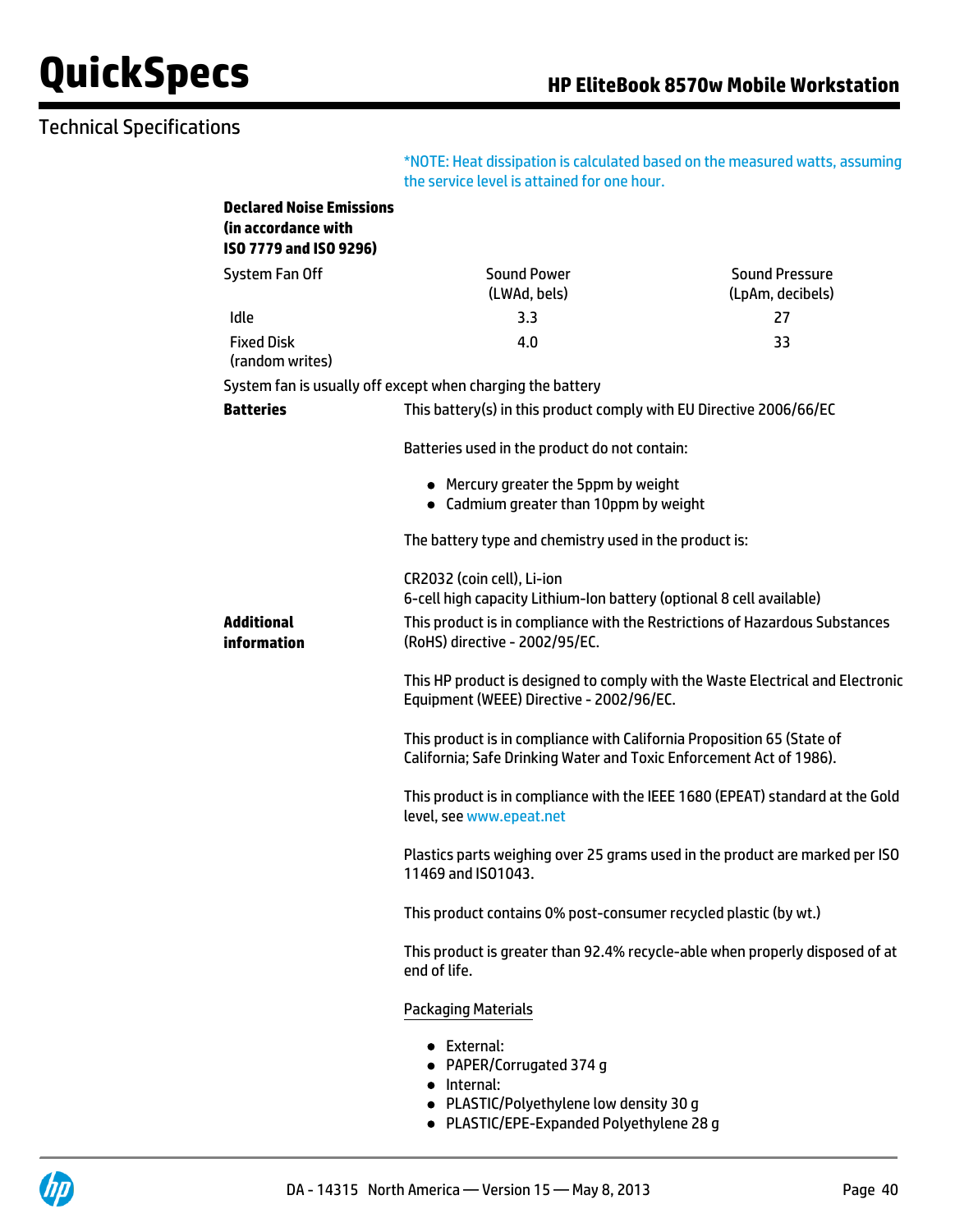## Technical Specifications

*NOTE: Heat dissipation is calculated based on the measured watts, assuming the service level is attained for one hour.

**Declared Noise Emissions (in accordance with ISO 7779 and ISO 9296)**

| System Fan Off | Sound Power (LWAd, bels) | Sound Pressure (LpAm, decibels) |
|---|---|---|
| Idle | 3.3 | 27 |
| Fixed Disk (random writes) | 4.0 | 33 |

System fan is usually off except when charging the battery

**Batteries**

This battery(s) in this product comply with EU Directive 2006/66/EC

Batteries used in the product do not contain:

- Mercury greater the 5ppm by weight
- Cadmium greater than 10ppm by weight

The battery type and chemistry used in the product is:

CR2032 (coin cell), Li-ion
6-cell high capacity Lithium-Ion battery (optional 8 cell available)

**Additional information**

This product is in compliance with the Restrictions of Hazardous Substances (RoHS) directive - 2002/95/EC.

This HP product is designed to comply with the Waste Electrical and Electronic Equipment (WEEE) Directive - 2002/96/EC.

This product is in compliance with California Proposition 65 (State of California; Safe Drinking Water and Toxic Enforcement Act of 1986).

This product is in compliance with the IEEE 1680 (EPEAT) standard at the Gold level, see www.epeat.net

Plastics parts weighing over 25 grams used in the product are marked per ISO 11469 and ISO1043.

This product contains 0% post-consumer recycled plastic (by wt.)

This product is greater than 92.4% recycle-able when properly disposed of at end of life.

Packaging Materials

- External:
- PAPER/Corrugated 374 g
- Internal:
- PLASTIC/Polyethylene low density 30 g
- PLASTIC/EPE-Expanded Polyethylene 28 g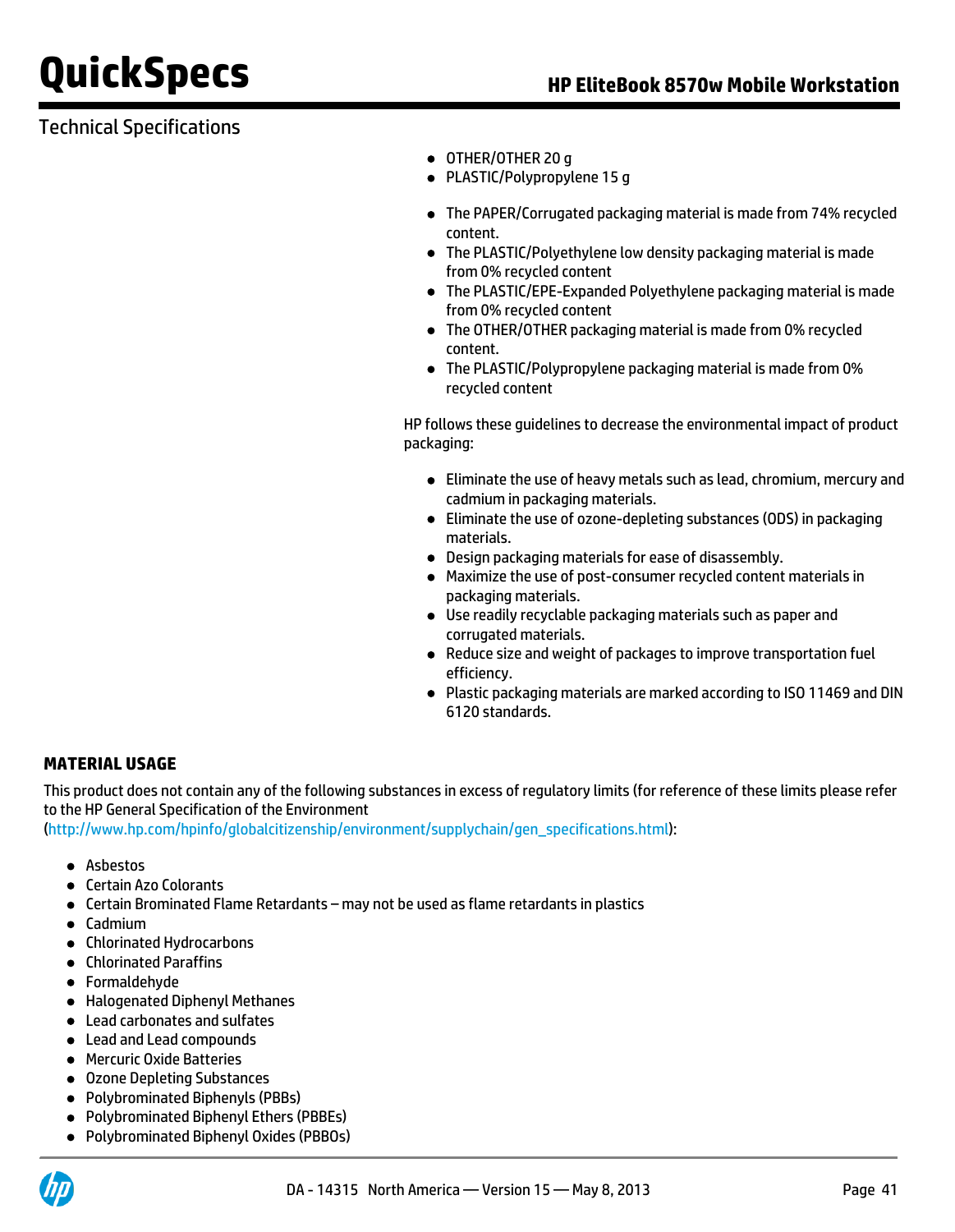Technical Specifications

- OTHER/OTHER 20 g
- PLASTIC/Polypropylene 15 g

- The PAPER/Corrugated packaging material is made from 74% recycled content.
- The PLASTIC/Polyethylene low density packaging material is made from 0% recycled content
- The PLASTIC/EPE-Expanded Polyethylene packaging material is made from 0% recycled content
- The OTHER/OTHER packaging material is made from 0% recycled content.
- The PLASTIC/Polypropylene packaging material is made from 0% recycled content

HP follows these guidelines to decrease the environmental impact of product packaging:

- Eliminate the use of heavy metals such as lead, chromium, mercury and cadmium in packaging materials.
- Eliminate the use of ozone-depleting substances (ODS) in packaging materials.
- Design packaging materials for ease of disassembly.
- Maximize the use of post-consumer recycled content materials in packaging materials.
- Use readily recyclable packaging materials such as paper and corrugated materials.
- Reduce size and weight of packages to improve transportation fuel efficiency.
- Plastic packaging materials are marked according to ISO 11469 and DIN 6120 standards.

**MATERIAL USAGE**

This product does not contain any of the following substances in excess of regulatory limits (for reference of these limits please refer to the HP General Specification of the Environment (http://www.hp.com/hpinfo/globalcitizenship/environment/supplychain/gen_specifications.html):

- Asbestos
- Certain Azo Colorants
- Certain Brominated Flame Retardants – may not be used as flame retardants in plastics
- Cadmium
- Chlorinated Hydrocarbons
- Chlorinated Paraffins
- Formaldehyde
- Halogenated Diphenyl Methanes
- Lead carbonates and sulfates
- Lead and Lead compounds
- Mercuric Oxide Batteries
- Ozone Depleting Substances
- Polybrominated Biphenyls (PBBs)
- Polybrominated Biphenyl Ethers (PBBEs)
- Polybrominated Biphenyl Oxides (PBBOs)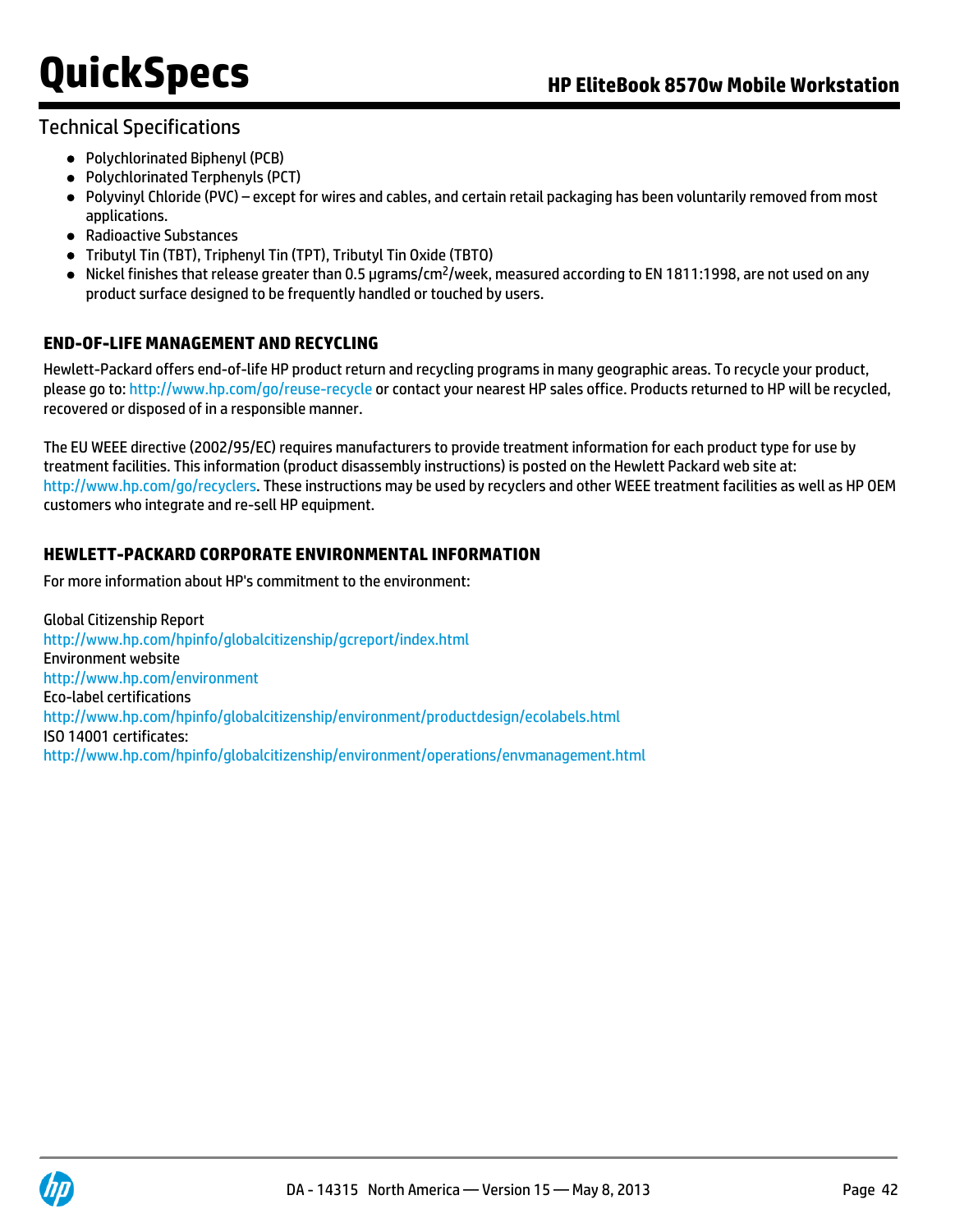## Technical Specifications

- Polychlorinated Biphenyl (PCB)
- Polychlorinated Terphenyls (PCT)
- Polyvinyl Chloride (PVC) – except for wires and cables, and certain retail packaging has been voluntarily removed from most applications.
- Radioactive Substances
- Tributyl Tin (TBT), Triphenyl Tin (TPT), Tributyl Tin Oxide (TBTO)
- Nickel finishes that release greater than 0.5 μgrams/$cm^2$/week, measured according to EN 1811:1998, are not used on any product surface designed to be frequently handled or touched by users.

### END-OF-LIFE MANAGEMENT AND RECYCLING

Hewlett-Packard offers end-of-life HP product return and recycling programs in many geographic areas. To recycle your product, please go to: http://www.hp.com/go/reuse-recycle or contact your nearest HP sales office. Products returned to HP will be recycled, recovered or disposed of in a responsible manner.

The EU WEEE directive (2002/95/EC) requires manufacturers to provide treatment information for each product type for use by treatment facilities. This information (product disassembly instructions) is posted on the Hewlett Packard web site at: http://www.hp.com/go/recyclers. These instructions may be used by recyclers and other WEEE treatment facilities as well as HP OEM customers who integrate and re-sell HP equipment.

### HEWLETT-PACKARD CORPORATE ENVIRONMENTAL INFORMATION

For more information about HP's commitment to the environment:

Global Citizenship Report
http://www.hp.com/hpinfo/globalcitizenship/gcreport/index.html
Environment website
http://www.hp.com/environment
Eco-label certifications
http://www.hp.com/hpinfo/globalcitizenship/environment/productdesign/ecolabels.html
ISO 14001 certificates:
http://www.hp.com/hpinfo/globalcitizenship/environment/operations/envmanagement.html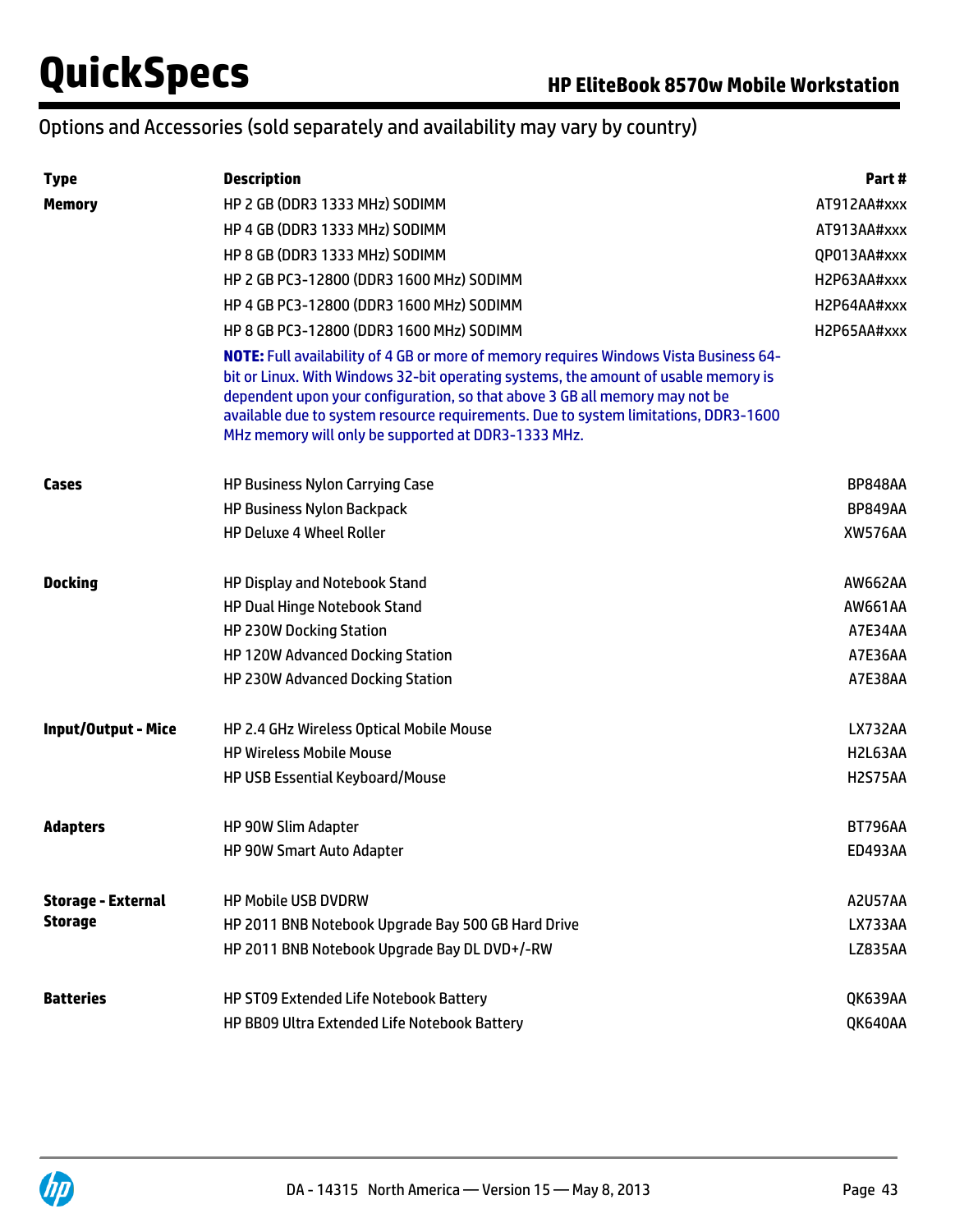## Options and Accessories (sold separately and availability may vary by country)

| Type | Description | Part # |
|---|---|---|
| **Memory** | HP 2 GB (DDR3 1333 MHz) SODIMM | AT912AA#xxx |
| | HP 4 GB (DDR3 1333 MHz) SODIMM | AT913AA#xxx |
| | HP 8 GB (DDR3 1333 MHz) SODIMM | QP013AA#xxx |
| | HP 2 GB PC3-12800 (DDR3 1600 MHz) SODIMM | H2P63AA#xxx |
| | HP 4 GB PC3-12800 (DDR3 1600 MHz) SODIMM | H2P64AA#xxx |
| | HP 8 GB PC3-12800 (DDR3 1600 MHz) SODIMM | H2P65AA#xxx |
| | **NOTE:** Full availability of 4 GB or more of memory requires Windows Vista Business 64-bit or Linux. With Windows 32-bit operating systems, the amount of usable memory is dependent upon your configuration, so that above 3 GB all memory may not be available due to system resource requirements. Due to system limitations, DDR3-1600 MHz memory will only be supported at DDR3-1333 MHz. | |
| **Cases** | HP Business Nylon Carrying Case | BP848AA |
| | HP Business Nylon Backpack | BP849AA |
| | HP Deluxe 4 Wheel Roller | XW576AA |
| **Docking** | HP Display and Notebook Stand | AW662AA |
| | HP Dual Hinge Notebook Stand | AW661AA |
| | HP 230W Docking Station | A7E34AA |
| | HP 120W Advanced Docking Station | A7E36AA |
| | HP 230W Advanced Docking Station | A7E38AA |
| **Input/Output - Mice** | HP 2.4 GHz Wireless Optical Mobile Mouse | LX732AA |
| | HP Wireless Mobile Mouse | H2L63AA |
| | HP USB Essential Keyboard/Mouse | H2S75AA |
| **Adapters** | HP 90W Slim Adapter | BT796AA |
| | HP 90W Smart Auto Adapter | ED493AA |
| **Storage - External Storage** | HP Mobile USB DVDRW | A2U57AA |
| | HP 2011 BNB Notebook Upgrade Bay 500 GB Hard Drive | LX733AA |
| | HP 2011 BNB Notebook Upgrade Bay DL DVD+/-RW | LZ835AA |
| **Batteries** | HP ST09 Extended Life Notebook Battery | QK639AA |
| | HP BB09 Ultra Extended Life Notebook Battery | QK640AA |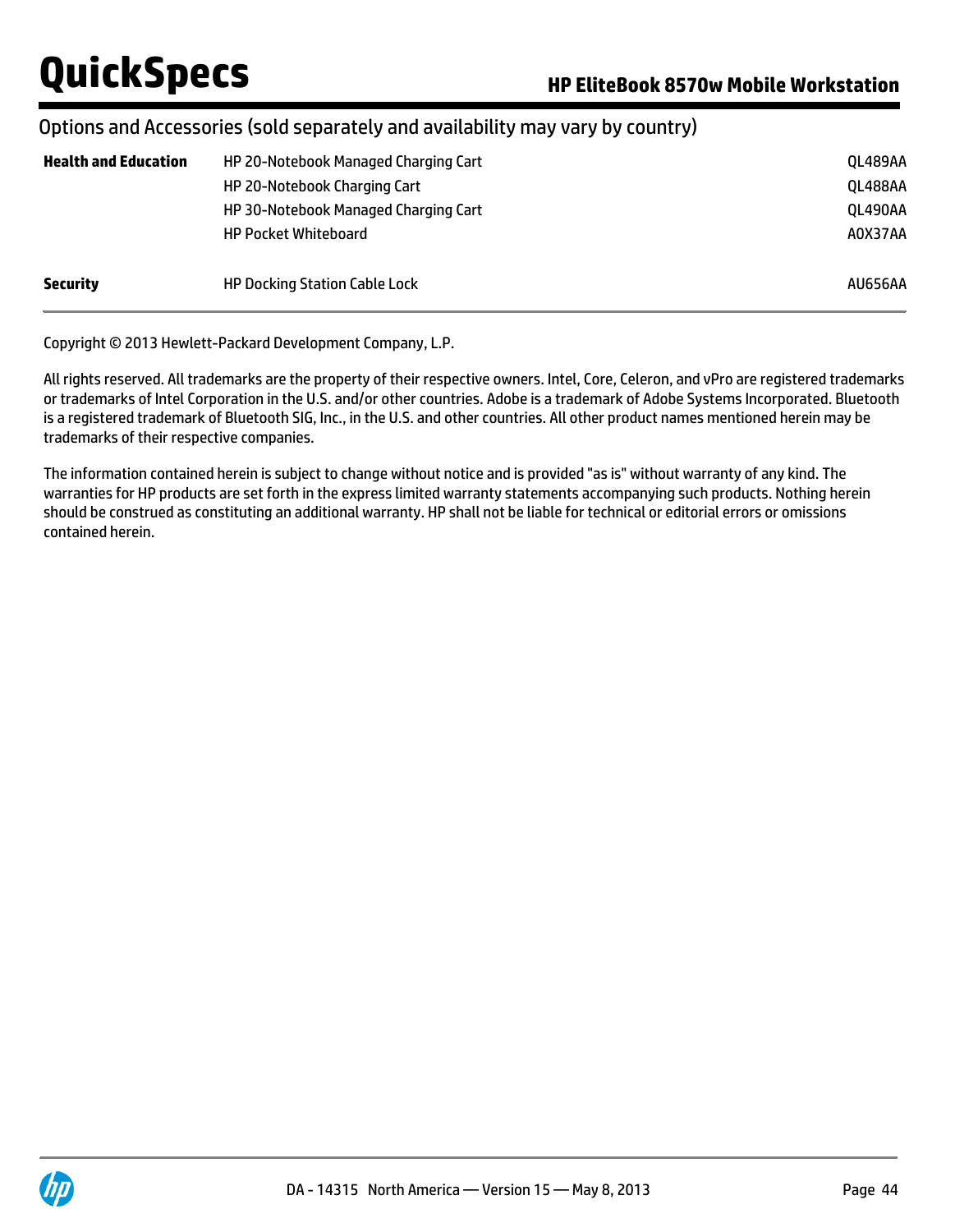## Options and Accessories (sold separately and availability may vary by country)

| | | |
|---|---|---|
| **Health and Education** | HP 20-Notebook Managed Charging Cart | QL489AA |
| | HP 20-Notebook Charging Cart | QL488AA |
| | HP 30-Notebook Managed Charging Cart | QL490AA |
| | HP Pocket Whiteboard | A0X37AA |
| **Security** | HP Docking Station Cable Lock | AU656AA |

Copyright © 2013 Hewlett-Packard Development Company, L.P.

All rights reserved. All trademarks are the property of their respective owners. Intel, Core, Celeron, and vPro are registered trademarks or trademarks of Intel Corporation in the U.S. and/or other countries. Adobe is a trademark of Adobe Systems Incorporated. Bluetooth is a registered trademark of Bluetooth SIG, Inc., in the U.S. and other countries. All other product names mentioned herein may be trademarks of their respective companies.

The information contained herein is subject to change without notice and is provided "as is" without warranty of any kind. The warranties for HP products are set forth in the express limited warranty statements accompanying such products. Nothing herein should be construed as constituting an additional warranty. HP shall not be liable for technical or editorial errors or omissions contained herein.